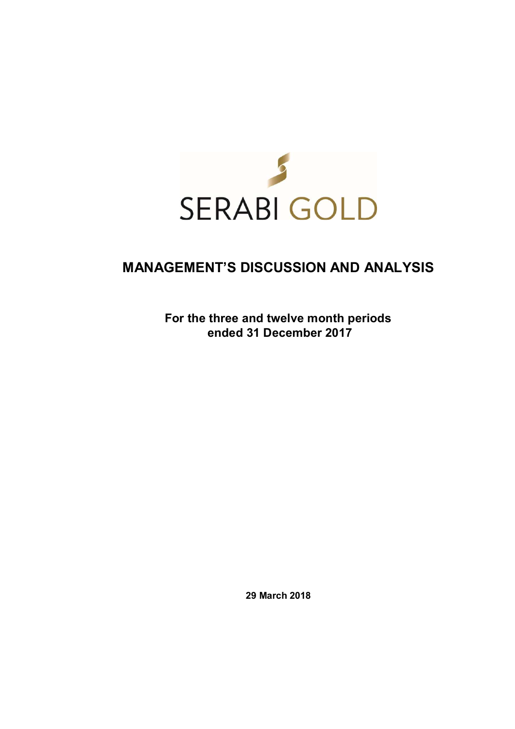SERABI GOLD

# MANAGEMENT'S DISCUSSION AND ANALYSIS

**For the three and twelve month periods ended 31 December 2017**

**29 March 2018**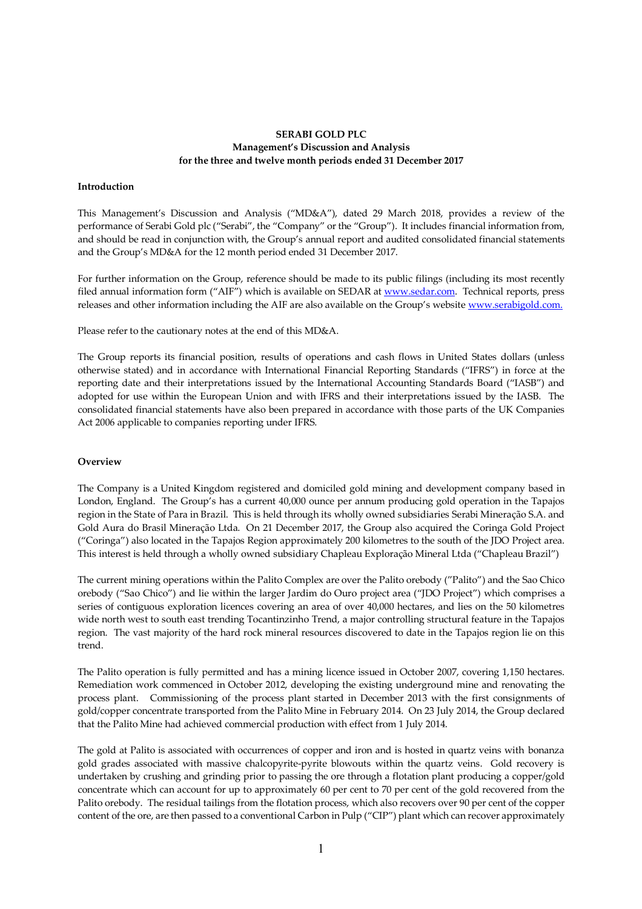**SERABI GOLD PLC**
**Management's Discussion and Analysis**
**for the three and twelve month periods ended 31 December 2017**

**Introduction**

This Management's Discussion and Analysis ("MD&A"), dated 29 March 2018, provides a review of the performance of Serabi Gold plc ("Serabi", the "Company" or the "Group"). It includes financial information from, and should be read in conjunction with, the Group's annual report and audited consolidated financial statements and the Group's MD&A for the 12 month period ended 31 December 2017.

For further information on the Group, reference should be made to its public filings (including its most recently filed annual information form ("AIF") which is available on SEDAR at www.sedar.com. Technical reports, press releases and other information including the AIF are also available on the Group's website www.serabigold.com.

Please refer to the cautionary notes at the end of this MD&A.

The Group reports its financial position, results of operations and cash flows in United States dollars (unless otherwise stated) and in accordance with International Financial Reporting Standards ("IFRS") in force at the reporting date and their interpretations issued by the International Accounting Standards Board ("IASB") and adopted for use within the European Union and with IFRS and their interpretations issued by the IASB. The consolidated financial statements have also been prepared in accordance with those parts of the UK Companies Act 2006 applicable to companies reporting under IFRS.

**Overview**

The Company is a United Kingdom registered and domiciled gold mining and development company based in London, England. The Group's has a current 40,000 ounce per annum producing gold operation in the Tapajos region in the State of Para in Brazil. This is held through its wholly owned subsidiaries Serabi Mineração S.A. and Gold Aura do Brasil Mineração Ltda. On 21 December 2017, the Group also acquired the Coringa Gold Project ("Coringa") also located in the Tapajos Region approximately 200 kilometres to the south of the JDO Project area. This interest is held through a wholly owned subsidiary Chapleau Exploração Mineral Ltda ("Chapleau Brazil")

The current mining operations within the Palito Complex are over the Palito orebody ("Palito") and the Sao Chico orebody ("Sao Chico") and lie within the larger Jardim do Ouro project area ("JDO Project") which comprises a series of contiguous exploration licences covering an area of over 40,000 hectares, and lies on the 50 kilometres wide north west to south east trending Tocantinzinho Trend, a major controlling structural feature in the Tapajos region. The vast majority of the hard rock mineral resources discovered to date in the Tapajos region lie on this trend.

The Palito operation is fully permitted and has a mining licence issued in October 2007, covering 1,150 hectares. Remediation work commenced in October 2012, developing the existing underground mine and renovating the process plant. Commissioning of the process plant started in December 2013 with the first consignments of gold/copper concentrate transported from the Palito Mine in February 2014. On 23 July 2014, the Group declared that the Palito Mine had achieved commercial production with effect from 1 July 2014.

The gold at Palito is associated with occurrences of copper and iron and is hosted in quartz veins with bonanza gold grades associated with massive chalcopyrite-pyrite blowouts within the quartz veins. Gold recovery is undertaken by crushing and grinding prior to passing the ore through a flotation plant producing a copper/gold concentrate which can account for up to approximately 60 per cent to 70 per cent of the gold recovered from the Palito orebody. The residual tailings from the flotation process, which also recovers over 90 per cent of the copper content of the ore, are then passed to a conventional Carbon in Pulp ("CIP") plant which can recover approximately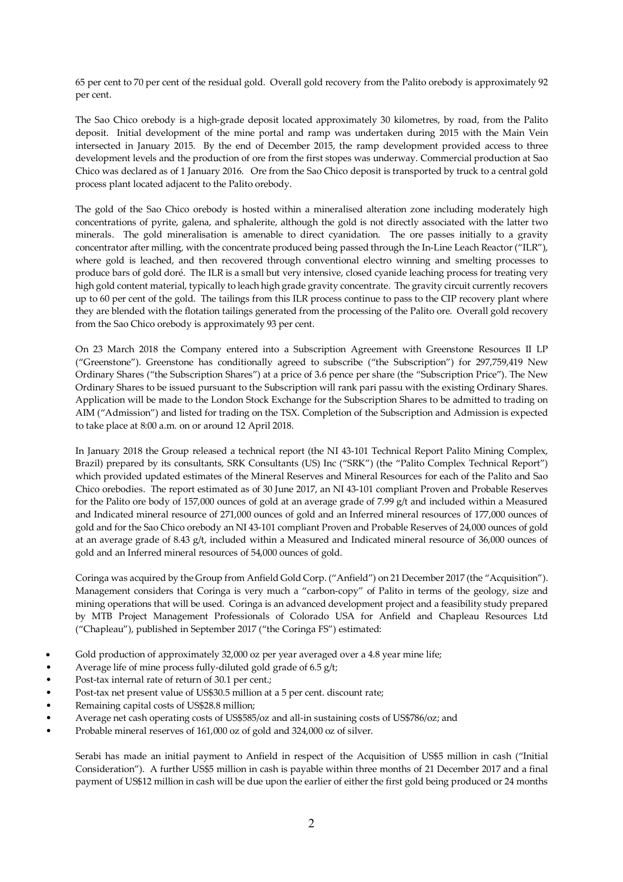65 per cent to 70 per cent of the residual gold. Overall gold recovery from the Palito orebody is approximately 92 per cent.

The Sao Chico orebody is a high-grade deposit located approximately 30 kilometres, by road, from the Palito deposit. Initial development of the mine portal and ramp was undertaken during 2015 with the Main Vein intersected in January 2015. By the end of December 2015, the ramp development provided access to three development levels and the production of ore from the first stopes was underway. Commercial production at Sao Chico was declared as of 1 January 2016. Ore from the Sao Chico deposit is transported by truck to a central gold process plant located adjacent to the Palito orebody.

The gold of the Sao Chico orebody is hosted within a mineralised alteration zone including moderately high concentrations of pyrite, galena, and sphalerite, although the gold is not directly associated with the latter two minerals. The gold mineralisation is amenable to direct cyanidation. The ore passes initially to a gravity concentrator after milling, with the concentrate produced being passed through the In-Line Leach Reactor ("ILR"), where gold is leached, and then recovered through conventional electro winning and smelting processes to produce bars of gold doré. The ILR is a small but very intensive, closed cyanide leaching process for treating very high gold content material, typically to leach high grade gravity concentrate. The gravity circuit currently recovers up to 60 per cent of the gold. The tailings from this ILR process continue to pass to the CIP recovery plant where they are blended with the flotation tailings generated from the processing of the Palito ore. Overall gold recovery from the Sao Chico orebody is approximately 93 per cent.

On 23 March 2018 the Company entered into a Subscription Agreement with Greenstone Resources II LP ("Greenstone"). Greenstone has conditionally agreed to subscribe ("the Subscription") for 297,759,419 New Ordinary Shares ("the Subscription Shares") at a price of 3.6 pence per share (the "Subscription Price"). The New Ordinary Shares to be issued pursuant to the Subscription will rank pari passu with the existing Ordinary Shares. Application will be made to the London Stock Exchange for the Subscription Shares to be admitted to trading on AIM ("Admission") and listed for trading on the TSX. Completion of the Subscription and Admission is expected to take place at 8:00 a.m. on or around 12 April 2018.

In January 2018 the Group released a technical report (the NI 43-101 Technical Report Palito Mining Complex, Brazil) prepared by its consultants, SRK Consultants (US) Inc ("SRK") (the "Palito Complex Technical Report") which provided updated estimates of the Mineral Reserves and Mineral Resources for each of the Palito and Sao Chico orebodies. The report estimated as of 30 June 2017, an NI 43-101 compliant Proven and Probable Reserves for the Palito ore body of 157,000 ounces of gold at an average grade of 7.99 g/t and included within a Measured and Indicated mineral resource of 271,000 ounces of gold and an Inferred mineral resources of 177,000 ounces of gold and for the Sao Chico orebody an NI 43-101 compliant Proven and Probable Reserves of 24,000 ounces of gold at an average grade of 8.43 g/t, included within a Measured and Indicated mineral resource of 36,000 ounces of gold and an Inferred mineral resources of 54,000 ounces of gold.

Coringa was acquired by the Group from Anfield Gold Corp. ("Anfield") on 21 December 2017 (the "Acquisition"). Management considers that Coringa is very much a "carbon-copy" of Palito in terms of the geology, size and mining operations that will be used. Coringa is an advanced development project and a feasibility study prepared by MTB Project Management Professionals of Colorado USA for Anfield and Chapleau Resources Ltd ("Chapleau"), published in September 2017 ("the Coringa FS") estimated:

- Gold production of approximately 32,000 oz per year averaged over a 4.8 year mine life;
- Average life of mine process fully-diluted gold grade of 6.5 g/t;
- Post-tax internal rate of return of 30.1 per cent.;
- Post-tax net present value of US$30.5 million at a 5 per cent. discount rate;
- Remaining capital costs of US$28.8 million;
- Average net cash operating costs of US$585/oz and all-in sustaining costs of US$786/oz; and
- Probable mineral reserves of 161,000 oz of gold and 324,000 oz of silver.

Serabi has made an initial payment to Anfield in respect of the Acquisition of US$5 million in cash ("Initial Consideration"). A further US$5 million in cash is payable within three months of 21 December 2017 and a final payment of US$12 million in cash will be due upon the earlier of either the first gold being produced or 24 months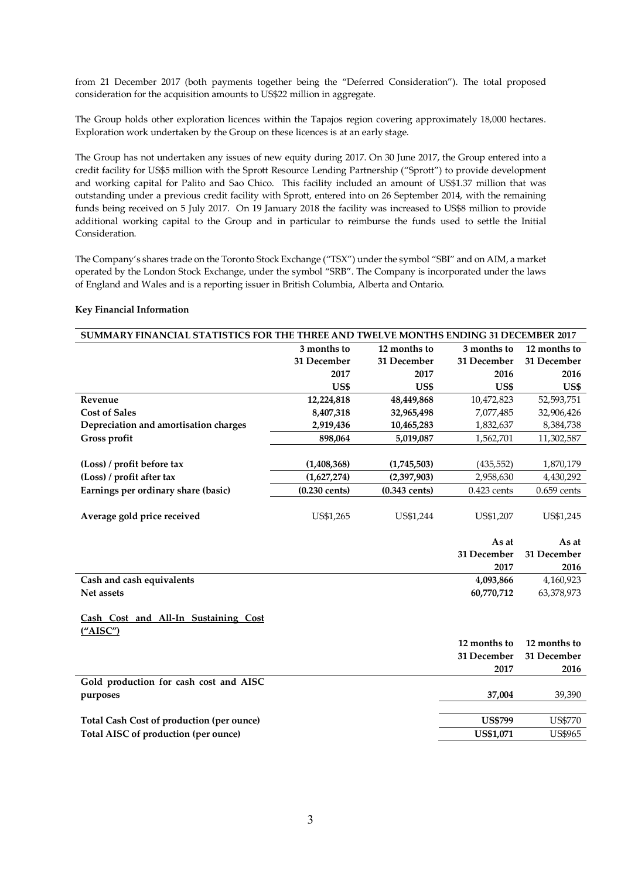from 21 December 2017 (both payments together being the "Deferred Consideration"). The total proposed consideration for the acquisition amounts to US$22 million in aggregate.

The Group holds other exploration licences within the Tapajos region covering approximately 18,000 hectares. Exploration work undertaken by the Group on these licences is at an early stage.

The Group has not undertaken any issues of new equity during 2017. On 30 June 2017, the Group entered into a credit facility for US$5 million with the Sprott Resource Lending Partnership ("Sprott") to provide development and working capital for Palito and Sao Chico. This facility included an amount of US$1.37 million that was outstanding under a previous credit facility with Sprott, entered into on 26 September 2014, with the remaining funds being received on 5 July 2017. On 19 January 2018 the facility was increased to US$8 million to provide additional working capital to the Group and in particular to reimburse the funds used to settle the Initial Consideration.

The Company's shares trade on the Toronto Stock Exchange ("TSX") under the symbol "SBI" and on AIM, a market operated by the London Stock Exchange, under the symbol "SRB". The Company is incorporated under the laws of England and Wales and is a reporting issuer in British Columbia, Alberta and Ontario.

**Key Financial Information**

**SUMMARY FINANCIAL STATISTICS FOR THE THREE AND TWELVE MONTHS ENDING 31 DECEMBER 2017**

| | 3 months to 31 December 2017 US$ | 12 months to 31 December 2017 US$ | 3 months to 31 December 2016 US$ | 12 months to 31 December 2016 US$ |
|---|---|---|---|---|
| **Revenue** | **12,224,818** | **48,449,868** | 10,472,823 | 52,593,751 |
| **Cost of Sales** | **8,407,318** | **32,965,498** | 7,077,485 | 32,906,426 |
| **Depreciation and amortisation charges** | **2,919,436** | **10,465,283** | 1,832,637 | 8,384,738 |
| **Gross profit** | **898,064** | **5,019,087** | 1,562,701 | 11,302,587 |
| **(Loss) / profit before tax** | **(1,408,368)** | **(1,745,503)** | (435,552) | 1,870,179 |
| **(Loss) / profit after tax** | **(1,627,274)** | **(2,397,903)** | 2,958,630 | 4,430,292 |
| **Earnings per ordinary share (basic)** | **(0.230 cents)** | **(0.343 cents)** | 0.423 cents | 0.659 cents |
| **Average gold price received** | US$1,265 | US$1,244 | US$1,207 | US$1,245 |

| | As at 31 December 2017 | As at 31 December 2016 |
|---|---|---|
| **Cash and cash equivalents** | **4,093,866** | 4,160,923 |
| **Net assets** | **60,770,712** | 63,378,973 |

**<u>Cash Cost and All-In Sustaining Cost ("AISC")</u>**

| | 12 months to 31 December 2017 | 12 months to 31 December 2016 |
|---|---|---|
| **Gold production for cash cost and AISC purposes** | **37,004** | 39,390 |
| **Total Cash Cost of production (per ounce)** | **US$799** | US$770 |
| **Total AISC of production (per ounce)** | **US$1,071** | US$965 |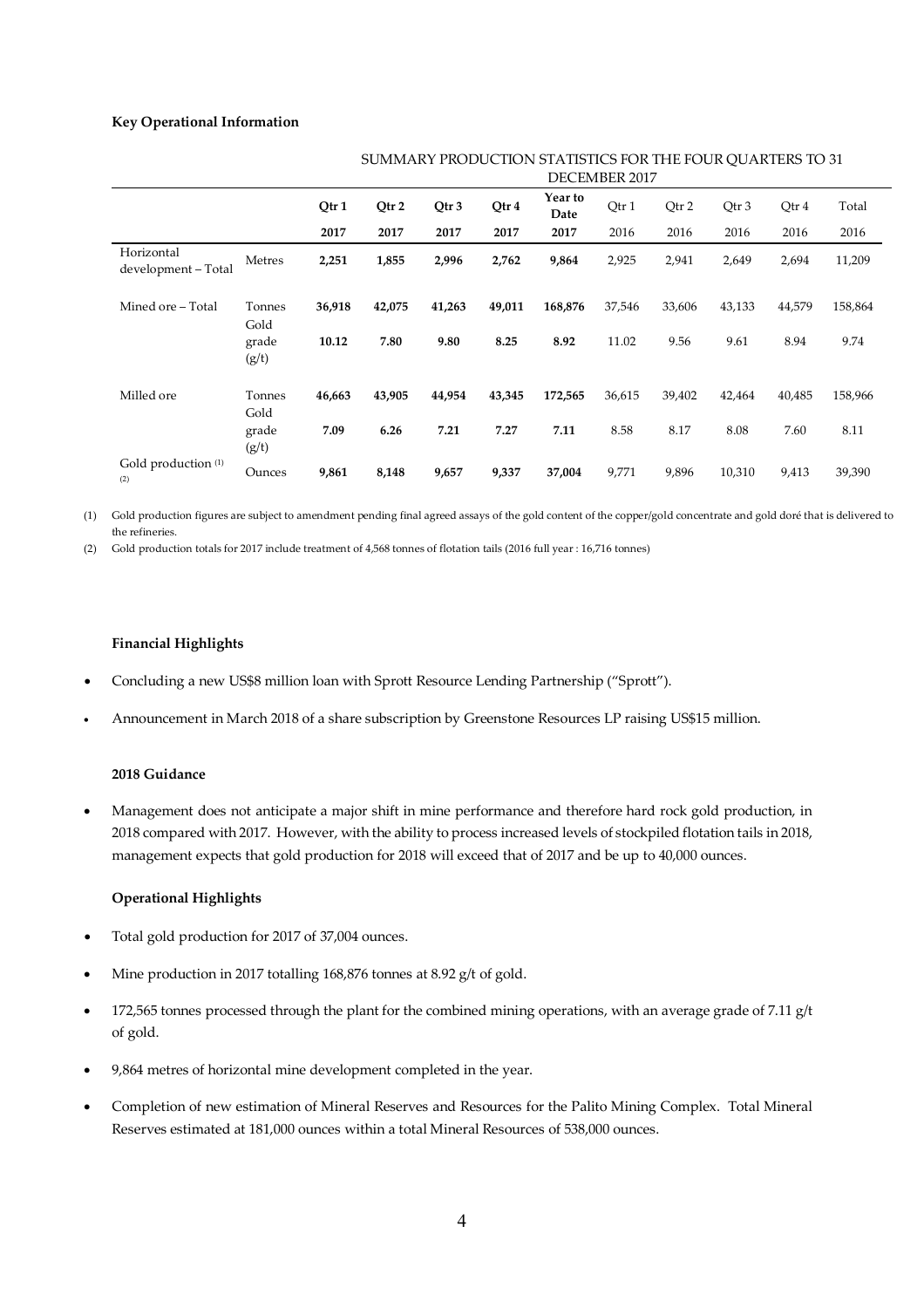**Key Operational Information**

| | | SUMMARY PRODUCTION STATISTICS FOR THE FOUR QUARTERS TO 31 DECEMBER 2017 | | | | | | | | | |
|---|---|---|---|---|---|---|---|---|---|---|---|
| | | **Qtr 1 2017** | **Qtr 2 2017** | **Qtr 3 2017** | **Qtr 4 2017** | **Year to Date 2017** | Qtr 1 2016 | Qtr 2 2016 | Qtr 3 2016 | Qtr 4 2016 | Total 2016 |
| Horizontal development – Total | Metres | **2,251** | **1,855** | **2,996** | **2,762** | **9,864** | 2,925 | 2,941 | 2,649 | 2,694 | 11,209 |
| Mined ore – Total | Tonnes | **36,918** | **42,075** | **41,263** | **49,011** | **168,876** | 37,546 | 33,606 | 43,133 | 44,579 | 158,864 |
| | Gold grade (g/t) | **10.12** | **7.80** | **9.80** | **8.25** | **8.92** | 11.02 | 9.56 | 9.61 | 8.94 | 9.74 |
| Milled ore | Tonnes | **46,663** | **43,905** | **44,954** | **43,345** | **172,565** | 36,615 | 39,402 | 42,464 | 40,485 | 158,966 |
| | Gold grade (g/t) | **7.09** | **6.26** | **7.21** | **7.27** | **7.11** | 8.58 | 8.17 | 8.08 | 7.60 | 8.11 |
| Gold production (1) (2) | Ounces | **9,861** | **8,148** | **9,657** | **9,337** | **37,004** | 9,771 | 9,896 | 10,310 | 9,413 | 39,390 |

(1) Gold production figures are subject to amendment pending final agreed assays of the gold content of the copper/gold concentrate and gold doré that is delivered to the refineries.

(2) Gold production totals for 2017 include treatment of 4,568 tonnes of flotation tails (2016 full year : 16,716 tonnes)

**Financial Highlights**

- Concluding a new US$8 million loan with Sprott Resource Lending Partnership ("Sprott").
- Announcement in March 2018 of a share subscription by Greenstone Resources LP raising US$15 million.

**2018 Guidance**

- Management does not anticipate a major shift in mine performance and therefore hard rock gold production, in 2018 compared with 2017. However, with the ability to process increased levels of stockpiled flotation tails in 2018, management expects that gold production for 2018 will exceed that of 2017 and be up to 40,000 ounces.

**Operational Highlights**

- Total gold production for 2017 of 37,004 ounces.
- Mine production in 2017 totalling 168,876 tonnes at 8.92 g/t of gold.
- 172,565 tonnes processed through the plant for the combined mining operations, with an average grade of 7.11 g/t of gold.
- 9,864 metres of horizontal mine development completed in the year.
- Completion of new estimation of Mineral Reserves and Resources for the Palito Mining Complex. Total Mineral Reserves estimated at 181,000 ounces within a total Mineral Resources of 538,000 ounces.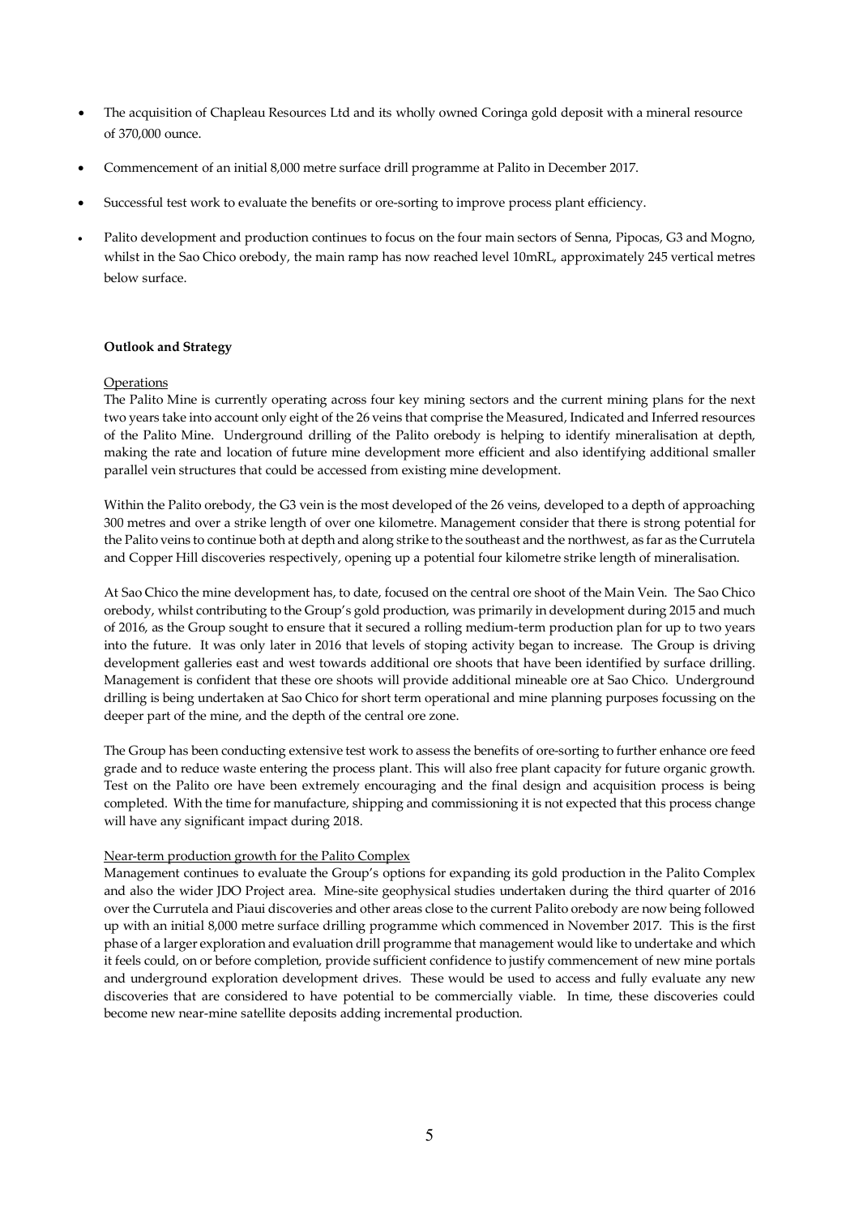- The acquisition of Chapleau Resources Ltd and its wholly owned Coringa gold deposit with a mineral resource of 370,000 ounce.
- Commencement of an initial 8,000 metre surface drill programme at Palito in December 2017.
- Successful test work to evaluate the benefits or ore-sorting to improve process plant efficiency.
- Palito development and production continues to focus on the four main sectors of Senna, Pipocas, G3 and Mogno, whilst in the Sao Chico orebody, the main ramp has now reached level 10mRL, approximately 245 vertical metres below surface.

**Outlook and Strategy**

Operations

The Palito Mine is currently operating across four key mining sectors and the current mining plans for the next two years take into account only eight of the 26 veins that comprise the Measured, Indicated and Inferred resources of the Palito Mine. Underground drilling of the Palito orebody is helping to identify mineralisation at depth, making the rate and location of future mine development more efficient and also identifying additional smaller parallel vein structures that could be accessed from existing mine development.

Within the Palito orebody, the G3 vein is the most developed of the 26 veins, developed to a depth of approaching 300 metres and over a strike length of over one kilometre. Management consider that there is strong potential for the Palito veins to continue both at depth and along strike to the southeast and the northwest, as far as the Currutela and Copper Hill discoveries respectively, opening up a potential four kilometre strike length of mineralisation.

At Sao Chico the mine development has, to date, focused on the central ore shoot of the Main Vein. The Sao Chico orebody, whilst contributing to the Group's gold production, was primarily in development during 2015 and much of 2016, as the Group sought to ensure that it secured a rolling medium-term production plan for up to two years into the future. It was only later in 2016 that levels of stoping activity began to increase. The Group is driving development galleries east and west towards additional ore shoots that have been identified by surface drilling. Management is confident that these ore shoots will provide additional mineable ore at Sao Chico. Underground drilling is being undertaken at Sao Chico for short term operational and mine planning purposes focussing on the deeper part of the mine, and the depth of the central ore zone.

The Group has been conducting extensive test work to assess the benefits of ore-sorting to further enhance ore feed grade and to reduce waste entering the process plant. This will also free plant capacity for future organic growth. Test on the Palito ore have been extremely encouraging and the final design and acquisition process is being completed. With the time for manufacture, shipping and commissioning it is not expected that this process change will have any significant impact during 2018.

Near-term production growth for the Palito Complex

Management continues to evaluate the Group's options for expanding its gold production in the Palito Complex and also the wider JDO Project area. Mine-site geophysical studies undertaken during the third quarter of 2016 over the Currutela and Piaui discoveries and other areas close to the current Palito orebody are now being followed up with an initial 8,000 metre surface drilling programme which commenced in November 2017. This is the first phase of a larger exploration and evaluation drill programme that management would like to undertake and which it feels could, on or before completion, provide sufficient confidence to justify commencement of new mine portals and underground exploration development drives. These would be used to access and fully evaluate any new discoveries that are considered to have potential to be commercially viable. In time, these discoveries could become new near-mine satellite deposits adding incremental production.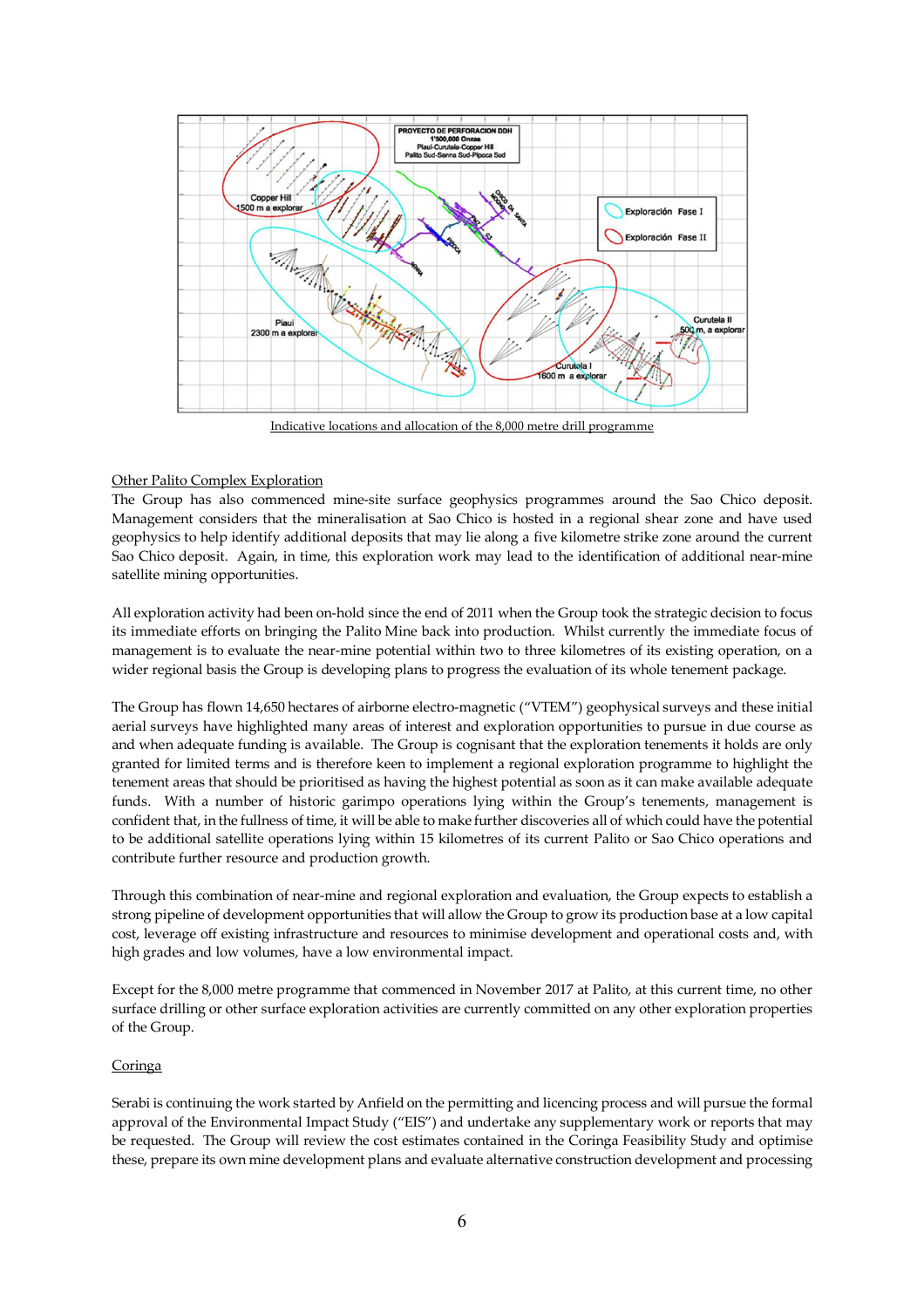Indicative locations and allocation of the 8,000 metre drill programme

Other Palito Complex Exploration

The Group has also commenced mine-site surface geophysics programmes around the Sao Chico deposit. Management considers that the mineralisation at Sao Chico is hosted in a regional shear zone and have used geophysics to help identify additional deposits that may lie along a five kilometre strike zone around the current Sao Chico deposit. Again, in time, this exploration work may lead to the identification of additional near-mine satellite mining opportunities.

All exploration activity had been on-hold since the end of 2011 when the Group took the strategic decision to focus its immediate efforts on bringing the Palito Mine back into production. Whilst currently the immediate focus of management is to evaluate the near-mine potential within two to three kilometres of its existing operation, on a wider regional basis the Group is developing plans to progress the evaluation of its whole tenement package.

The Group has flown 14,650 hectares of airborne electro-magnetic ("VTEM") geophysical surveys and these initial aerial surveys have highlighted many areas of interest and exploration opportunities to pursue in due course as and when adequate funding is available. The Group is cognisant that the exploration tenements it holds are only granted for limited terms and is therefore keen to implement a regional exploration programme to highlight the tenement areas that should be prioritised as having the highest potential as soon as it can make available adequate funds. With a number of historic garimpo operations lying within the Group's tenements, management is confident that, in the fullness of time, it will be able to make further discoveries all of which could have the potential to be additional satellite operations lying within 15 kilometres of its current Palito or Sao Chico operations and contribute further resource and production growth.

Through this combination of near-mine and regional exploration and evaluation, the Group expects to establish a strong pipeline of development opportunities that will allow the Group to grow its production base at a low capital cost, leverage off existing infrastructure and resources to minimise development and operational costs and, with high grades and low volumes, have a low environmental impact.

Except for the 8,000 metre programme that commenced in November 2017 at Palito, at this current time, no other surface drilling or other surface exploration activities are currently committed on any other exploration properties of the Group.

Coringa

Serabi is continuing the work started by Anfield on the permitting and licencing process and will pursue the formal approval of the Environmental Impact Study ("EIS") and undertake any supplementary work or reports that may be requested. The Group will review the cost estimates contained in the Coringa Feasibility Study and optimise these, prepare its own mine development plans and evaluate alternative construction development and processing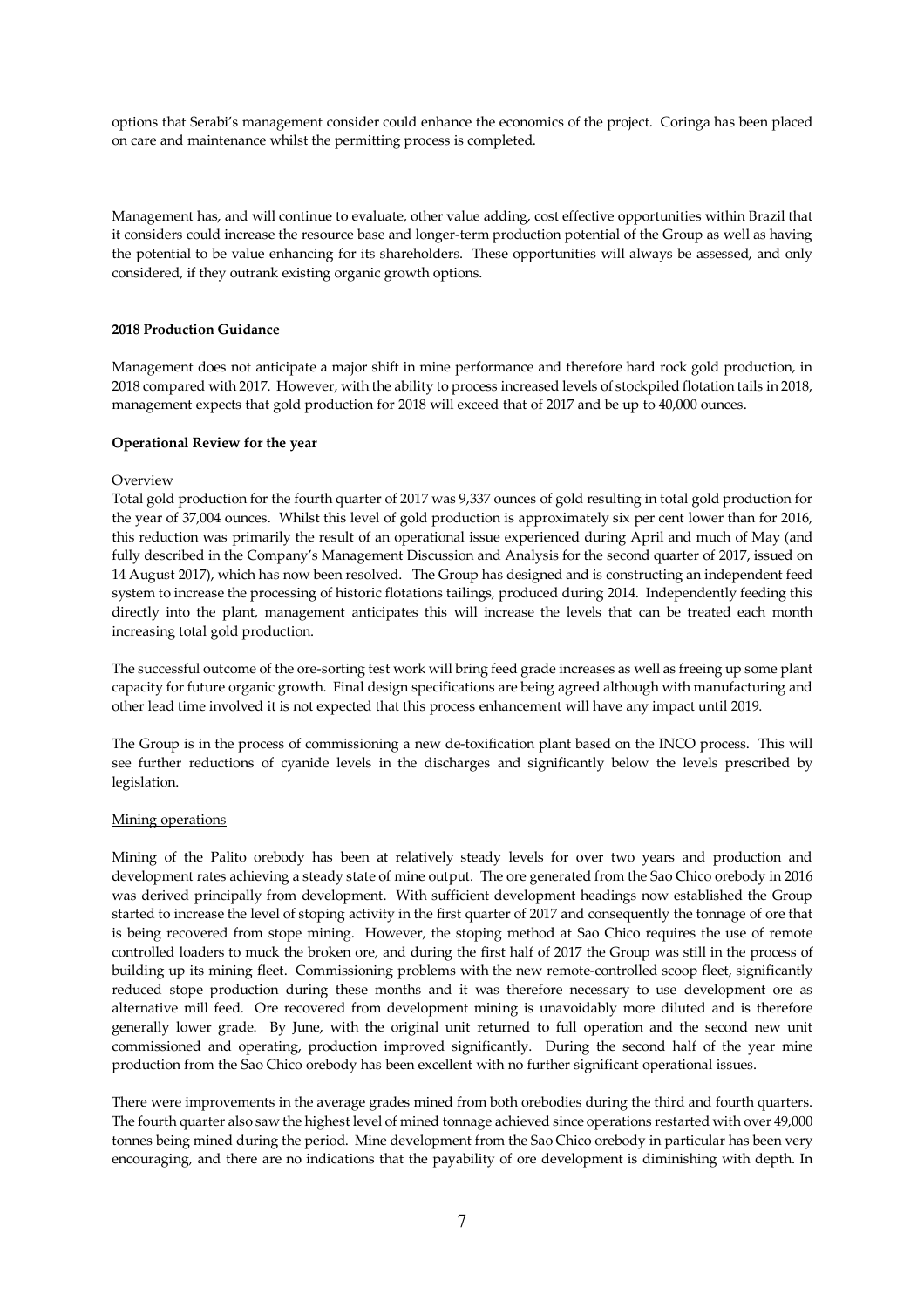options that Serabi's management consider could enhance the economics of the project. Coringa has been placed on care and maintenance whilst the permitting process is completed.

Management has, and will continue to evaluate, other value adding, cost effective opportunities within Brazil that it considers could increase the resource base and longer-term production potential of the Group as well as having the potential to be value enhancing for its shareholders. These opportunities will always be assessed, and only considered, if they outrank existing organic growth options.

**2018 Production Guidance**

Management does not anticipate a major shift in mine performance and therefore hard rock gold production, in 2018 compared with 2017. However, with the ability to process increased levels of stockpiled flotation tails in 2018, management expects that gold production for 2018 will exceed that of 2017 and be up to 40,000 ounces.

**Operational Review for the year**

Overview

Total gold production for the fourth quarter of 2017 was 9,337 ounces of gold resulting in total gold production for the year of 37,004 ounces. Whilst this level of gold production is approximately six per cent lower than for 2016, this reduction was primarily the result of an operational issue experienced during April and much of May (and fully described in the Company's Management Discussion and Analysis for the second quarter of 2017, issued on 14 August 2017), which has now been resolved. The Group has designed and is constructing an independent feed system to increase the processing of historic flotations tailings, produced during 2014. Independently feeding this directly into the plant, management anticipates this will increase the levels that can be treated each month increasing total gold production.

The successful outcome of the ore-sorting test work will bring feed grade increases as well as freeing up some plant capacity for future organic growth. Final design specifications are being agreed although with manufacturing and other lead time involved it is not expected that this process enhancement will have any impact until 2019.

The Group is in the process of commissioning a new de-toxification plant based on the INCO process. This will see further reductions of cyanide levels in the discharges and significantly below the levels prescribed by legislation.

Mining operations

Mining of the Palito orebody has been at relatively steady levels for over two years and production and development rates achieving a steady state of mine output. The ore generated from the Sao Chico orebody in 2016 was derived principally from development. With sufficient development headings now established the Group started to increase the level of stoping activity in the first quarter of 2017 and consequently the tonnage of ore that is being recovered from stope mining. However, the stoping method at Sao Chico requires the use of remote controlled loaders to muck the broken ore, and during the first half of 2017 the Group was still in the process of building up its mining fleet. Commissioning problems with the new remote-controlled scoop fleet, significantly reduced stope production during these months and it was therefore necessary to use development ore as alternative mill feed. Ore recovered from development mining is unavoidably more diluted and is therefore generally lower grade. By June, with the original unit returned to full operation and the second new unit commissioned and operating, production improved significantly. During the second half of the year mine production from the Sao Chico orebody has been excellent with no further significant operational issues.

There were improvements in the average grades mined from both orebodies during the third and fourth quarters. The fourth quarter also saw the highest level of mined tonnage achieved since operations restarted with over 49,000 tonnes being mined during the period. Mine development from the Sao Chico orebody in particular has been very encouraging, and there are no indications that the payability of ore development is diminishing with depth. In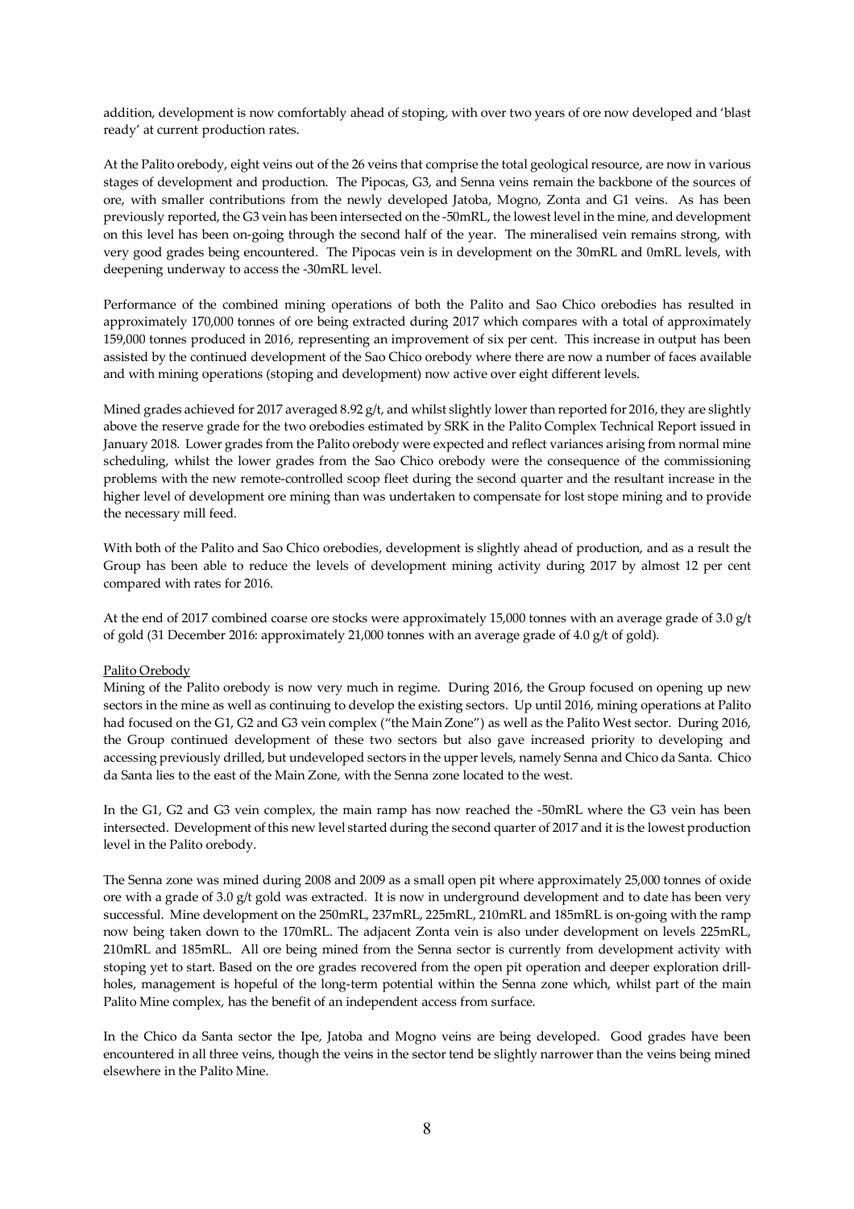addition, development is now comfortably ahead of stoping, with over two years of ore now developed and 'blast ready' at current production rates.

At the Palito orebody, eight veins out of the 26 veins that comprise the total geological resource, are now in various stages of development and production. The Pipocas, G3, and Senna veins remain the backbone of the sources of ore, with smaller contributions from the newly developed Jatoba, Mogno, Zonta and G1 veins. As has been previously reported, the G3 vein has been intersected on the -50mRL, the lowest level in the mine, and development on this level has been on-going through the second half of the year. The mineralised vein remains strong, with very good grades being encountered. The Pipocas vein is in development on the 30mRL and 0mRL levels, with deepening underway to access the -30mRL level.

Performance of the combined mining operations of both the Palito and Sao Chico orebodies has resulted in approximately 170,000 tonnes of ore being extracted during 2017 which compares with a total of approximately 159,000 tonnes produced in 2016, representing an improvement of six per cent. This increase in output has been assisted by the continued development of the Sao Chico orebody where there are now a number of faces available and with mining operations (stoping and development) now active over eight different levels.

Mined grades achieved for 2017 averaged 8.92 g/t, and whilst slightly lower than reported for 2016, they are slightly above the reserve grade for the two orebodies estimated by SRK in the Palito Complex Technical Report issued in January 2018. Lower grades from the Palito orebody were expected and reflect variances arising from normal mine scheduling, whilst the lower grades from the Sao Chico orebody were the consequence of the commissioning problems with the new remote-controlled scoop fleet during the second quarter and the resultant increase in the higher level of development ore mining than was undertaken to compensate for lost stope mining and to provide the necessary mill feed.

With both of the Palito and Sao Chico orebodies, development is slightly ahead of production, and as a result the Group has been able to reduce the levels of development mining activity during 2017 by almost 12 per cent compared with rates for 2016.

At the end of 2017 combined coarse ore stocks were approximately 15,000 tonnes with an average grade of 3.0 g/t of gold (31 December 2016: approximately 21,000 tonnes with an average grade of 4.0 g/t of gold).

Palito Orebody

Mining of the Palito orebody is now very much in regime. During 2016, the Group focused on opening up new sectors in the mine as well as continuing to develop the existing sectors. Up until 2016, mining operations at Palito had focused on the G1, G2 and G3 vein complex ("the Main Zone") as well as the Palito West sector. During 2016, the Group continued development of these two sectors but also gave increased priority to developing and accessing previously drilled, but undeveloped sectors in the upper levels, namely Senna and Chico da Santa. Chico da Santa lies to the east of the Main Zone, with the Senna zone located to the west.

In the G1, G2 and G3 vein complex, the main ramp has now reached the -50mRL where the G3 vein has been intersected. Development of this new level started during the second quarter of 2017 and it is the lowest production level in the Palito orebody.

The Senna zone was mined during 2008 and 2009 as a small open pit where approximately 25,000 tonnes of oxide ore with a grade of 3.0 g/t gold was extracted. It is now in underground development and to date has been very successful. Mine development on the 250mRL, 237mRL, 225mRL, 210mRL and 185mRL is on-going with the ramp now being taken down to the 170mRL. The adjacent Zonta vein is also under development on levels 225mRL, 210mRL and 185mRL. All ore being mined from the Senna sector is currently from development activity with stoping yet to start. Based on the ore grades recovered from the open pit operation and deeper exploration drill-holes, management is hopeful of the long-term potential within the Senna zone which, whilst part of the main Palito Mine complex, has the benefit of an independent access from surface.

In the Chico da Santa sector the Ipe, Jatoba and Mogno veins are being developed. Good grades have been encountered in all three veins, though the veins in the sector tend be slightly narrower than the veins being mined elsewhere in the Palito Mine.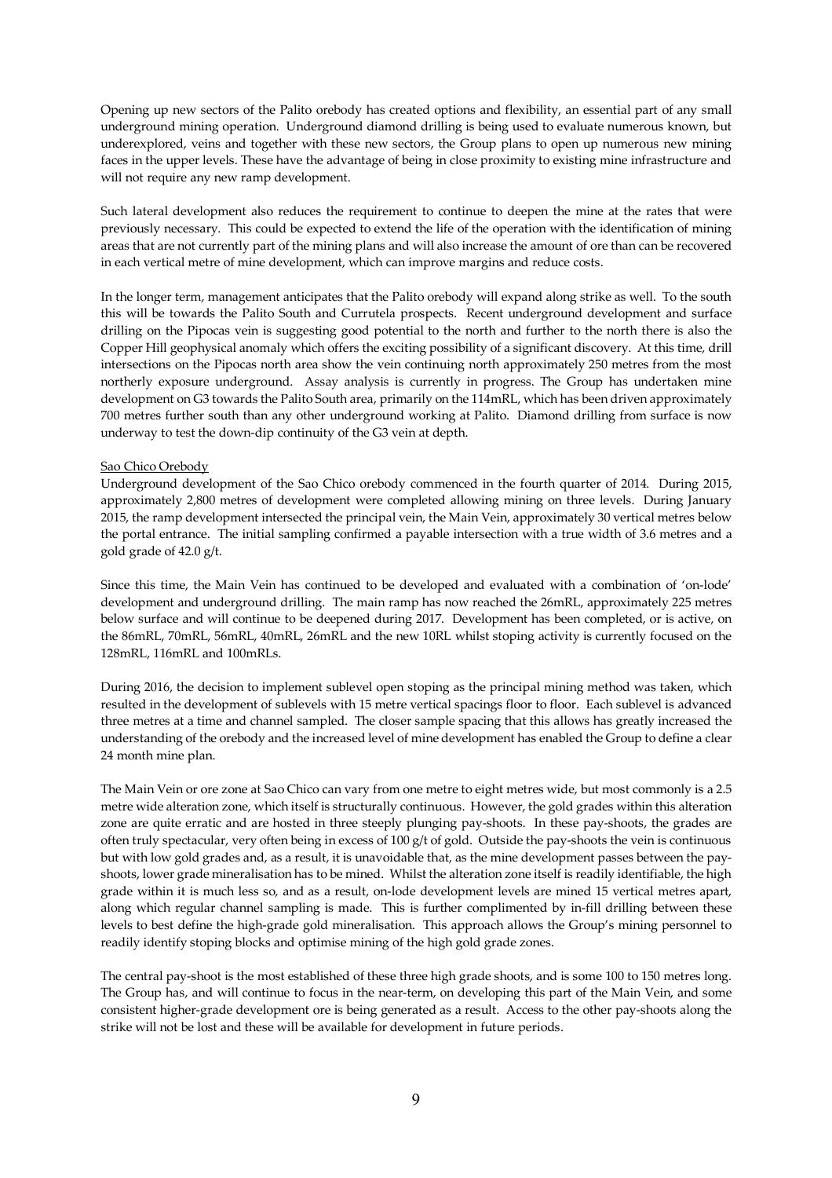Opening up new sectors of the Palito orebody has created options and flexibility, an essential part of any small underground mining operation. Underground diamond drilling is being used to evaluate numerous known, but underexplored, veins and together with these new sectors, the Group plans to open up numerous new mining faces in the upper levels. These have the advantage of being in close proximity to existing mine infrastructure and will not require any new ramp development.

Such lateral development also reduces the requirement to continue to deepen the mine at the rates that were previously necessary. This could be expected to extend the life of the operation with the identification of mining areas that are not currently part of the mining plans and will also increase the amount of ore than can be recovered in each vertical metre of mine development, which can improve margins and reduce costs.

In the longer term, management anticipates that the Palito orebody will expand along strike as well. To the south this will be towards the Palito South and Currutela prospects. Recent underground development and surface drilling on the Pipocas vein is suggesting good potential to the north and further to the north there is also the Copper Hill geophysical anomaly which offers the exciting possibility of a significant discovery. At this time, drill intersections on the Pipocas north area show the vein continuing north approximately 250 metres from the most northerly exposure underground. Assay analysis is currently in progress. The Group has undertaken mine development on G3 towards the Palito South area, primarily on the 114mRL, which has been driven approximately 700 metres further south than any other underground working at Palito. Diamond drilling from surface is now underway to test the down-dip continuity of the G3 vein at depth.

Sao Chico Orebody

Underground development of the Sao Chico orebody commenced in the fourth quarter of 2014. During 2015, approximately 2,800 metres of development were completed allowing mining on three levels. During January 2015, the ramp development intersected the principal vein, the Main Vein, approximately 30 vertical metres below the portal entrance. The initial sampling confirmed a payable intersection with a true width of 3.6 metres and a gold grade of 42.0 g/t.

Since this time, the Main Vein has continued to be developed and evaluated with a combination of 'on-lode' development and underground drilling. The main ramp has now reached the 26mRL, approximately 225 metres below surface and will continue to be deepened during 2017. Development has been completed, or is active, on the 86mRL, 70mRL, 56mRL, 40mRL, 26mRL and the new 10RL whilst stoping activity is currently focused on the 128mRL, 116mRL and 100mRLs.

During 2016, the decision to implement sublevel open stoping as the principal mining method was taken, which resulted in the development of sublevels with 15 metre vertical spacings floor to floor. Each sublevel is advanced three metres at a time and channel sampled. The closer sample spacing that this allows has greatly increased the understanding of the orebody and the increased level of mine development has enabled the Group to define a clear 24 month mine plan.

The Main Vein or ore zone at Sao Chico can vary from one metre to eight metres wide, but most commonly is a 2.5 metre wide alteration zone, which itself is structurally continuous. However, the gold grades within this alteration zone are quite erratic and are hosted in three steeply plunging pay-shoots. In these pay-shoots, the grades are often truly spectacular, very often being in excess of 100 g/t of gold. Outside the pay-shoots the vein is continuous but with low gold grades and, as a result, it is unavoidable that, as the mine development passes between the pay-shoots, lower grade mineralisation has to be mined. Whilst the alteration zone itself is readily identifiable, the high grade within it is much less so, and as a result, on-lode development levels are mined 15 vertical metres apart, along which regular channel sampling is made. This is further complimented by in-fill drilling between these levels to best define the high-grade gold mineralisation. This approach allows the Group's mining personnel to readily identify stoping blocks and optimise mining of the high gold grade zones.

The central pay-shoot is the most established of these three high grade shoots, and is some 100 to 150 metres long. The Group has, and will continue to focus in the near-term, on developing this part of the Main Vein, and some consistent higher-grade development ore is being generated as a result. Access to the other pay-shoots along the strike will not be lost and these will be available for development in future periods.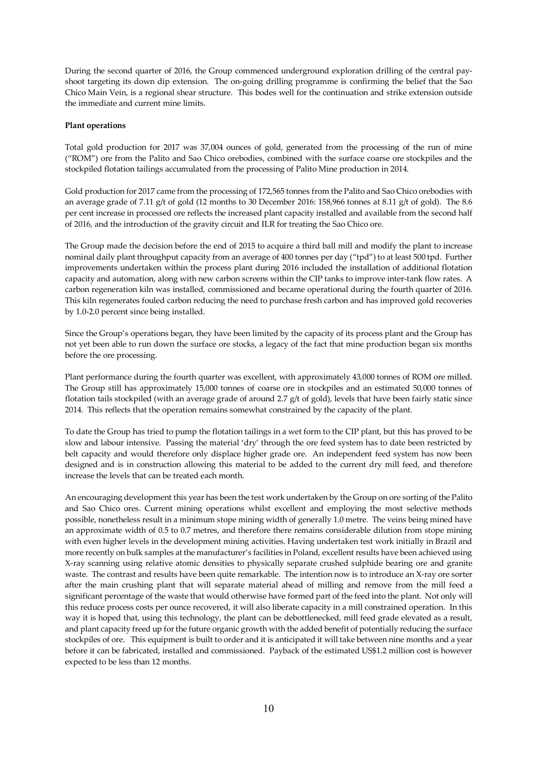During the second quarter of 2016, the Group commenced underground exploration drilling of the central pay-shoot targeting its down dip extension. The on-going drilling programme is confirming the belief that the Sao Chico Main Vein, is a regional shear structure. This bodes well for the continuation and strike extension outside the immediate and current mine limits.

**Plant operations**

Total gold production for 2017 was 37,004 ounces of gold, generated from the processing of the run of mine ("ROM") ore from the Palito and Sao Chico orebodies, combined with the surface coarse ore stockpiles and the stockpiled flotation tailings accumulated from the processing of Palito Mine production in 2014.

Gold production for 2017 came from the processing of 172,565 tonnes from the Palito and Sao Chico orebodies with an average grade of 7.11 g/t of gold (12 months to 30 December 2016: 158,966 tonnes at 8.11 g/t of gold). The 8.6 per cent increase in processed ore reflects the increased plant capacity installed and available from the second half of 2016, and the introduction of the gravity circuit and ILR for treating the Sao Chico ore.

The Group made the decision before the end of 2015 to acquire a third ball mill and modify the plant to increase nominal daily plant throughput capacity from an average of 400 tonnes per day ("tpd") to at least 500 tpd. Further improvements undertaken within the process plant during 2016 included the installation of additional flotation capacity and automation, along with new carbon screens within the CIP tanks to improve inter-tank flow rates. A carbon regeneration kiln was installed, commissioned and became operational during the fourth quarter of 2016. This kiln regenerates fouled carbon reducing the need to purchase fresh carbon and has improved gold recoveries by 1.0-2.0 percent since being installed.

Since the Group's operations began, they have been limited by the capacity of its process plant and the Group has not yet been able to run down the surface ore stocks, a legacy of the fact that mine production began six months before the ore processing.

Plant performance during the fourth quarter was excellent, with approximately 43,000 tonnes of ROM ore milled. The Group still has approximately 15,000 tonnes of coarse ore in stockpiles and an estimated 50,000 tonnes of flotation tails stockpiled (with an average grade of around 2.7 g/t of gold), levels that have been fairly static since 2014. This reflects that the operation remains somewhat constrained by the capacity of the plant.

To date the Group has tried to pump the flotation tailings in a wet form to the CIP plant, but this has proved to be slow and labour intensive. Passing the material 'dry' through the ore feed system has to date been restricted by belt capacity and would therefore only displace higher grade ore. An independent feed system has now been designed and is in construction allowing this material to be added to the current dry mill feed, and therefore increase the levels that can be treated each month.

An encouraging development this year has been the test work undertaken by the Group on ore sorting of the Palito and Sao Chico ores. Current mining operations whilst excellent and employing the most selective methods possible, nonetheless result in a minimum stope mining width of generally 1.0 metre. The veins being mined have an approximate width of 0.5 to 0.7 metres, and therefore there remains considerable dilution from stope mining with even higher levels in the development mining activities. Having undertaken test work initially in Brazil and more recently on bulk samples at the manufacturer's facilities in Poland, excellent results have been achieved using X-ray scanning using relative atomic densities to physically separate crushed sulphide bearing ore and granite waste. The contrast and results have been quite remarkable. The intention now is to introduce an X-ray ore sorter after the main crushing plant that will separate material ahead of milling and remove from the mill feed a significant percentage of the waste that would otherwise have formed part of the feed into the plant. Not only will this reduce process costs per ounce recovered, it will also liberate capacity in a mill constrained operation. In this way it is hoped that, using this technology, the plant can be debottlenecked, mill feed grade elevated as a result, and plant capacity freed up for the future organic growth with the added benefit of potentially reducing the surface stockpiles of ore. This equipment is built to order and it is anticipated it will take between nine months and a year before it can be fabricated, installed and commissioned. Payback of the estimated US$1.2 million cost is however expected to be less than 12 months.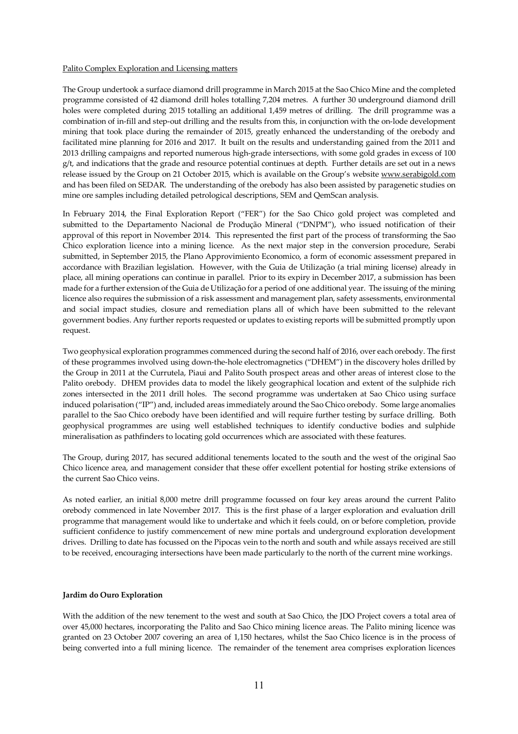Palito Complex Exploration and Licensing matters

The Group undertook a surface diamond drill programme in March 2015 at the Sao Chico Mine and the completed programme consisted of 42 diamond drill holes totalling 7,204 metres. A further 30 underground diamond drill holes were completed during 2015 totalling an additional 1,459 metres of drilling. The drill programme was a combination of in-fill and step-out drilling and the results from this, in conjunction with the on-lode development mining that took place during the remainder of 2015, greatly enhanced the understanding of the orebody and facilitated mine planning for 2016 and 2017. It built on the results and understanding gained from the 2011 and 2013 drilling campaigns and reported numerous high-grade intersections, with some gold grades in excess of 100 g/t, and indications that the grade and resource potential continues at depth. Further details are set out in a news release issued by the Group on 21 October 2015, which is available on the Group's website www.serabigold.com and has been filed on SEDAR. The understanding of the orebody has also been assisted by paragenetic studies on mine ore samples including detailed petrological descriptions, SEM and QemScan analysis.

In February 2014, the Final Exploration Report ("FER") for the Sao Chico gold project was completed and submitted to the Departamento Nacional de Produção Mineral ("DNPM"), who issued notification of their approval of this report in November 2014. This represented the first part of the process of transforming the Sao Chico exploration licence into a mining licence. As the next major step in the conversion procedure, Serabi submitted, in September 2015, the Plano Approvimiento Economico, a form of economic assessment prepared in accordance with Brazilian legislation. However, with the Guia de Utilização (a trial mining license) already in place, all mining operations can continue in parallel. Prior to its expiry in December 2017, a submission has been made for a further extension of the Guia de Utilização for a period of one additional year. The issuing of the mining licence also requires the submission of a risk assessment and management plan, safety assessments, environmental and social impact studies, closure and remediation plans all of which have been submitted to the relevant government bodies. Any further reports requested or updates to existing reports will be submitted promptly upon request.

Two geophysical exploration programmes commenced during the second half of 2016, over each orebody. The first of these programmes involved using down-the-hole electromagnetics ("DHEM") in the discovery holes drilled by the Group in 2011 at the Currutela, Piaui and Palito South prospect areas and other areas of interest close to the Palito orebody. DHEM provides data to model the likely geographical location and extent of the sulphide rich zones intersected in the 2011 drill holes. The second programme was undertaken at Sao Chico using surface induced polarisation ("IP") and, included areas immediately around the Sao Chico orebody. Some large anomalies parallel to the Sao Chico orebody have been identified and will require further testing by surface drilling. Both geophysical programmes are using well established techniques to identify conductive bodies and sulphide mineralisation as pathfinders to locating gold occurrences which are associated with these features.

The Group, during 2017, has secured additional tenements located to the south and the west of the original Sao Chico licence area, and management consider that these offer excellent potential for hosting strike extensions of the current Sao Chico veins.

As noted earlier, an initial 8,000 metre drill programme focussed on four key areas around the current Palito orebody commenced in late November 2017. This is the first phase of a larger exploration and evaluation drill programme that management would like to undertake and which it feels could, on or before completion, provide sufficient confidence to justify commencement of new mine portals and underground exploration development drives. Drilling to date has focussed on the Pipocas vein to the north and south and while assays received are still to be received, encouraging intersections have been made particularly to the north of the current mine workings.

**Jardim do Ouro Exploration**

With the addition of the new tenement to the west and south at Sao Chico, the JDO Project covers a total area of over 45,000 hectares, incorporating the Palito and Sao Chico mining licence areas. The Palito mining licence was granted on 23 October 2007 covering an area of 1,150 hectares, whilst the Sao Chico licence is in the process of being converted into a full mining licence. The remainder of the tenement area comprises exploration licences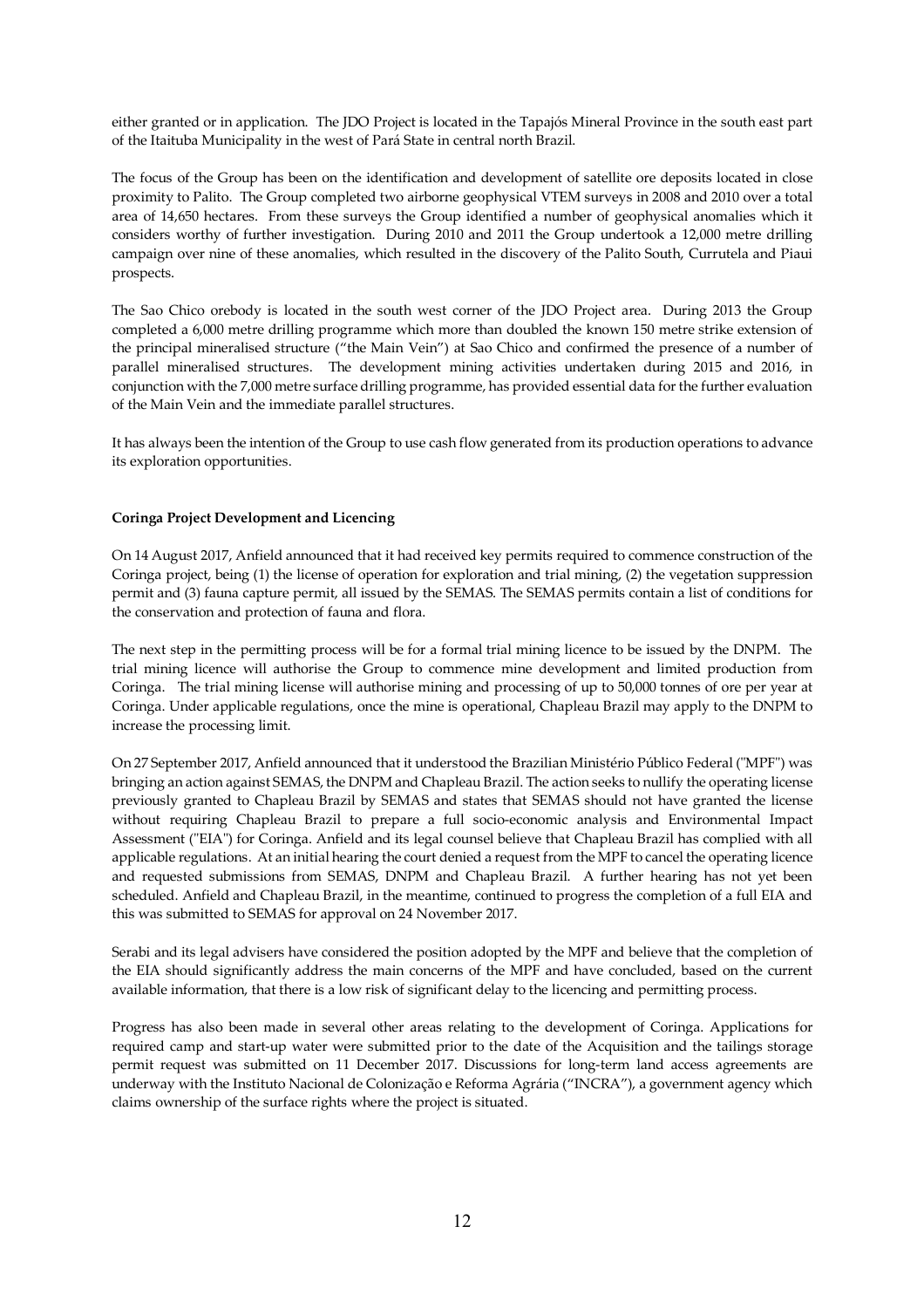either granted or in application. The JDO Project is located in the Tapajós Mineral Province in the south east part of the Itaituba Municipality in the west of Pará State in central north Brazil.

The focus of the Group has been on the identification and development of satellite ore deposits located in close proximity to Palito. The Group completed two airborne geophysical VTEM surveys in 2008 and 2010 over a total area of 14,650 hectares. From these surveys the Group identified a number of geophysical anomalies which it considers worthy of further investigation. During 2010 and 2011 the Group undertook a 12,000 metre drilling campaign over nine of these anomalies, which resulted in the discovery of the Palito South, Currutela and Piaui prospects.

The Sao Chico orebody is located in the south west corner of the JDO Project area. During 2013 the Group completed a 6,000 metre drilling programme which more than doubled the known 150 metre strike extension of the principal mineralised structure ("the Main Vein") at Sao Chico and confirmed the presence of a number of parallel mineralised structures. The development mining activities undertaken during 2015 and 2016, in conjunction with the 7,000 metre surface drilling programme, has provided essential data for the further evaluation of the Main Vein and the immediate parallel structures.

It has always been the intention of the Group to use cash flow generated from its production operations to advance its exploration opportunities.

**Coringa Project Development and Licencing**

On 14 August 2017, Anfield announced that it had received key permits required to commence construction of the Coringa project, being (1) the license of operation for exploration and trial mining, (2) the vegetation suppression permit and (3) fauna capture permit, all issued by the SEMAS. The SEMAS permits contain a list of conditions for the conservation and protection of fauna and flora.

The next step in the permitting process will be for a formal trial mining licence to be issued by the DNPM. The trial mining licence will authorise the Group to commence mine development and limited production from Coringa. The trial mining license will authorise mining and processing of up to 50,000 tonnes of ore per year at Coringa. Under applicable regulations, once the mine is operational, Chapleau Brazil may apply to the DNPM to increase the processing limit.

On 27 September 2017, Anfield announced that it understood the Brazilian Ministério Público Federal ("MPF") was bringing an action against SEMAS, the DNPM and Chapleau Brazil. The action seeks to nullify the operating license previously granted to Chapleau Brazil by SEMAS and states that SEMAS should not have granted the license without requiring Chapleau Brazil to prepare a full socio-economic analysis and Environmental Impact Assessment ("EIA") for Coringa. Anfield and its legal counsel believe that Chapleau Brazil has complied with all applicable regulations. At an initial hearing the court denied a request from the MPF to cancel the operating licence and requested submissions from SEMAS, DNPM and Chapleau Brazil. A further hearing has not yet been scheduled. Anfield and Chapleau Brazil, in the meantime, continued to progress the completion of a full EIA and this was submitted to SEMAS for approval on 24 November 2017.

Serabi and its legal advisers have considered the position adopted by the MPF and believe that the completion of the EIA should significantly address the main concerns of the MPF and have concluded, based on the current available information, that there is a low risk of significant delay to the licencing and permitting process.

Progress has also been made in several other areas relating to the development of Coringa. Applications for required camp and start-up water were submitted prior to the date of the Acquisition and the tailings storage permit request was submitted on 11 December 2017. Discussions for long-term land access agreements are underway with the Instituto Nacional de Colonização e Reforma Agrária ("INCRA"), a government agency which claims ownership of the surface rights where the project is situated.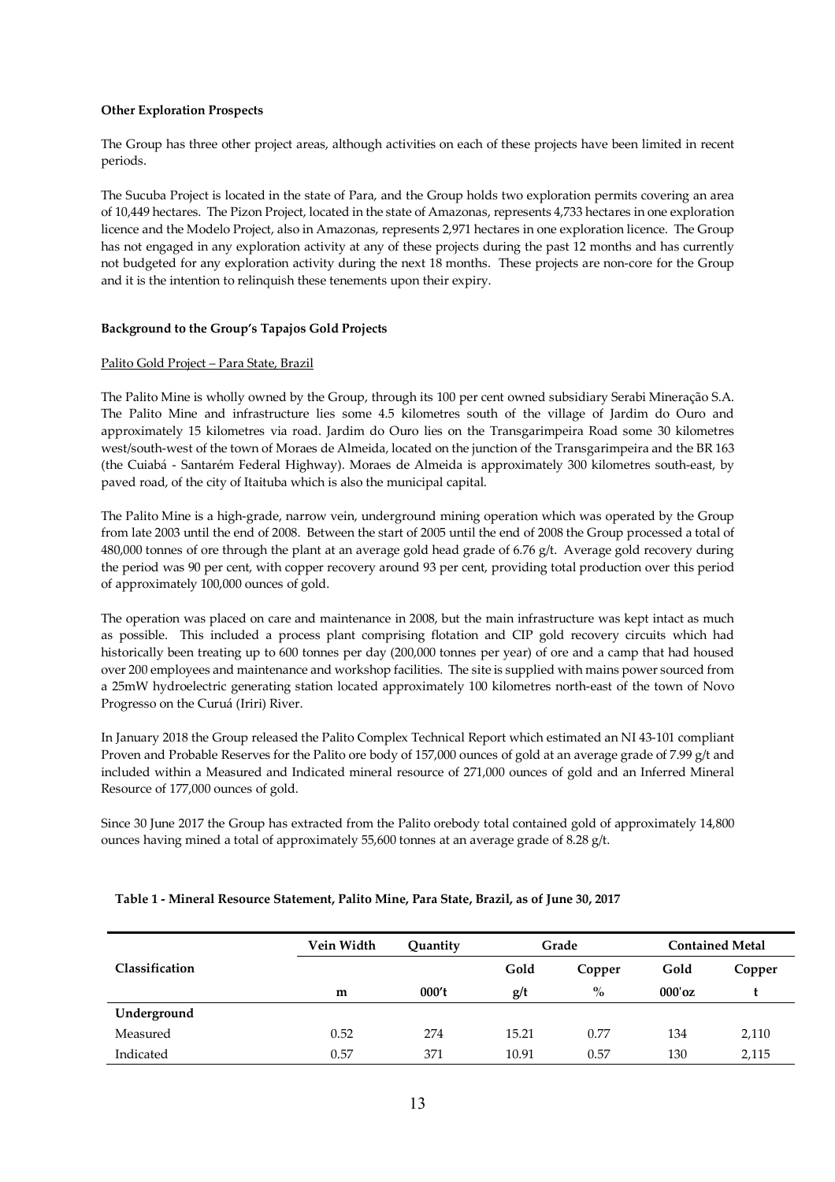**Other Exploration Prospects**

The Group has three other project areas, although activities on each of these projects have been limited in recent periods.

The Sucuba Project is located in the state of Para, and the Group holds two exploration permits covering an area of 10,449 hectares. The Pizon Project, located in the state of Amazonas, represents 4,733 hectares in one exploration licence and the Modelo Project, also in Amazonas, represents 2,971 hectares in one exploration licence. The Group has not engaged in any exploration activity at any of these projects during the past 12 months and has currently not budgeted for any exploration activity during the next 18 months. These projects are non-core for the Group and it is the intention to relinquish these tenements upon their expiry.

**Background to the Group's Tapajos Gold Projects**

Palito Gold Project – Para State, Brazil

The Palito Mine is wholly owned by the Group, through its 100 per cent owned subsidiary Serabi Mineração S.A. The Palito Mine and infrastructure lies some 4.5 kilometres south of the village of Jardim do Ouro and approximately 15 kilometres via road. Jardim do Ouro lies on the Transgarimpeira Road some 30 kilometres west/south-west of the town of Moraes de Almeida, located on the junction of the Transgarimpeira and the BR 163 (the Cuiabá - Santarém Federal Highway). Moraes de Almeida is approximately 300 kilometres south-east, by paved road, of the city of Itaituba which is also the municipal capital.

The Palito Mine is a high-grade, narrow vein, underground mining operation which was operated by the Group from late 2003 until the end of 2008. Between the start of 2005 until the end of 2008 the Group processed a total of 480,000 tonnes of ore through the plant at an average gold head grade of 6.76 g/t. Average gold recovery during the period was 90 per cent, with copper recovery around 93 per cent, providing total production over this period of approximately 100,000 ounces of gold.

The operation was placed on care and maintenance in 2008, but the main infrastructure was kept intact as much as possible. This included a process plant comprising flotation and CIP gold recovery circuits which had historically been treating up to 600 tonnes per day (200,000 tonnes per year) of ore and a camp that had housed over 200 employees and maintenance and workshop facilities. The site is supplied with mains power sourced from a 25mW hydroelectric generating station located approximately 100 kilometres north-east of the town of Novo Progresso on the Curuá (Iriri) River.

In January 2018 the Group released the Palito Complex Technical Report which estimated an NI 43-101 compliant Proven and Probable Reserves for the Palito ore body of 157,000 ounces of gold at an average grade of 7.99 g/t and included within a Measured and Indicated mineral resource of 271,000 ounces of gold and an Inferred Mineral Resource of 177,000 ounces of gold.

Since 30 June 2017 the Group has extracted from the Palito orebody total contained gold of approximately 14,800 ounces having mined a total of approximately 55,600 tonnes at an average grade of 8.28 g/t.

**Table 1 - Mineral Resource Statement, Palito Mine, Para State, Brazil, as of June 30, 2017**

| Classification | Vein Width | Quantity | Grade | | Contained Metal | |
|---|---|---|---|---|---|---|
| | | | Gold | Copper | Gold | Copper |
| | m | 000't | g/t | % | 000'oz | t |
| **Underground** | | | | | | |
| Measured | 0.52 | 274 | 15.21 | 0.77 | 134 | 2,110 |
| Indicated | 0.57 | 371 | 10.91 | 0.57 | 130 | 2,115 |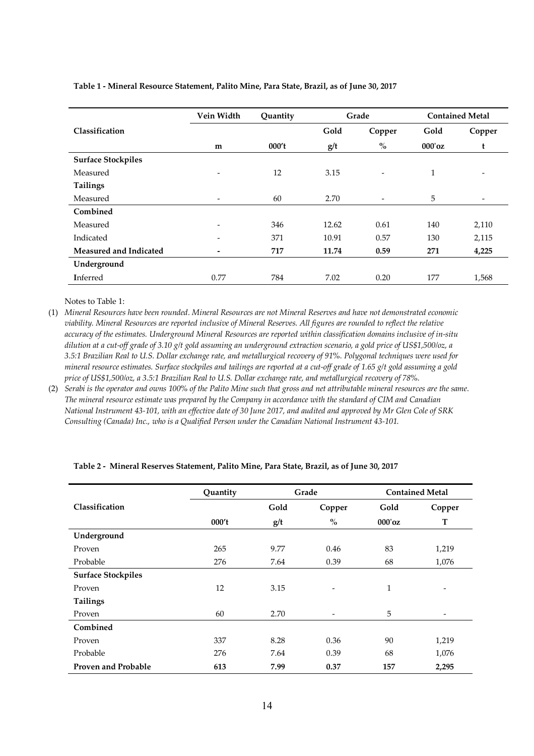**Table 1 - Mineral Resource Statement, Palito Mine, Para State, Brazil, as of June 30, 2017**

| Classification | Vein Width | Quantity | Grade | | Contained Metal | |
|---|---|---|---|---|---|---|
| | | | Gold | Copper | Gold | Copper |
| | m | 000't | g/t | % | 000'oz | t |
| **Surface Stockpiles** | | | | | | |
| Measured | - | 12 | 3.15 | - | 1 | - |
| **Tailings** | | | | | | |
| Measured | - | 60 | 2.70 | - | 5 | - |
| **Combined** | | | | | | |
| Measured | - | 346 | 12.62 | 0.61 | 140 | 2,110 |
| Indicated | - | 371 | 10.91 | 0.57 | 130 | 2,115 |
| **Measured and Indicated** | **-** | **717** | **11.74** | **0.59** | **271** | **4,225** |
| **Underground** | | | | | | |
| Inferred | 0.77 | 784 | 7.02 | 0.20 | 177 | 1,568 |

Notes to Table 1:

(1) *Mineral Resources have been rounded. Mineral Resources are not Mineral Reserves and have not demonstrated economic viability. Mineral Resources are reported inclusive of Mineral Reserves. All figures are rounded to reflect the relative accuracy of the estimates. Underground Mineral Resources are reported within classification domains inclusive of in-situ dilution at a cut-off grade of 3.10 g/t gold assuming an underground extraction scenario, a gold price of US$1,500/oz, a 3.5:1 Brazilian Real to U.S. Dollar exchange rate, and metallurgical recovery of 91%. Polygonal techniques were used for mineral resource estimates. Surface stockpiles and tailings are reported at a cut-off grade of 1.65 g/t gold assuming a gold price of US$1,500/oz, a 3.5:1 Brazilian Real to U.S. Dollar exchange rate, and metallurgical recovery of 78%.*

(2) *Serabi is the operator and owns 100% of the Palito Mine such that gross and net attributable mineral resources are the same. The mineral resource estimate was prepared by the Company in accordance with the standard of CIM and Canadian National Instrument 43-101, with an effective date of 30 June 2017, and audited and approved by Mr Glen Cole of SRK Consulting (Canada) Inc., who is a Qualified Person under the Canadian National Instrument 43-101.*

**Table 2 - Mineral Reserves Statement, Palito Mine, Para State, Brazil, as of June 30, 2017**

| Classification | Quantity | Grade | | Contained Metal | |
|---|---|---|---|---|---|
| | | Gold | Copper | Gold | Copper |
| | 000't | g/t | % | 000'oz | T |
| **Underground** | | | | | |
| Proven | 265 | 9.77 | 0.46 | 83 | 1,219 |
| Probable | 276 | 7.64 | 0.39 | 68 | 1,076 |
| **Surface Stockpiles** | | | | | |
| Proven | 12 | 3.15 | - | 1 | - |
| **Tailings** | | | | | |
| Proven | 60 | 2.70 | - | 5 | - |
| **Combined** | | | | | |
| Proven | 337 | 8.28 | 0.36 | 90 | 1,219 |
| Probable | 276 | 7.64 | 0.39 | 68 | 1,076 |
| **Proven and Probable** | **613** | **7.99** | **0.37** | **157** | **2,295** |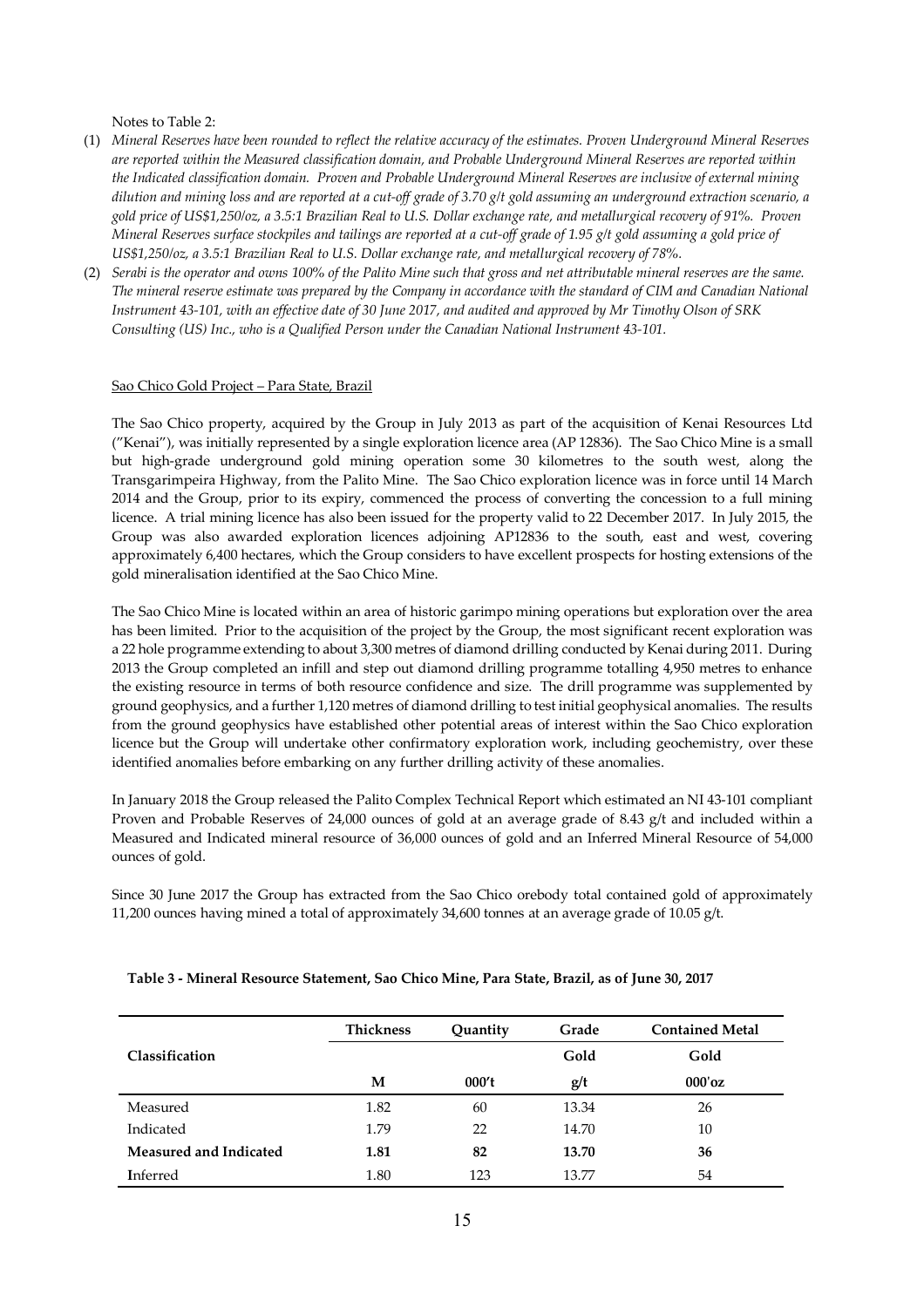Notes to Table 2:

1. *Mineral Reserves have been rounded to reflect the relative accuracy of the estimates. Proven Underground Mineral Reserves are reported within the Measured classification domain, and Probable Underground Mineral Reserves are reported within the Indicated classification domain. Proven and Probable Underground Mineral Reserves are inclusive of external mining dilution and mining loss and are reported at a cut-off grade of 3.70 g/t gold assuming an underground extraction scenario, a gold price of US$1,250/oz, a 3.5:1 Brazilian Real to U.S. Dollar exchange rate, and metallurgical recovery of 91%. Proven Mineral Reserves surface stockpiles and tailings are reported at a cut-off grade of 1.95 g/t gold assuming a gold price of US$1,250/oz, a 3.5:1 Brazilian Real to U.S. Dollar exchange rate, and metallurgical recovery of 78%.*
2. *Serabi is the operator and owns 100% of the Palito Mine such that gross and net attributable mineral reserves are the same. The mineral reserve estimate was prepared by the Company in accordance with the standard of CIM and Canadian National Instrument 43-101, with an effective date of 30 June 2017, and audited and approved by Mr Timothy Olson of SRK Consulting (US) Inc., who is a Qualified Person under the Canadian National Instrument 43-101.*

Sao Chico Gold Project – Para State, Brazil

The Sao Chico property, acquired by the Group in July 2013 as part of the acquisition of Kenai Resources Ltd ("Kenai"), was initially represented by a single exploration licence area (AP 12836). The Sao Chico Mine is a small but high-grade underground gold mining operation some 30 kilometres to the south west, along the Transgarimpeira Highway, from the Palito Mine. The Sao Chico exploration licence was in force until 14 March 2014 and the Group, prior to its expiry, commenced the process of converting the concession to a full mining licence. A trial mining licence has also been issued for the property valid to 22 December 2017. In July 2015, the Group was also awarded exploration licences adjoining AP12836 to the south, east and west, covering approximately 6,400 hectares, which the Group considers to have excellent prospects for hosting extensions of the gold mineralisation identified at the Sao Chico Mine.

The Sao Chico Mine is located within an area of historic garimpo mining operations but exploration over the area has been limited. Prior to the acquisition of the project by the Group, the most significant recent exploration was a 22 hole programme extending to about 3,300 metres of diamond drilling conducted by Kenai during 2011. During 2013 the Group completed an infill and step out diamond drilling programme totalling 4,950 metres to enhance the existing resource in terms of both resource confidence and size. The drill programme was supplemented by ground geophysics, and a further 1,120 metres of diamond drilling to test initial geophysical anomalies. The results from the ground geophysics have established other potential areas of interest within the Sao Chico exploration licence but the Group will undertake other confirmatory exploration work, including geochemistry, over these identified anomalies before embarking on any further drilling activity of these anomalies.

In January 2018 the Group released the Palito Complex Technical Report which estimated an NI 43-101 compliant Proven and Probable Reserves of 24,000 ounces of gold at an average grade of 8.43 g/t and included within a Measured and Indicated mineral resource of 36,000 ounces of gold and an Inferred Mineral Resource of 54,000 ounces of gold.

Since 30 June 2017 the Group has extracted from the Sao Chico orebody total contained gold of approximately 11,200 ounces having mined a total of approximately 34,600 tonnes at an average grade of 10.05 g/t.

**Table 3 - Mineral Resource Statement, Sao Chico Mine, Para State, Brazil, as of June 30, 2017**

| Classification | Thickness | Quantity | Grade | Contained Metal |
|---|---|---|---|---|
| | | | Gold | Gold |
| | M | 000't | g/t | 000'oz |
| Measured | 1.82 | 60 | 13.34 | 26 |
| Indicated | 1.79 | 22 | 14.70 | 10 |
| **Measured and Indicated** | **1.81** | **82** | **13.70** | **36** |
| Inferred | 1.80 | 123 | 13.77 | 54 |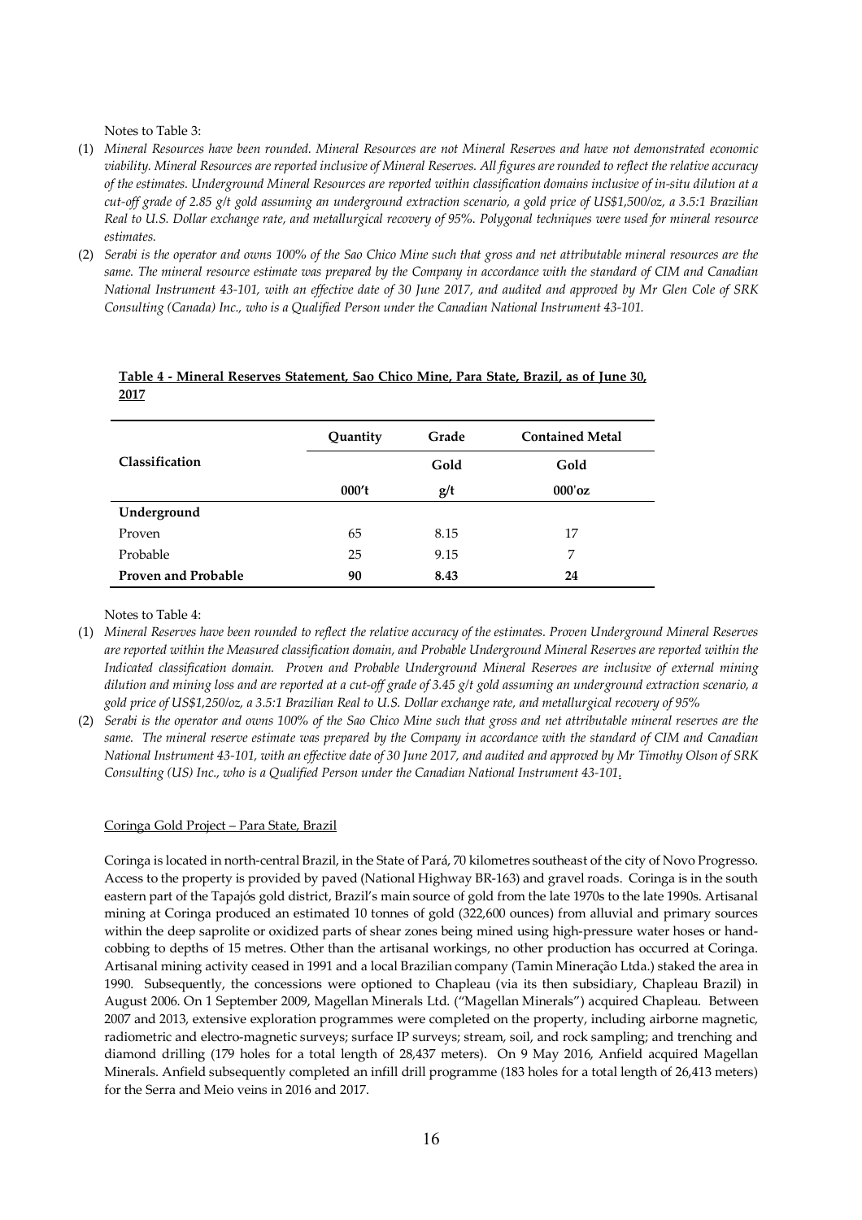Notes to Table 3:

1. *Mineral Resources have been rounded. Mineral Resources are not Mineral Reserves and have not demonstrated economic viability. Mineral Resources are reported inclusive of Mineral Reserves. All figures are rounded to reflect the relative accuracy of the estimates. Underground Mineral Resources are reported within classification domains inclusive of in-situ dilution at a cut-off grade of 2.85 g/t gold assuming an underground extraction scenario, a gold price of US$1,500/oz, a 3.5:1 Brazilian Real to U.S. Dollar exchange rate, and metallurgical recovery of 95%. Polygonal techniques were used for mineral resource estimates.*
2. *Serabi is the operator and owns 100% of the Sao Chico Mine such that gross and net attributable mineral resources are the same. The mineral resource estimate was prepared by the Company in accordance with the standard of CIM and Canadian National Instrument 43-101, with an effective date of 30 June 2017, and audited and approved by Mr Glen Cole of SRK Consulting (Canada) Inc., who is a Qualified Person under the Canadian National Instrument 43-101.*

**Table 4 - Mineral Reserves Statement, Sao Chico Mine, Para State, Brazil, as of June 30, 2017**

| Classification | Quantity | Grade | Contained Metal |
|---|---|---|---|
| | | Gold | Gold |
| | 000't | g/t | 000'oz |
| **Underground** | | | |
| Proven | 65 | 8.15 | 17 |
| Probable | 25 | 9.15 | 7 |
| **Proven and Probable** | **90** | **8.43** | **24** |

Notes to Table 4:

1. *Mineral Reserves have been rounded to reflect the relative accuracy of the estimates. Proven Underground Mineral Reserves are reported within the Measured classification domain, and Probable Underground Mineral Reserves are reported within the Indicated classification domain. Proven and Probable Underground Mineral Reserves are inclusive of external mining dilution and mining loss and are reported at a cut-off grade of 3.45 g/t gold assuming an underground extraction scenario, a gold price of US$1,250/oz, a 3.5:1 Brazilian Real to U.S. Dollar exchange rate, and metallurgical recovery of 95%*
2. *Serabi is the operator and owns 100% of the Sao Chico Mine such that gross and net attributable mineral reserves are the same. The mineral reserve estimate was prepared by the Company in accordance with the standard of CIM and Canadian National Instrument 43-101, with an effective date of 30 June 2017, and audited and approved by Mr Timothy Olson of SRK Consulting (US) Inc., who is a Qualified Person under the Canadian National Instrument 43-101.*

Coringa Gold Project – Para State, Brazil

Coringa is located in north-central Brazil, in the State of Pará, 70 kilometres southeast of the city of Novo Progresso. Access to the property is provided by paved (National Highway BR-163) and gravel roads. Coringa is in the south eastern part of the Tapajós gold district, Brazil's main source of gold from the late 1970s to the late 1990s. Artisanal mining at Coringa produced an estimated 10 tonnes of gold (322,600 ounces) from alluvial and primary sources within the deep saprolite or oxidized parts of shear zones being mined using high-pressure water hoses or hand-cobbing to depths of 15 metres. Other than the artisanal workings, no other production has occurred at Coringa. Artisanal mining activity ceased in 1991 and a local Brazilian company (Tamin Mineração Ltda.) staked the area in 1990. Subsequently, the concessions were optioned to Chapleau (via its then subsidiary, Chapleau Brazil) in August 2006. On 1 September 2009, Magellan Minerals Ltd. ("Magellan Minerals") acquired Chapleau. Between 2007 and 2013, extensive exploration programmes were completed on the property, including airborne magnetic, radiometric and electro-magnetic surveys; surface IP surveys; stream, soil, and rock sampling; and trenching and diamond drilling (179 holes for a total length of 28,437 meters). On 9 May 2016, Anfield acquired Magellan Minerals. Anfield subsequently completed an infill drill programme (183 holes for a total length of 26,413 meters) for the Serra and Meio veins in 2016 and 2017.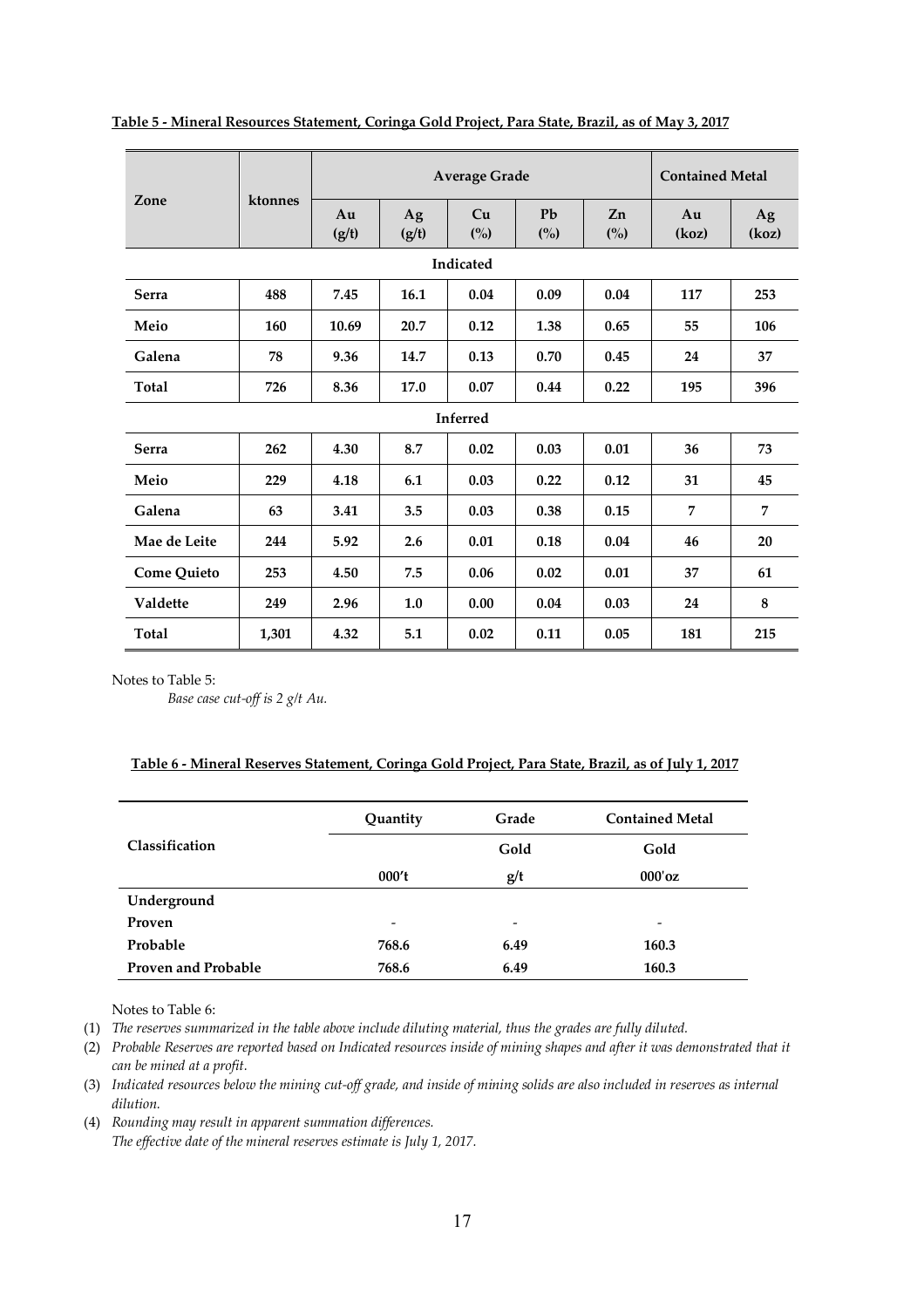**Table 5 - Mineral Resources Statement, Coringa Gold Project, Para State, Brazil, as of May 3, 2017**

| Zone | ktonnes | Average Grade | | | | | Contained Metal | |
|---|---|---|---|---|---|---|---|---|
| | | Au (g/t) | Ag (g/t) | Cu (%) | Pb (%) | Zn (%) | Au (koz) | Ag (koz) |
| **Indicated** | | | | | | | | |
| **Serra** | **488** | **7.45** | **16.1** | **0.04** | **0.09** | **0.04** | **117** | **253** |
| **Meio** | **160** | **10.69** | **20.7** | **0.12** | **1.38** | **0.65** | **55** | **106** |
| **Galena** | **78** | **9.36** | **14.7** | **0.13** | **0.70** | **0.45** | **24** | **37** |
| **Total** | **726** | **8.36** | **17.0** | **0.07** | **0.44** | **0.22** | **195** | **396** |
| **Inferred** | | | | | | | | |
| **Serra** | **262** | **4.30** | **8.7** | **0.02** | **0.03** | **0.01** | **36** | **73** |
| **Meio** | **229** | **4.18** | **6.1** | **0.03** | **0.22** | **0.12** | **31** | **45** |
| **Galena** | **63** | **3.41** | **3.5** | **0.03** | **0.38** | **0.15** | **7** | **7** |
| **Mae de Leite** | **244** | **5.92** | **2.6** | **0.01** | **0.18** | **0.04** | **46** | **20** |
| **Come Quieto** | **253** | **4.50** | **7.5** | **0.06** | **0.02** | **0.01** | **37** | **61** |
| **Valdette** | **249** | **2.96** | **1.0** | **0.00** | **0.04** | **0.03** | **24** | **8** |
| **Total** | **1,301** | **4.32** | **5.1** | **0.02** | **0.11** | **0.05** | **181** | **215** |

Notes to Table 5:

*Base case cut-off is 2 g/t Au.*

**Table 6 - Mineral Reserves Statement, Coringa Gold Project, Para State, Brazil, as of July 1, 2017**

| Classification | Quantity | Grade | Contained Metal |
|---|---|---|---|
| | | Gold | Gold |
| | 000't | g/t | 000'oz |
| **Underground** | | | |
| **Proven** | - | - | - |
| **Probable** | **768.6** | **6.49** | **160.3** |
| **Proven and Probable** | **768.6** | **6.49** | **160.3** |

Notes to Table 6:

(1) *The reserves summarized in the table above include diluting material, thus the grades are fully diluted.*

(2) *Probable Reserves are reported based on Indicated resources inside of mining shapes and after it was demonstrated that it can be mined at a profit.*

(3) *Indicated resources below the mining cut-off grade, and inside of mining solids are also included in reserves as internal dilution.*

(4) *Rounding may result in apparent summation differences.*
*The effective date of the mineral reserves estimate is July 1, 2017.*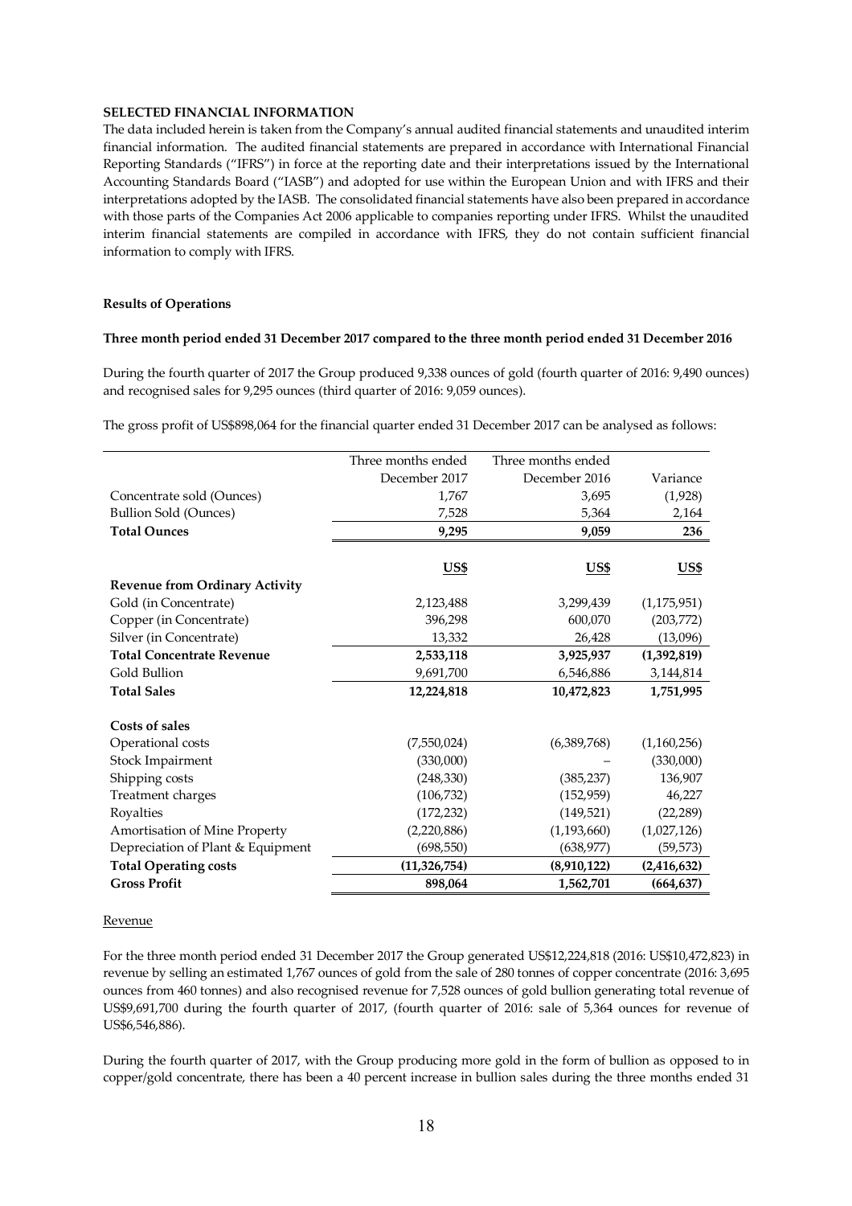**SELECTED FINANCIAL INFORMATION**

The data included herein is taken from the Company's annual audited financial statements and unaudited interim financial information. The audited financial statements are prepared in accordance with International Financial Reporting Standards ("IFRS") in force at the reporting date and their interpretations issued by the International Accounting Standards Board ("IASB") and adopted for use within the European Union and with IFRS and their interpretations adopted by the IASB. The consolidated financial statements have also been prepared in accordance with those parts of the Companies Act 2006 applicable to companies reporting under IFRS. Whilst the unaudited interim financial statements are compiled in accordance with IFRS, they do not contain sufficient financial information to comply with IFRS.

**Results of Operations**

**Three month period ended 31 December 2017 compared to the three month period ended 31 December 2016**

During the fourth quarter of 2017 the Group produced 9,338 ounces of gold (fourth quarter of 2016: 9,490 ounces) and recognised sales for 9,295 ounces (third quarter of 2016: 9,059 ounces).

The gross profit of US$898,064 for the financial quarter ended 31 December 2017 can be analysed as follows:

| | Three months ended December 2017 | Three months ended December 2016 | Variance |
|---|---|---|---|
| Concentrate sold (Ounces) | 1,767 | 3,695 | (1,928) |
| Bullion Sold (Ounces) | 7,528 | 5,364 | 2,164 |
| **Total Ounces** | **9,295** | **9,059** | **236** |
| | **US$** | **US$** | **US$** |
| **Revenue from Ordinary Activity** | | | |
| Gold (in Concentrate) | 2,123,488 | 3,299,439 | (1,175,951) |
| Copper (in Concentrate) | 396,298 | 600,070 | (203,772) |
| Silver (in Concentrate) | 13,332 | 26,428 | (13,096) |
| **Total Concentrate Revenue** | **2,533,118** | **3,925,937** | **(1,392,819)** |
| Gold Bullion | 9,691,700 | 6,546,886 | 3,144,814 |
| **Total Sales** | **12,224,818** | **10,472,823** | **1,751,995** |
| **Costs of sales** | | | |
| Operational costs | (7,550,024) | (6,389,768) | (1,160,256) |
| Stock Impairment | (330,000) | – | (330,000) |
| Shipping costs | (248,330) | (385,237) | 136,907 |
| Treatment charges | (106,732) | (152,959) | 46,227 |
| Royalties | (172,232) | (149,521) | (22,289) |
| Amortisation of Mine Property | (2,220,886) | (1,193,660) | (1,027,126) |
| Depreciation of Plant & Equipment | (698,550) | (638,977) | (59,573) |
| **Total Operating costs** | **(11,326,754)** | **(8,910,122)** | **(2,416,632)** |
| **Gross Profit** | **898,064** | **1,562,701** | **(664,637)** |

Revenue

For the three month period ended 31 December 2017 the Group generated US$12,224,818 (2016: US$10,472,823) in revenue by selling an estimated 1,767 ounces of gold from the sale of 280 tonnes of copper concentrate (2016: 3,695 ounces from 460 tonnes) and also recognised revenue for 7,528 ounces of gold bullion generating total revenue of US$9,691,700 during the fourth quarter of 2017, (fourth quarter of 2016: sale of 5,364 ounces for revenue of US$6,546,886).

During the fourth quarter of 2017, with the Group producing more gold in the form of bullion as opposed to in copper/gold concentrate, there has been a 40 percent increase in bullion sales during the three months ended 31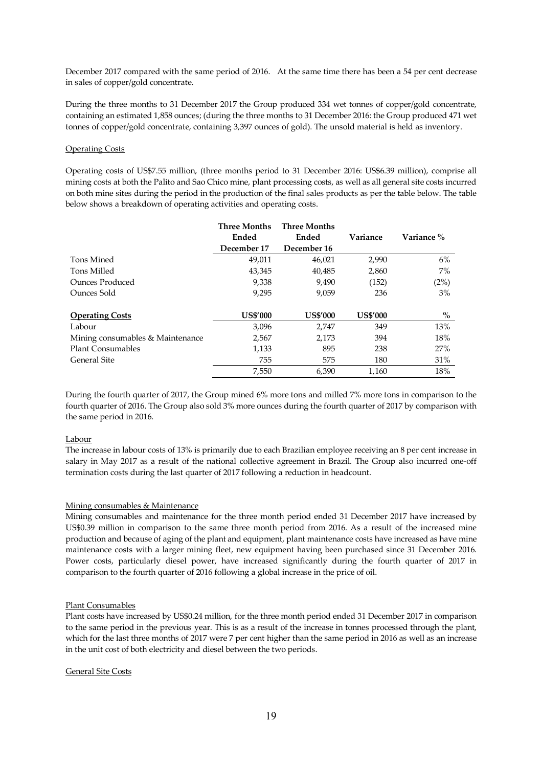December 2017 compared with the same period of 2016. At the same time there has been a 54 per cent decrease in sales of copper/gold concentrate.

During the three months to 31 December 2017 the Group produced 334 wet tonnes of copper/gold concentrate, containing an estimated 1,858 ounces; (during the three months to 31 December 2016: the Group produced 471 wet tonnes of copper/gold concentrate, containing 3,397 ounces of gold). The unsold material is held as inventory.

Operating Costs

Operating costs of US$7.55 million, (three months period to 31 December 2016: US$6.39 million), comprise all mining costs at both the Palito and Sao Chico mine, plant processing costs, as well as all general site costs incurred on both mine sites during the period in the production of the final sales products as per the table below. The table below shows a breakdown of operating activities and operating costs.

| | **Three Months Ended December 17** | **Three Months Ended December 16** | **Variance** | **Variance %** |
|---|---|---|---|---|
| Tons Mined | 49,011 | 46,021 | 2,990 | 6% |
| Tons Milled | 43,345 | 40,485 | 2,860 | 7% |
| Ounces Produced | 9,338 | 9,490 | (152) | (2%) |
| Ounces Sold | 9,295 | 9,059 | 236 | 3% |
| | | | | |
| **Operating Costs** | **US$'000** | **US$'000** | **US$'000** | **%** |
| Labour | 3,096 | 2,747 | 349 | 13% |
| Mining consumables & Maintenance | 2,567 | 2,173 | 394 | 18% |
| Plant Consumables | 1,133 | 895 | 238 | 27% |
| General Site | 755 | 575 | 180 | 31% |
| | 7,550 | 6,390 | 1,160 | 18% |

During the fourth quarter of 2017, the Group mined 6% more tons and milled 7% more tons in comparison to the fourth quarter of 2016. The Group also sold 3% more ounces during the fourth quarter of 2017 by comparison with the same period in 2016.

Labour

The increase in labour costs of 13% is primarily due to each Brazilian employee receiving an 8 per cent increase in salary in May 2017 as a result of the national collective agreement in Brazil. The Group also incurred one-off termination costs during the last quarter of 2017 following a reduction in headcount.

Mining consumables & Maintenance

Mining consumables and maintenance for the three month period ended 31 December 2017 have increased by US$0.39 million in comparison to the same three month period from 2016. As a result of the increased mine production and because of aging of the plant and equipment, plant maintenance costs have increased as have mine maintenance costs with a larger mining fleet, new equipment having been purchased since 31 December 2016. Power costs, particularly diesel power, have increased significantly during the fourth quarter of 2017 in comparison to the fourth quarter of 2016 following a global increase in the price of oil.

Plant Consumables

Plant costs have increased by US$0.24 million, for the three month period ended 31 December 2017 in comparison to the same period in the previous year. This is as a result of the increase in tonnes processed through the plant, which for the last three months of 2017 were 7 per cent higher than the same period in 2016 as well as an increase in the unit cost of both electricity and diesel between the two periods.

General Site Costs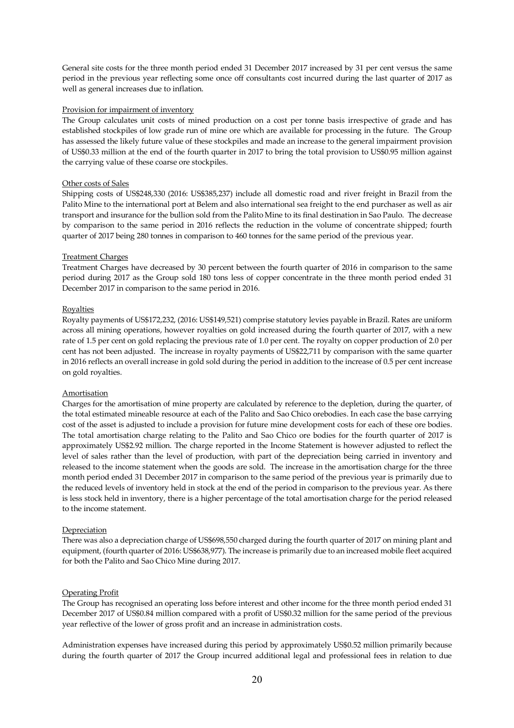General site costs for the three month period ended 31 December 2017 increased by 31 per cent versus the same period in the previous year reflecting some once off consultants cost incurred during the last quarter of 2017 as well as general increases due to inflation.

Provision for impairment of inventory

The Group calculates unit costs of mined production on a cost per tonne basis irrespective of grade and has established stockpiles of low grade run of mine ore which are available for processing in the future. The Group has assessed the likely future value of these stockpiles and made an increase to the general impairment provision of US$0.33 million at the end of the fourth quarter in 2017 to bring the total provision to US$0.95 million against the carrying value of these coarse ore stockpiles.

Other costs of Sales

Shipping costs of US$248,330 (2016: US$385,237) include all domestic road and river freight in Brazil from the Palito Mine to the international port at Belem and also international sea freight to the end purchaser as well as air transport and insurance for the bullion sold from the Palito Mine to its final destination in Sao Paulo. The decrease by comparison to the same period in 2016 reflects the reduction in the volume of concentrate shipped; fourth quarter of 2017 being 280 tonnes in comparison to 460 tonnes for the same period of the previous year.

Treatment Charges

Treatment Charges have decreased by 30 percent between the fourth quarter of 2016 in comparison to the same period during 2017 as the Group sold 180 tons less of copper concentrate in the three month period ended 31 December 2017 in comparison to the same period in 2016.

Royalties

Royalty payments of US$172,232, (2016: US$149,521) comprise statutory levies payable in Brazil. Rates are uniform across all mining operations, however royalties on gold increased during the fourth quarter of 2017, with a new rate of 1.5 per cent on gold replacing the previous rate of 1.0 per cent. The royalty on copper production of 2.0 per cent has not been adjusted. The increase in royalty payments of US$22,711 by comparison with the same quarter in 2016 reflects an overall increase in gold sold during the period in addition to the increase of 0.5 per cent increase on gold royalties.

Amortisation

Charges for the amortisation of mine property are calculated by reference to the depletion, during the quarter, of the total estimated mineable resource at each of the Palito and Sao Chico orebodies. In each case the base carrying cost of the asset is adjusted to include a provision for future mine development costs for each of these ore bodies. The total amortisation charge relating to the Palito and Sao Chico ore bodies for the fourth quarter of 2017 is approximately US$2.92 million. The charge reported in the Income Statement is however adjusted to reflect the level of sales rather than the level of production, with part of the depreciation being carried in inventory and released to the income statement when the goods are sold. The increase in the amortisation charge for the three month period ended 31 December 2017 in comparison to the same period of the previous year is primarily due to the reduced levels of inventory held in stock at the end of the period in comparison to the previous year. As there is less stock held in inventory, there is a higher percentage of the total amortisation charge for the period released to the income statement.

Depreciation

There was also a depreciation charge of US$698,550 charged during the fourth quarter of 2017 on mining plant and equipment, (fourth quarter of 2016: US$638,977). The increase is primarily due to an increased mobile fleet acquired for both the Palito and Sao Chico Mine during 2017.

Operating Profit

The Group has recognised an operating loss before interest and other income for the three month period ended 31 December 2017 of US$0.84 million compared with a profit of US$0.32 million for the same period of the previous year reflective of the lower of gross profit and an increase in administration costs.

Administration expenses have increased during this period by approximately US$0.52 million primarily because during the fourth quarter of 2017 the Group incurred additional legal and professional fees in relation to due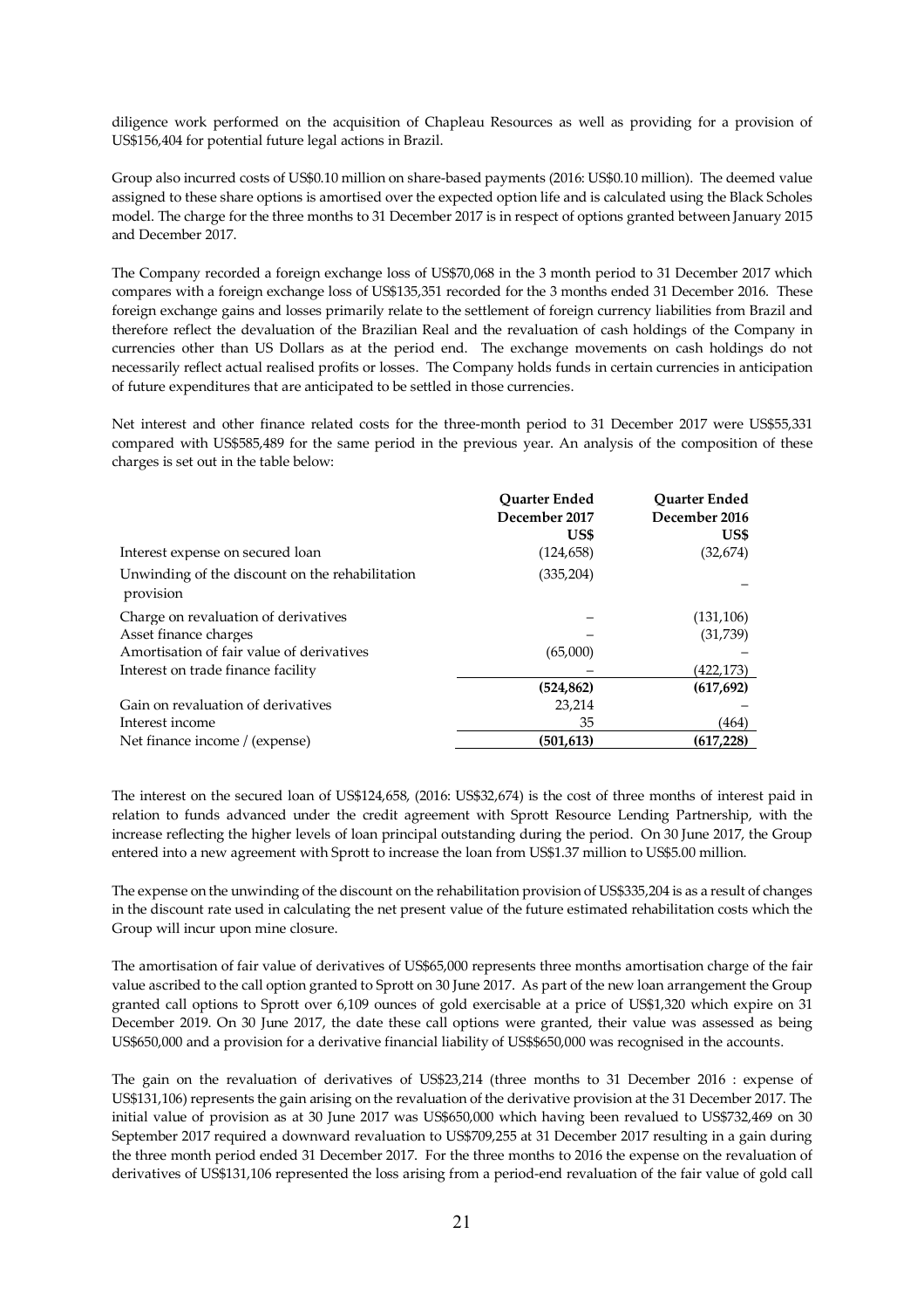diligence work performed on the acquisition of Chapleau Resources as well as providing for a provision of US$156,404 for potential future legal actions in Brazil.

Group also incurred costs of US$0.10 million on share-based payments (2016: US$0.10 million). The deemed value assigned to these share options is amortised over the expected option life and is calculated using the Black Scholes model. The charge for the three months to 31 December 2017 is in respect of options granted between January 2015 and December 2017.

The Company recorded a foreign exchange loss of US$70,068 in the 3 month period to 31 December 2017 which compares with a foreign exchange loss of US$135,351 recorded for the 3 months ended 31 December 2016. These foreign exchange gains and losses primarily relate to the settlement of foreign currency liabilities from Brazil and therefore reflect the devaluation of the Brazilian Real and the revaluation of cash holdings of the Company in currencies other than US Dollars as at the period end. The exchange movements on cash holdings do not necessarily reflect actual realised profits or losses. The Company holds funds in certain currencies in anticipation of future expenditures that are anticipated to be settled in those currencies.

Net interest and other finance related costs for the three-month period to 31 December 2017 were US$55,331 compared with US$585,489 for the same period in the previous year. An analysis of the composition of these charges is set out in the table below:

| | **Quarter Ended December 2017 US$** | **Quarter Ended December 2016 US$** |
|---|---|---|
| Interest expense on secured loan | (124,658) | (32,674) |
| Unwinding of the discount on the rehabilitation provision | (335,204) | – |
| Charge on revaluation of derivatives | – | (131,106) |
| Asset finance charges | – | (31,739) |
| Amortisation of fair value of derivatives | (65,000) | – |
| Interest on trade finance facility | – | (422,173) |
| | **(524,862)** | **(617,692)** |
| Gain on revaluation of derivatives | 23,214 | – |
| Interest income | 35 | (464) |
| Net finance income / (expense) | **(501,613)** | **(617,228)** |

The interest on the secured loan of US$124,658, (2016: US$32,674) is the cost of three months of interest paid in relation to funds advanced under the credit agreement with Sprott Resource Lending Partnership, with the increase reflecting the higher levels of loan principal outstanding during the period. On 30 June 2017, the Group entered into a new agreement with Sprott to increase the loan from US$1.37 million to US$5.00 million.

The expense on the unwinding of the discount on the rehabilitation provision of US$335,204 is as a result of changes in the discount rate used in calculating the net present value of the future estimated rehabilitation costs which the Group will incur upon mine closure.

The amortisation of fair value of derivatives of US$65,000 represents three months amortisation charge of the fair value ascribed to the call option granted to Sprott on 30 June 2017. As part of the new loan arrangement the Group granted call options to Sprott over 6,109 ounces of gold exercisable at a price of US$1,320 which expire on 31 December 2019. On 30 June 2017, the date these call options were granted, their value was assessed as being US$650,000 and a provision for a derivative financial liability of US$$650,000 was recognised in the accounts.

The gain on the revaluation of derivatives of US$23,214 (three months to 31 December 2016 : expense of US$131,106) represents the gain arising on the revaluation of the derivative provision at the 31 December 2017. The initial value of provision as at 30 June 2017 was US$650,000 which having been revalued to US$732,469 on 30 September 2017 required a downward revaluation to US$709,255 at 31 December 2017 resulting in a gain during the three month period ended 31 December 2017. For the three months to 2016 the expense on the revaluation of derivatives of US$131,106 represented the loss arising from a period-end revaluation of the fair value of gold call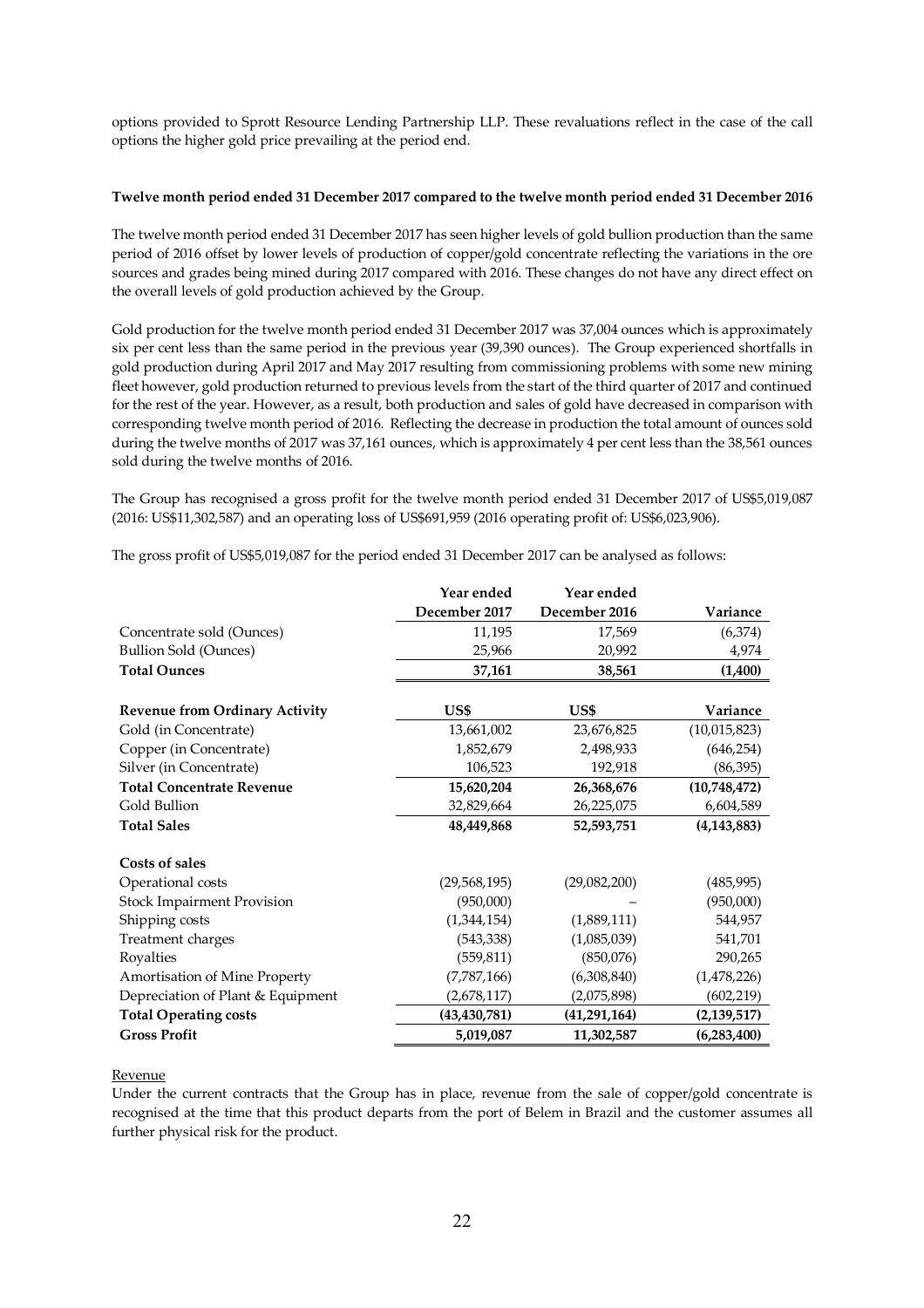options provided to Sprott Resource Lending Partnership LLP. These revaluations reflect in the case of the call options the higher gold price prevailing at the period end.

**Twelve month period ended 31 December 2017 compared to the twelve month period ended 31 December 2016**

The twelve month period ended 31 December 2017 has seen higher levels of gold bullion production than the same period of 2016 offset by lower levels of production of copper/gold concentrate reflecting the variations in the ore sources and grades being mined during 2017 compared with 2016. These changes do not have any direct effect on the overall levels of gold production achieved by the Group.

Gold production for the twelve month period ended 31 December 2017 was 37,004 ounces which is approximately six per cent less than the same period in the previous year (39,390 ounces). The Group experienced shortfalls in gold production during April 2017 and May 2017 resulting from commissioning problems with some new mining fleet however, gold production returned to previous levels from the start of the third quarter of 2017 and continued for the rest of the year. However, as a result, both production and sales of gold have decreased in comparison with corresponding twelve month period of 2016. Reflecting the decrease in production the total amount of ounces sold during the twelve months of 2017 was 37,161 ounces, which is approximately 4 per cent less than the 38,561 ounces sold during the twelve months of 2016.

The Group has recognised a gross profit for the twelve month period ended 31 December 2017 of US$5,019,087 (2016: US$11,302,587) and an operating loss of US$691,959 (2016 operating profit of: US$6,023,906).

The gross profit of US$5,019,087 for the period ended 31 December 2017 can be analysed as follows:

| | Year ended December 2017 | Year ended December 2016 | Variance |
|---|---|---|---|
| Concentrate sold (Ounces) | 11,195 | 17,569 | (6,374) |
| Bullion Sold (Ounces) | 25,966 | 20,992 | 4,974 |
| **Total Ounces** | **37,161** | **38,561** | **(1,400)** |
| | | | |
| **Revenue from Ordinary Activity** | **US$** | **US$** | **Variance** |
| Gold (in Concentrate) | 13,661,002 | 23,676,825 | (10,015,823) |
| Copper (in Concentrate) | 1,852,679 | 2,498,933 | (646,254) |
| Silver (in Concentrate) | 106,523 | 192,918 | (86,395) |
| **Total Concentrate Revenue** | **15,620,204** | **26,368,676** | **(10,748,472)** |
| Gold Bullion | 32,829,664 | 26,225,075 | 6,604,589 |
| **Total Sales** | **48,449,868** | **52,593,751** | **(4,143,883)** |
| | | | |
| **Costs of sales** | | | |
| Operational costs | (29,568,195) | (29,082,200) | (485,995) |
| Stock Impairment Provision | (950,000) | – | (950,000) |
| Shipping costs | (1,344,154) | (1,889,111) | 544,957 |
| Treatment charges | (543,338) | (1,085,039) | 541,701 |
| Royalties | (559,811) | (850,076) | 290,265 |
| Amortisation of Mine Property | (7,787,166) | (6,308,840) | (1,478,226) |
| Depreciation of Plant & Equipment | (2,678,117) | (2,075,898) | (602,219) |
| **Total Operating costs** | **(43,430,781)** | **(41,291,164)** | **(2,139,517)** |
| **Gross Profit** | **5,019,087** | **11,302,587** | **(6,283,400)** |

Revenue

Under the current contracts that the Group has in place, revenue from the sale of copper/gold concentrate is recognised at the time that this product departs from the port of Belem in Brazil and the customer assumes all further physical risk for the product.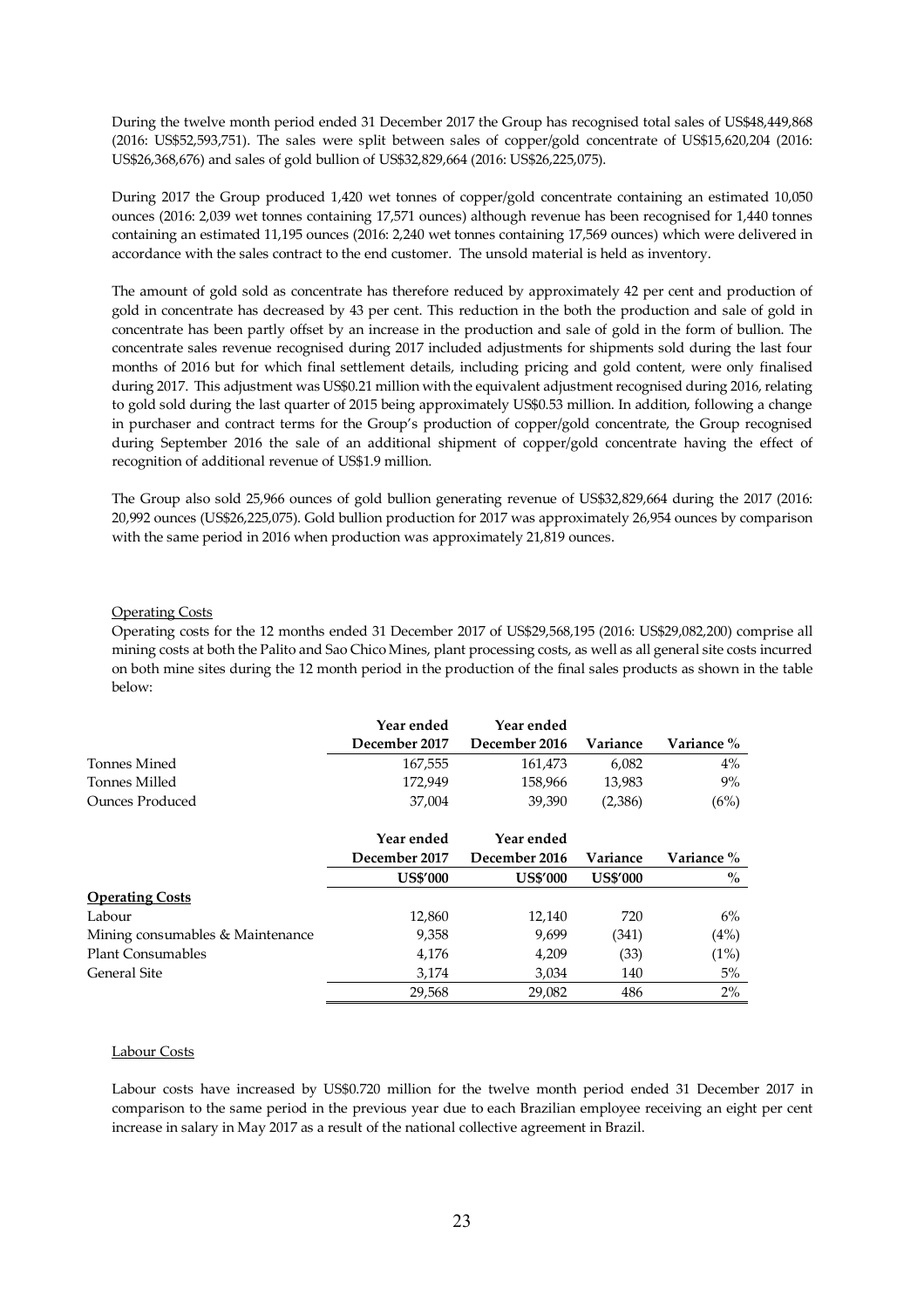During the twelve month period ended 31 December 2017 the Group has recognised total sales of US$48,449,868 (2016: US$52,593,751). The sales were split between sales of copper/gold concentrate of US$15,620,204 (2016: US$26,368,676) and sales of gold bullion of US$32,829,664 (2016: US$26,225,075).

During 2017 the Group produced 1,420 wet tonnes of copper/gold concentrate containing an estimated 10,050 ounces (2016: 2,039 wet tonnes containing 17,571 ounces) although revenue has been recognised for 1,440 tonnes containing an estimated 11,195 ounces (2016: 2,240 wet tonnes containing 17,569 ounces) which were delivered in accordance with the sales contract to the end customer. The unsold material is held as inventory.

The amount of gold sold as concentrate has therefore reduced by approximately 42 per cent and production of gold in concentrate has decreased by 43 per cent. This reduction in the both the production and sale of gold in concentrate has been partly offset by an increase in the production and sale of gold in the form of bullion. The concentrate sales revenue recognised during 2017 included adjustments for shipments sold during the last four months of 2016 but for which final settlement details, including pricing and gold content, were only finalised during 2017. This adjustment was US$0.21 million with the equivalent adjustment recognised during 2016, relating to gold sold during the last quarter of 2015 being approximately US$0.53 million. In addition, following a change in purchaser and contract terms for the Group's production of copper/gold concentrate, the Group recognised during September 2016 the sale of an additional shipment of copper/gold concentrate having the effect of recognition of additional revenue of US$1.9 million.

The Group also sold 25,966 ounces of gold bullion generating revenue of US$32,829,664 during the 2017 (2016: 20,992 ounces (US$26,225,075). Gold bullion production for 2017 was approximately 26,954 ounces by comparison with the same period in 2016 when production was approximately 21,819 ounces.

Operating Costs

Operating costs for the 12 months ended 31 December 2017 of US$29,568,195 (2016: US$29,082,200) comprise all mining costs at both the Palito and Sao Chico Mines, plant processing costs, as well as all general site costs incurred on both mine sites during the 12 month period in the production of the final sales products as shown in the table below:

| | Year ended December 2017 | Year ended December 2016 | Variance | Variance % |
|---|---|---|---|---|
| Tonnes Mined | 167,555 | 161,473 | 6,082 | 4% |
| Tonnes Milled | 172,949 | 158,966 | 13,983 | 9% |
| Ounces Produced | 37,004 | 39,390 | (2,386) | (6%) |

| | Year ended December 2017 | Year ended December 2016 | Variance | Variance % |
|---|---|---|---|---|
| | US$'000 | US$'000 | US$'000 | % |
| **Operating Costs** | | | | |
| Labour | 12,860 | 12,140 | 720 | 6% |
| Mining consumables & Maintenance | 9,358 | 9,699 | (341) | (4%) |
| Plant Consumables | 4,176 | 4,209 | (33) | (1%) |
| General Site | 3,174 | 3,034 | 140 | 5% |
| | 29,568 | 29,082 | 486 | 2% |

Labour Costs

Labour costs have increased by US$0.720 million for the twelve month period ended 31 December 2017 in comparison to the same period in the previous year due to each Brazilian employee receiving an eight per cent increase in salary in May 2017 as a result of the national collective agreement in Brazil.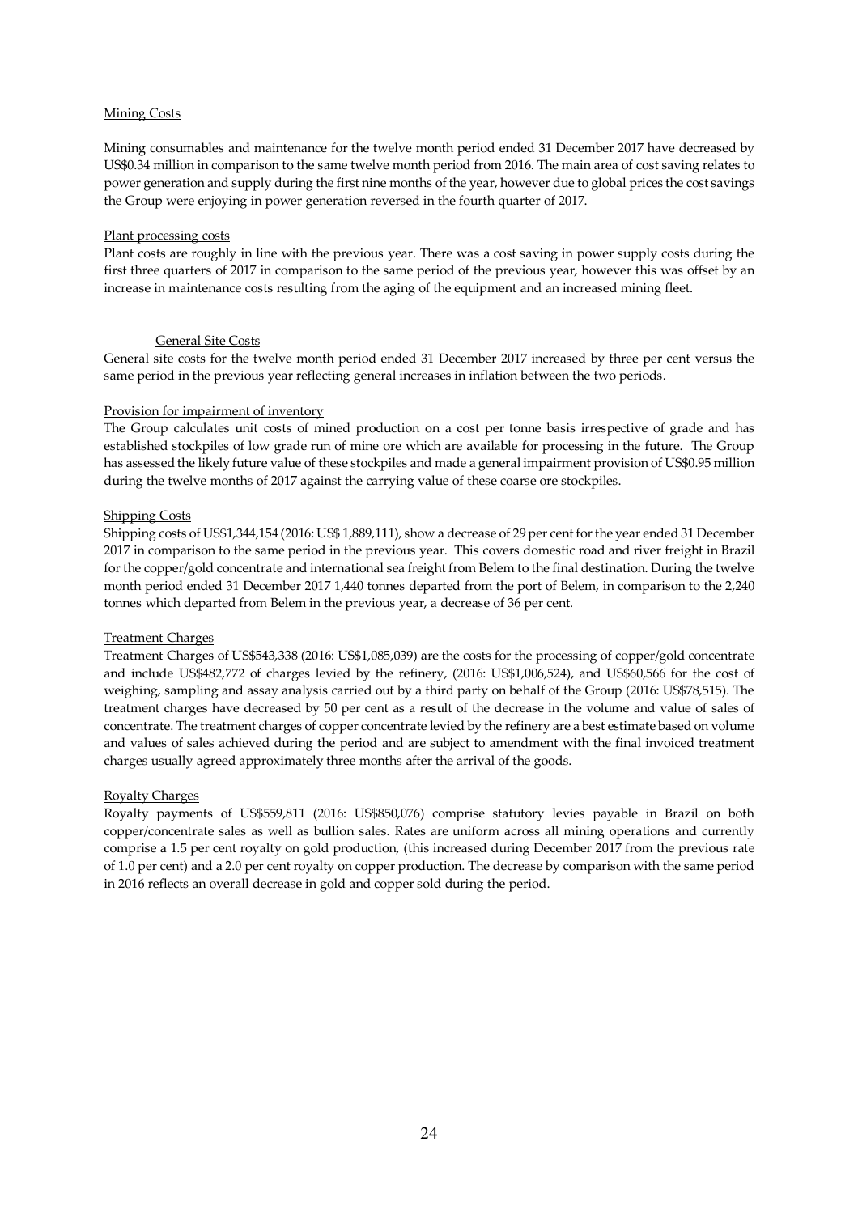Mining Costs

Mining consumables and maintenance for the twelve month period ended 31 December 2017 have decreased by US$0.34 million in comparison to the same twelve month period from 2016. The main area of cost saving relates to power generation and supply during the first nine months of the year, however due to global prices the cost savings the Group were enjoying in power generation reversed in the fourth quarter of 2017.

Plant processing costs

Plant costs are roughly in line with the previous year. There was a cost saving in power supply costs during the first three quarters of 2017 in comparison to the same period of the previous year, however this was offset by an increase in maintenance costs resulting from the aging of the equipment and an increased mining fleet.

General Site Costs

General site costs for the twelve month period ended 31 December 2017 increased by three per cent versus the same period in the previous year reflecting general increases in inflation between the two periods.

Provision for impairment of inventory

The Group calculates unit costs of mined production on a cost per tonne basis irrespective of grade and has established stockpiles of low grade run of mine ore which are available for processing in the future. The Group has assessed the likely future value of these stockpiles and made a general impairment provision of US$0.95 million during the twelve months of 2017 against the carrying value of these coarse ore stockpiles.

Shipping Costs

Shipping costs of US$1,344,154 (2016: US$ 1,889,111), show a decrease of 29 per cent for the year ended 31 December 2017 in comparison to the same period in the previous year. This covers domestic road and river freight in Brazil for the copper/gold concentrate and international sea freight from Belem to the final destination. During the twelve month period ended 31 December 2017 1,440 tonnes departed from the port of Belem, in comparison to the 2,240 tonnes which departed from Belem in the previous year, a decrease of 36 per cent.

Treatment Charges

Treatment Charges of US$543,338 (2016: US$1,085,039) are the costs for the processing of copper/gold concentrate and include US$482,772 of charges levied by the refinery, (2016: US$1,006,524), and US$60,566 for the cost of weighing, sampling and assay analysis carried out by a third party on behalf of the Group (2016: US$78,515). The treatment charges have decreased by 50 per cent as a result of the decrease in the volume and value of sales of concentrate. The treatment charges of copper concentrate levied by the refinery are a best estimate based on volume and values of sales achieved during the period and are subject to amendment with the final invoiced treatment charges usually agreed approximately three months after the arrival of the goods.

Royalty Charges

Royalty payments of US$559,811 (2016: US$850,076) comprise statutory levies payable in Brazil on both copper/concentrate sales as well as bullion sales. Rates are uniform across all mining operations and currently comprise a 1.5 per cent royalty on gold production, (this increased during December 2017 from the previous rate of 1.0 per cent) and a 2.0 per cent royalty on copper production. The decrease by comparison with the same period in 2016 reflects an overall decrease in gold and copper sold during the period.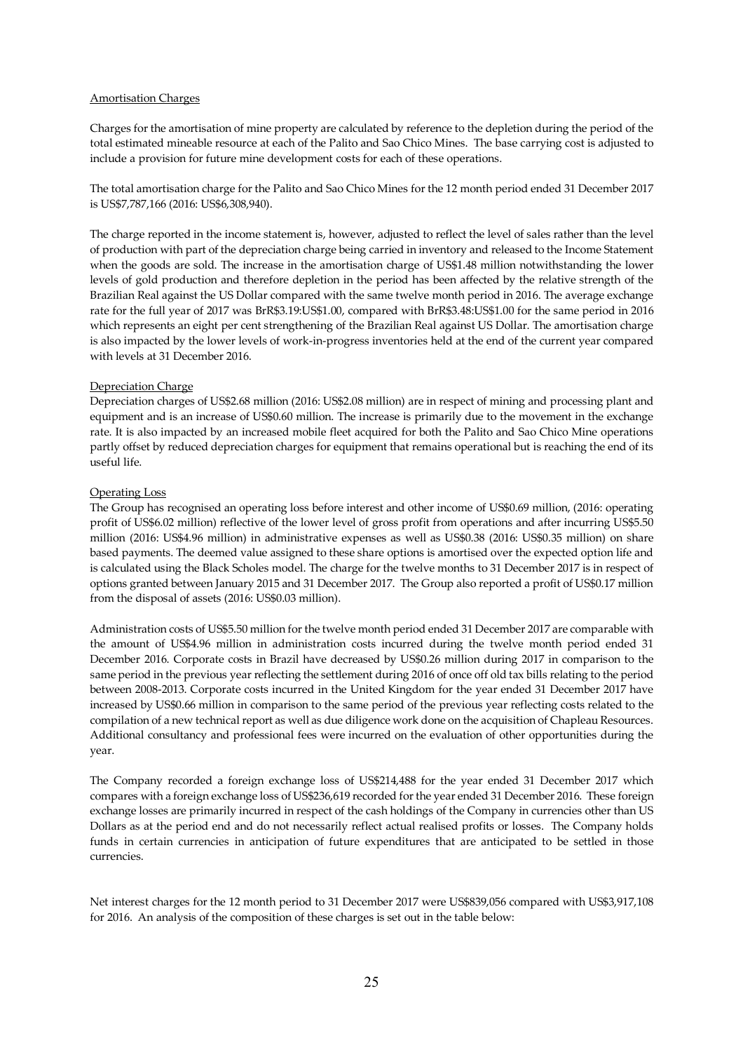Amortisation Charges

Charges for the amortisation of mine property are calculated by reference to the depletion during the period of the total estimated mineable resource at each of the Palito and Sao Chico Mines. The base carrying cost is adjusted to include a provision for future mine development costs for each of these operations.

The total amortisation charge for the Palito and Sao Chico Mines for the 12 month period ended 31 December 2017 is US$7,787,166 (2016: US$6,308,940).

The charge reported in the income statement is, however, adjusted to reflect the level of sales rather than the level of production with part of the depreciation charge being carried in inventory and released to the Income Statement when the goods are sold. The increase in the amortisation charge of US$1.48 million notwithstanding the lower levels of gold production and therefore depletion in the period has been affected by the relative strength of the Brazilian Real against the US Dollar compared with the same twelve month period in 2016. The average exchange rate for the full year of 2017 was BrR$3.19:US$1.00, compared with BrR$3.48:US$1.00 for the same period in 2016 which represents an eight per cent strengthening of the Brazilian Real against US Dollar. The amortisation charge is also impacted by the lower levels of work-in-progress inventories held at the end of the current year compared with levels at 31 December 2016.

Depreciation Charge

Depreciation charges of US$2.68 million (2016: US$2.08 million) are in respect of mining and processing plant and equipment and is an increase of US$0.60 million. The increase is primarily due to the movement in the exchange rate. It is also impacted by an increased mobile fleet acquired for both the Palito and Sao Chico Mine operations partly offset by reduced depreciation charges for equipment that remains operational but is reaching the end of its useful life.

Operating Loss

The Group has recognised an operating loss before interest and other income of US$0.69 million, (2016: operating profit of US$6.02 million) reflective of the lower level of gross profit from operations and after incurring US$5.50 million (2016: US$4.96 million) in administrative expenses as well as US$0.38 (2016: US$0.35 million) on share based payments. The deemed value assigned to these share options is amortised over the expected option life and is calculated using the Black Scholes model. The charge for the twelve months to 31 December 2017 is in respect of options granted between January 2015 and 31 December 2017. The Group also reported a profit of US$0.17 million from the disposal of assets (2016: US$0.03 million).

Administration costs of US$5.50 million for the twelve month period ended 31 December 2017 are comparable with the amount of US$4.96 million in administration costs incurred during the twelve month period ended 31 December 2016. Corporate costs in Brazil have decreased by US$0.26 million during 2017 in comparison to the same period in the previous year reflecting the settlement during 2016 of once off old tax bills relating to the period between 2008-2013. Corporate costs incurred in the United Kingdom for the year ended 31 December 2017 have increased by US$0.66 million in comparison to the same period of the previous year reflecting costs related to the compilation of a new technical report as well as due diligence work done on the acquisition of Chapleau Resources. Additional consultancy and professional fees were incurred on the evaluation of other opportunities during the year.

The Company recorded a foreign exchange loss of US$214,488 for the year ended 31 December 2017 which compares with a foreign exchange loss of US$236,619 recorded for the year ended 31 December 2016. These foreign exchange losses are primarily incurred in respect of the cash holdings of the Company in currencies other than US Dollars as at the period end and do not necessarily reflect actual realised profits or losses. The Company holds funds in certain currencies in anticipation of future expenditures that are anticipated to be settled in those currencies.

Net interest charges for the 12 month period to 31 December 2017 were US$839,056 compared with US$3,917,108 for 2016. An analysis of the composition of these charges is set out in the table below: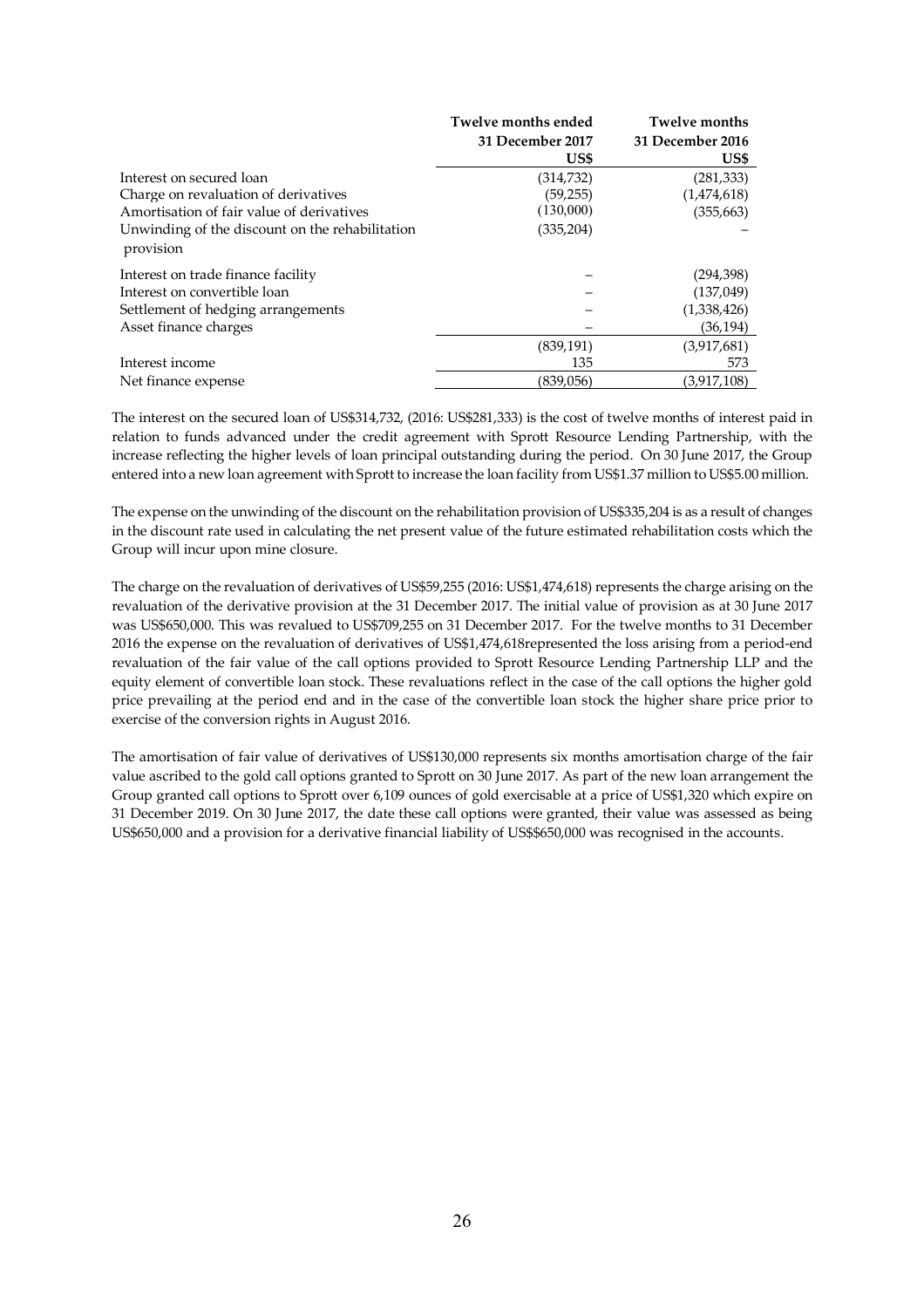| | Twelve months ended 31 December 2017 US$ | Twelve months 31 December 2016 US$ |
|---|---|---|
| Interest on secured loan | (314,732) | (281,333) |
| Charge on revaluation of derivatives | (59,255) | (1,474,618) |
| Amortisation of fair value of derivatives | (130,000) | (355,663) |
| Unwinding of the discount on the rehabilitation provision | (335,204) | – |
| Interest on trade finance facility | – | (294,398) |
| Interest on convertible loan | – | (137,049) |
| Settlement of hedging arrangements | – | (1,338,426) |
| Asset finance charges | – | (36,194) |
| | (839,191) | (3,917,681) |
| Interest income | 135 | 573 |
| Net finance expense | (839,056) | (3,917,108) |

The interest on the secured loan of US$314,732, (2016: US$281,333) is the cost of twelve months of interest paid in relation to funds advanced under the credit agreement with Sprott Resource Lending Partnership, with the increase reflecting the higher levels of loan principal outstanding during the period. On 30 June 2017, the Group entered into a new loan agreement with Sprott to increase the loan facility from US$1.37 million to US$5.00 million.

The expense on the unwinding of the discount on the rehabilitation provision of US$335,204 is as a result of changes in the discount rate used in calculating the net present value of the future estimated rehabilitation costs which the Group will incur upon mine closure.

The charge on the revaluation of derivatives of US$59,255 (2016: US$1,474,618) represents the charge arising on the revaluation of the derivative provision at the 31 December 2017. The initial value of provision as at 30 June 2017 was US$650,000. This was revalued to US$709,255 on 31 December 2017. For the twelve months to 31 December 2016 the expense on the revaluation of derivatives of US$1,474,618represented the loss arising from a period-end revaluation of the fair value of the call options provided to Sprott Resource Lending Partnership LLP and the equity element of convertible loan stock. These revaluations reflect in the case of the call options the higher gold price prevailing at the period end and in the case of the convertible loan stock the higher share price prior to exercise of the conversion rights in August 2016.

The amortisation of fair value of derivatives of US$130,000 represents six months amortisation charge of the fair value ascribed to the gold call options granted to Sprott on 30 June 2017. As part of the new loan arrangement the Group granted call options to Sprott over 6,109 ounces of gold exercisable at a price of US$1,320 which expire on 31 December 2019. On 30 June 2017, the date these call options were granted, their value was assessed as being US$650,000 and a provision for a derivative financial liability of US$$650,000 was recognised in the accounts.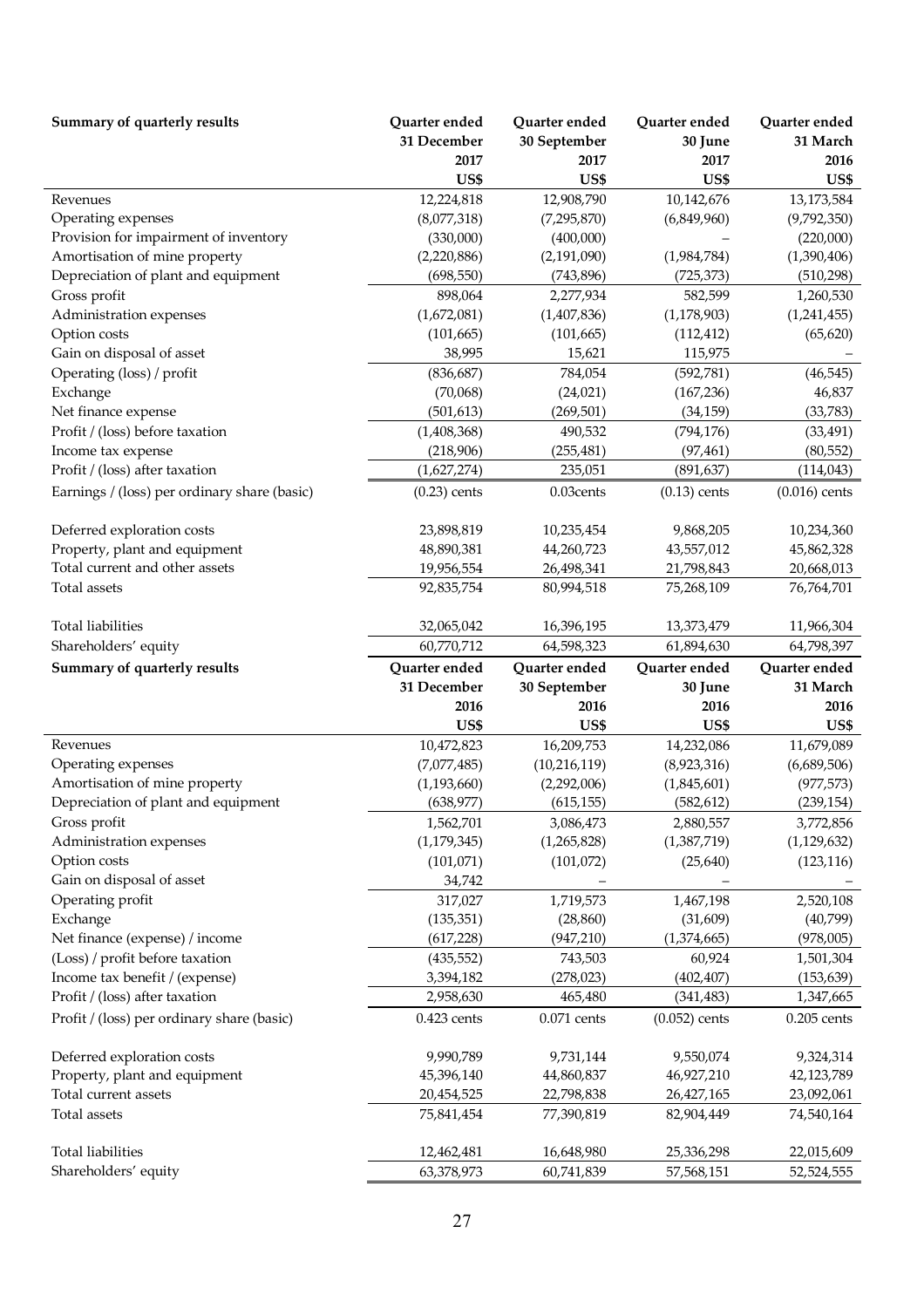| Summary of quarterly results | Quarter ended 31 December 2017 US$ | Quarter ended 30 September 2017 US$ | Quarter ended 30 June 2017 US$ | Quarter ended 31 March 2016 US$ |
|---|---|---|---|---|
| Revenues | 12,224,818 | 12,908,790 | 10,142,676 | 13,173,584 |
| Operating expenses | (8,077,318) | (7,295,870) | (6,849,960) | (9,792,350) |
| Provision for impairment of inventory | (330,000) | (400,000) | – | (220,000) |
| Amortisation of mine property | (2,220,886) | (2,191,090) | (1,984,784) | (1,390,406) |
| Depreciation of plant and equipment | (698,550) | (743,896) | (725,373) | (510,298) |
| Gross profit | 898,064 | 2,277,934 | 582,599 | 1,260,530 |
| Administration expenses | (1,672,081) | (1,407,836) | (1,178,903) | (1,241,455) |
| Option costs | (101,665) | (101,665) | (112,412) | (65,620) |
| Gain on disposal of asset | 38,995 | 15,621 | 115,975 | – |
| Operating (loss) / profit | (836,687) | 784,054 | (592,781) | (46,545) |
| Exchange | (70,068) | (24,021) | (167,236) | 46,837 |
| Net finance expense | (501,613) | (269,501) | (34,159) | (33,783) |
| Profit / (loss) before taxation | (1,408,368) | 490,532 | (794,176) | (33,491) |
| Income tax expense | (218,906) | (255,481) | (97,461) | (80,552) |
| Profit / (loss) after taxation | (1,627,274) | 235,051 | (891,637) | (114,043) |
| Earnings / (loss) per ordinary share (basic) | (0.23) cents | 0.03cents | (0.13) cents | (0.016) cents |
| | | | | |
| Deferred exploration costs | 23,898,819 | 10,235,454 | 9,868,205 | 10,234,360 |
| Property, plant and equipment | 48,890,381 | 44,260,723 | 43,557,012 | 45,862,328 |
| Total current and other assets | 19,956,554 | 26,498,341 | 21,798,843 | 20,668,013 |
| Total assets | 92,835,754 | 80,994,518 | 75,268,109 | 76,764,701 |
| | | | | |
| Total liabilities | 32,065,042 | 16,396,195 | 13,373,479 | 11,966,304 |
| Shareholders' equity | 60,770,712 | 64,598,323 | 61,894,630 | 64,798,397 |

| Summary of quarterly results | Quarter ended 31 December 2016 US$ | Quarter ended 30 September 2016 US$ | Quarter ended 30 June 2016 US$ | Quarter ended 31 March 2016 US$ |
|---|---|---|---|---|
| Revenues | 10,472,823 | 16,209,753 | 14,232,086 | 11,679,089 |
| Operating expenses | (7,077,485) | (10,216,119) | (8,923,316) | (6,689,506) |
| Amortisation of mine property | (1,193,660) | (2,292,006) | (1,845,601) | (977,573) |
| Depreciation of plant and equipment | (638,977) | (615,155) | (582,612) | (239,154) |
| Gross profit | 1,562,701 | 3,086,473 | 2,880,557 | 3,772,856 |
| Administration expenses | (1,179,345) | (1,265,828) | (1,387,719) | (1,129,632) |
| Option costs | (101,071) | (101,072) | (25,640) | (123,116) |
| Gain on disposal of asset | 34,742 | – | – | – |
| Operating profit | 317,027 | 1,719,573 | 1,467,198 | 2,520,108 |
| Exchange | (135,351) | (28,860) | (31,609) | (40,799) |
| Net finance (expense) / income | (617,228) | (947,210) | (1,374,665) | (978,005) |
| (Loss) / profit before taxation | (435,552) | 743,503 | 60,924 | 1,501,304 |
| Income tax benefit / (expense) | 3,394,182 | (278,023) | (402,407) | (153,639) |
| Profit / (loss) after taxation | 2,958,630 | 465,480 | (341,483) | 1,347,665 |
| Profit / (loss) per ordinary share (basic) | 0.423 cents | 0.071 cents | (0.052) cents | 0.205 cents |
| | | | | |
| Deferred exploration costs | 9,990,789 | 9,731,144 | 9,550,074 | 9,324,314 |
| Property, plant and equipment | 45,396,140 | 44,860,837 | 46,927,210 | 42,123,789 |
| Total current assets | 20,454,525 | 22,798,838 | 26,427,165 | 23,092,061 |
| Total assets | 75,841,454 | 77,390,819 | 82,904,449 | 74,540,164 |
| | | | | |
| Total liabilities | 12,462,481 | 16,648,980 | 25,336,298 | 22,015,609 |
| Shareholders' equity | 63,378,973 | 60,741,839 | 57,568,151 | 52,524,555 |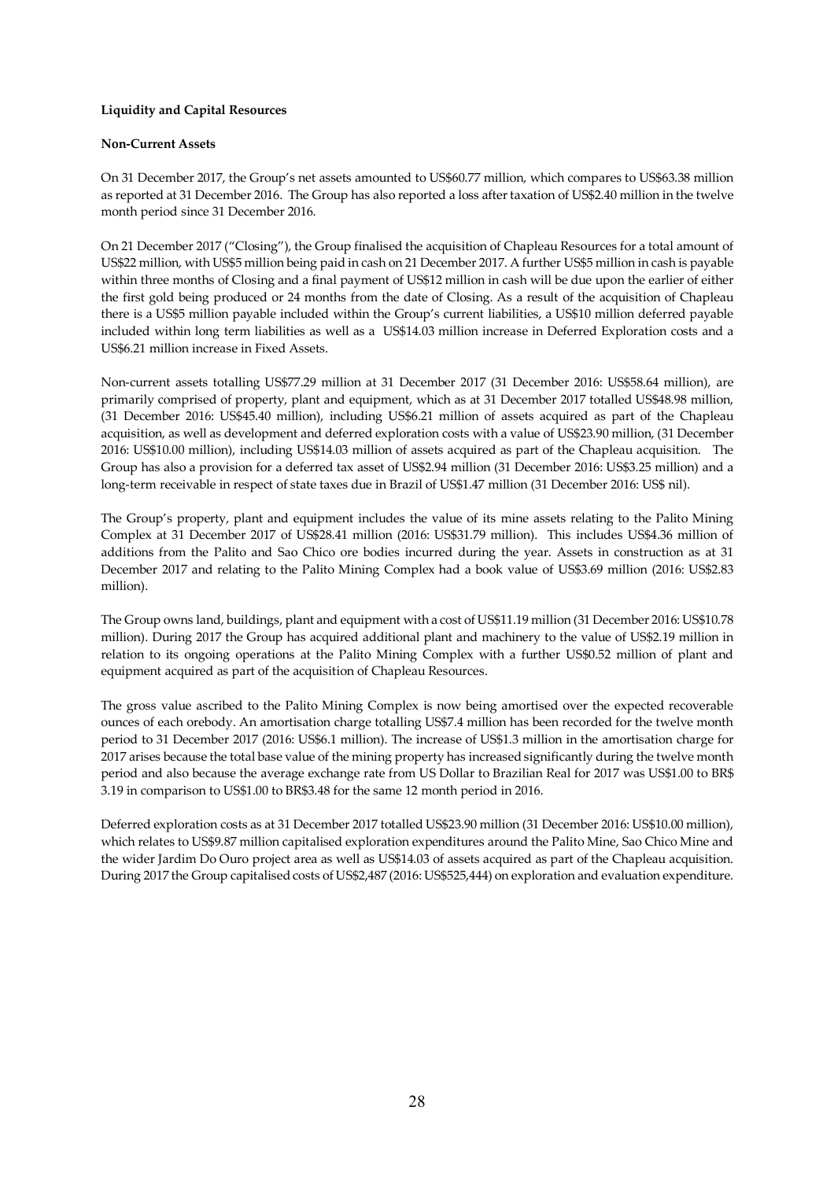**Liquidity and Capital Resources**

**Non-Current Assets**

On 31 December 2017, the Group's net assets amounted to US$60.77 million, which compares to US$63.38 million as reported at 31 December 2016. The Group has also reported a loss after taxation of US$2.40 million in the twelve month period since 31 December 2016.

On 21 December 2017 ("Closing"), the Group finalised the acquisition of Chapleau Resources for a total amount of US$22 million, with US$5 million being paid in cash on 21 December 2017. A further US$5 million in cash is payable within three months of Closing and a final payment of US$12 million in cash will be due upon the earlier of either the first gold being produced or 24 months from the date of Closing. As a result of the acquisition of Chapleau there is a US$5 million payable included within the Group's current liabilities, a US$10 million deferred payable included within long term liabilities as well as a US$14.03 million increase in Deferred Exploration costs and a US$6.21 million increase in Fixed Assets.

Non-current assets totalling US$77.29 million at 31 December 2017 (31 December 2016: US$58.64 million), are primarily comprised of property, plant and equipment, which as at 31 December 2017 totalled US$48.98 million, (31 December 2016: US$45.40 million), including US$6.21 million of assets acquired as part of the Chapleau acquisition, as well as development and deferred exploration costs with a value of US$23.90 million, (31 December 2016: US$10.00 million), including US$14.03 million of assets acquired as part of the Chapleau acquisition. The Group has also a provision for a deferred tax asset of US$2.94 million (31 December 2016: US$3.25 million) and a long-term receivable in respect of state taxes due in Brazil of US$1.47 million (31 December 2016: US$ nil).

The Group's property, plant and equipment includes the value of its mine assets relating to the Palito Mining Complex at 31 December 2017 of US$28.41 million (2016: US$31.79 million). This includes US$4.36 million of additions from the Palito and Sao Chico ore bodies incurred during the year. Assets in construction as at 31 December 2017 and relating to the Palito Mining Complex had a book value of US$3.69 million (2016: US$2.83 million).

The Group owns land, buildings, plant and equipment with a cost of US$11.19 million (31 December 2016: US$10.78 million). During 2017 the Group has acquired additional plant and machinery to the value of US$2.19 million in relation to its ongoing operations at the Palito Mining Complex with a further US$0.52 million of plant and equipment acquired as part of the acquisition of Chapleau Resources.

The gross value ascribed to the Palito Mining Complex is now being amortised over the expected recoverable ounces of each orebody. An amortisation charge totalling US$7.4 million has been recorded for the twelve month period to 31 December 2017 (2016: US$6.1 million). The increase of US$1.3 million in the amortisation charge for 2017 arises because the total base value of the mining property has increased significantly during the twelve month period and also because the average exchange rate from US Dollar to Brazilian Real for 2017 was US$1.00 to BR$ 3.19 in comparison to US$1.00 to BR$3.48 for the same 12 month period in 2016.

Deferred exploration costs as at 31 December 2017 totalled US$23.90 million (31 December 2016: US$10.00 million), which relates to US$9.87 million capitalised exploration expenditures around the Palito Mine, Sao Chico Mine and the wider Jardim Do Ouro project area as well as US$14.03 of assets acquired as part of the Chapleau acquisition. During 2017 the Group capitalised costs of US$2,487 (2016: US$525,444) on exploration and evaluation expenditure.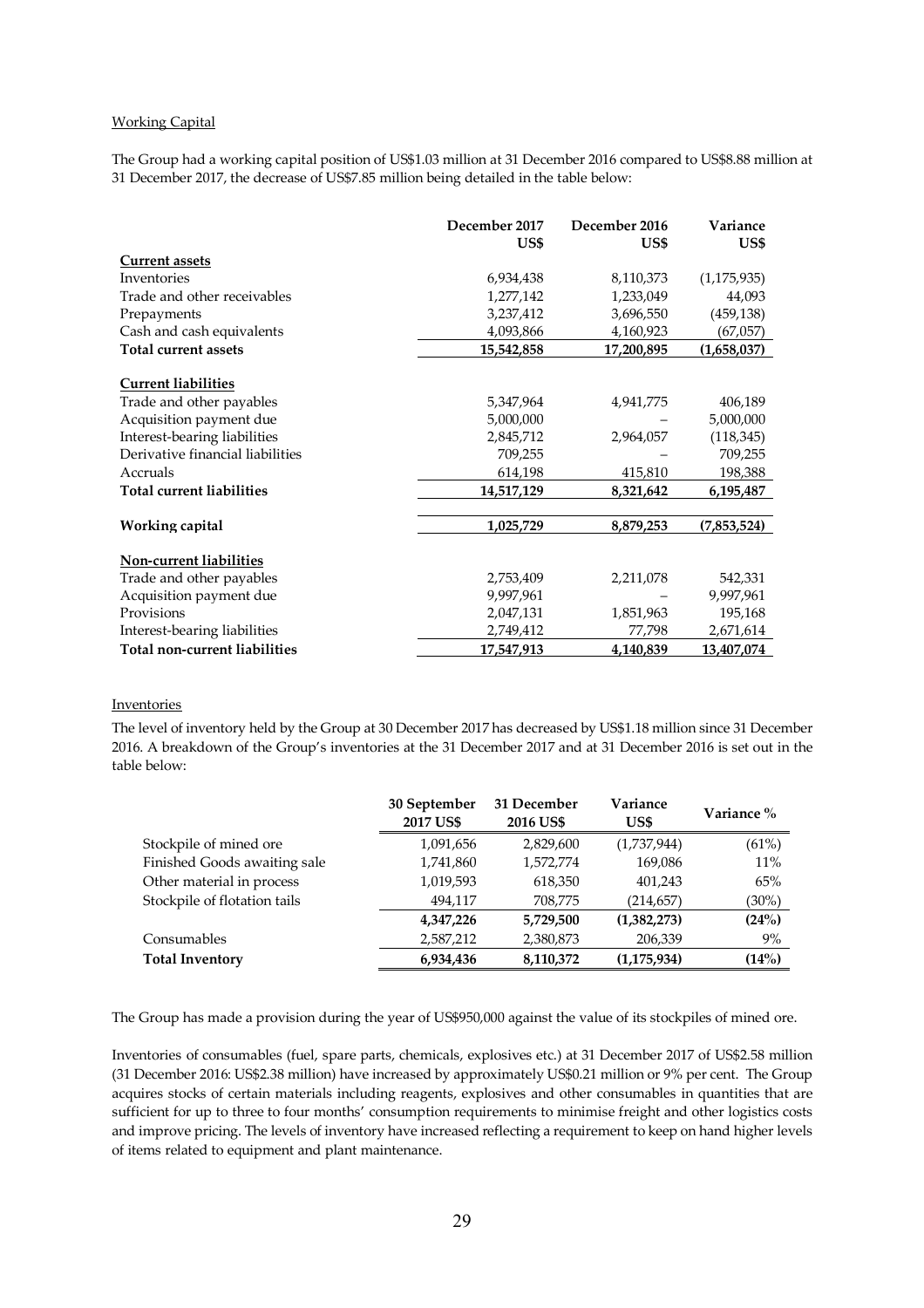Working Capital

The Group had a working capital position of US$1.03 million at 31 December 2016 compared to US$8.88 million at 31 December 2017, the decrease of US$7.85 million being detailed in the table below:

| | December 2017 US$ | December 2016 US$ | Variance US$ |
|---|---|---|---|
| **Current assets** | | | |
| Inventories | 6,934,438 | 8,110,373 | (1,175,935) |
| Trade and other receivables | 1,277,142 | 1,233,049 | 44,093 |
| Prepayments | 3,237,412 | 3,696,550 | (459,138) |
| Cash and cash equivalents | 4,093,866 | 4,160,923 | (67,057) |
| **Total current assets** | **15,542,858** | **17,200,895** | **(1,658,037)** |
| **Current liabilities** | | | |
| Trade and other payables | 5,347,964 | 4,941,775 | 406,189 |
| Acquisition payment due | 5,000,000 | – | 5,000,000 |
| Interest-bearing liabilities | 2,845,712 | 2,964,057 | (118,345) |
| Derivative financial liabilities | 709,255 | – | 709,255 |
| Accruals | 614,198 | 415,810 | 198,388 |
| **Total current liabilities** | **14,517,129** | **8,321,642** | **6,195,487** |
| **Working capital** | **1,025,729** | **8,879,253** | **(7,853,524)** |
| **Non-current liabilities** | | | |
| Trade and other payables | 2,753,409 | 2,211,078 | 542,331 |
| Acquisition payment due | 9,997,961 | – | 9,997,961 |
| Provisions | 2,047,131 | 1,851,963 | 195,168 |
| Interest-bearing liabilities | 2,749,412 | 77,798 | 2,671,614 |
| **Total non-current liabilities** | **17,547,913** | **4,140,839** | **13,407,074** |

Inventories

The level of inventory held by the Group at 30 December 2017 has decreased by US$1.18 million since 31 December 2016. A breakdown of the Group's inventories at the 31 December 2017 and at 31 December 2016 is set out in the table below:

| | 30 September 2017 US$ | 31 December 2016 US$ | Variance US$ | Variance % |
|---|---|---|---|---|
| Stockpile of mined ore | 1,091,656 | 2,829,600 | (1,737,944) | (61%) |
| Finished Goods awaiting sale | 1,741,860 | 1,572,774 | 169,086 | 11% |
| Other material in process | 1,019,593 | 618,350 | 401,243 | 65% |
| Stockpile of flotation tails | 494,117 | 708,775 | (214,657) | (30%) |
| | **4,347,226** | **5,729,500** | **(1,382,273)** | **(24%)** |
| Consumables | 2,587,212 | 2,380,873 | 206,339 | 9% |
| **Total Inventory** | **6,934,436** | **8,110,372** | **(1,175,934)** | **(14%)** |

The Group has made a provision during the year of US$950,000 against the value of its stockpiles of mined ore.

Inventories of consumables (fuel, spare parts, chemicals, explosives etc.) at 31 December 2017 of US$2.58 million (31 December 2016: US$2.38 million) have increased by approximately US$0.21 million or 9% per cent. The Group acquires stocks of certain materials including reagents, explosives and other consumables in quantities that are sufficient for up to three to four months' consumption requirements to minimise freight and other logistics costs and improve pricing. The levels of inventory have increased reflecting a requirement to keep on hand higher levels of items related to equipment and plant maintenance.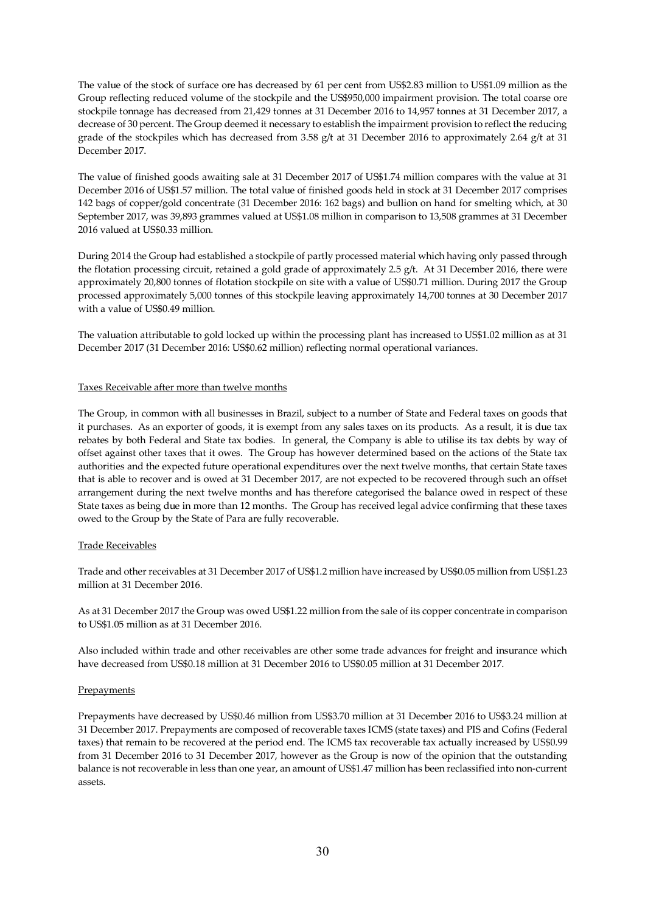The value of the stock of surface ore has decreased by 61 per cent from US$2.83 million to US$1.09 million as the Group reflecting reduced volume of the stockpile and the US$950,000 impairment provision. The total coarse ore stockpile tonnage has decreased from 21,429 tonnes at 31 December 2016 to 14,957 tonnes at 31 December 2017, a decrease of 30 percent. The Group deemed it necessary to establish the impairment provision to reflect the reducing grade of the stockpiles which has decreased from 3.58 g/t at 31 December 2016 to approximately 2.64 g/t at 31 December 2017.

The value of finished goods awaiting sale at 31 December 2017 of US$1.74 million compares with the value at 31 December 2016 of US$1.57 million. The total value of finished goods held in stock at 31 December 2017 comprises 142 bags of copper/gold concentrate (31 December 2016: 162 bags) and bullion on hand for smelting which, at 30 September 2017, was 39,893 grammes valued at US$1.08 million in comparison to 13,508 grammes at 31 December 2016 valued at US$0.33 million.

During 2014 the Group had established a stockpile of partly processed material which having only passed through the flotation processing circuit, retained a gold grade of approximately 2.5 g/t. At 31 December 2016, there were approximately 20,800 tonnes of flotation stockpile on site with a value of US$0.71 million. During 2017 the Group processed approximately 5,000 tonnes of this stockpile leaving approximately 14,700 tonnes at 30 December 2017 with a value of US$0.49 million.

The valuation attributable to gold locked up within the processing plant has increased to US$1.02 million as at 31 December 2017 (31 December 2016: US$0.62 million) reflecting normal operational variances.

Taxes Receivable after more than twelve months

The Group, in common with all businesses in Brazil, subject to a number of State and Federal taxes on goods that it purchases. As an exporter of goods, it is exempt from any sales taxes on its products. As a result, it is due tax rebates by both Federal and State tax bodies. In general, the Company is able to utilise its tax debts by way of offset against other taxes that it owes. The Group has however determined based on the actions of the State tax authorities and the expected future operational expenditures over the next twelve months, that certain State taxes that is able to recover and is owed at 31 December 2017, are not expected to be recovered through such an offset arrangement during the next twelve months and has therefore categorised the balance owed in respect of these State taxes as being due in more than 12 months. The Group has received legal advice confirming that these taxes owed to the Group by the State of Para are fully recoverable.

Trade Receivables

Trade and other receivables at 31 December 2017 of US$1.2 million have increased by US$0.05 million from US$1.23 million at 31 December 2016.

As at 31 December 2017 the Group was owed US$1.22 million from the sale of its copper concentrate in comparison to US$1.05 million as at 31 December 2016.

Also included within trade and other receivables are other some trade advances for freight and insurance which have decreased from US$0.18 million at 31 December 2016 to US$0.05 million at 31 December 2017.

Prepayments

Prepayments have decreased by US$0.46 million from US$3.70 million at 31 December 2016 to US$3.24 million at 31 December 2017. Prepayments are composed of recoverable taxes ICMS (state taxes) and PIS and Cofins (Federal taxes) that remain to be recovered at the period end. The ICMS tax recoverable tax actually increased by US$0.99 from 31 December 2016 to 31 December 2017, however as the Group is now of the opinion that the outstanding balance is not recoverable in less than one year, an amount of US$1.47 million has been reclassified into non-current assets.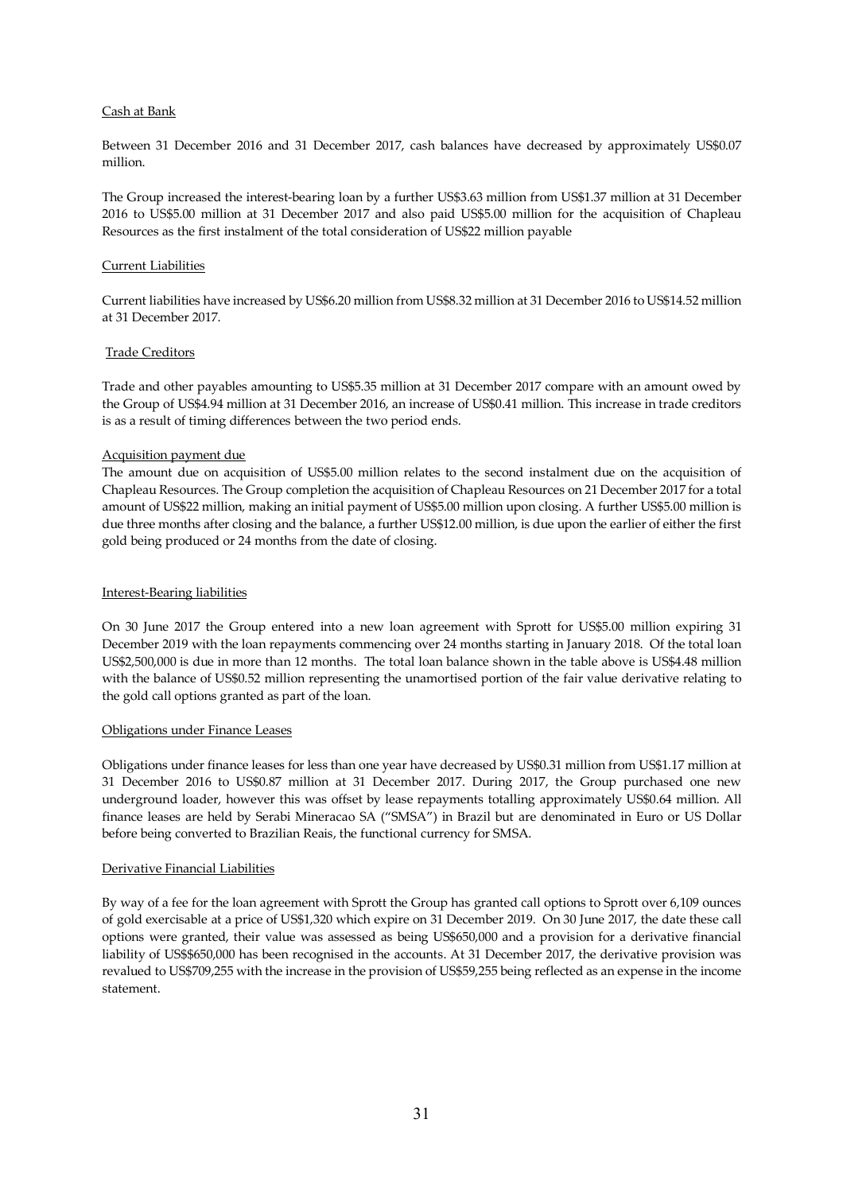Cash at Bank

Between 31 December 2016 and 31 December 2017, cash balances have decreased by approximately US$0.07 million.

The Group increased the interest-bearing loan by a further US$3.63 million from US$1.37 million at 31 December 2016 to US$5.00 million at 31 December 2017 and also paid US$5.00 million for the acquisition of Chapleau Resources as the first instalment of the total consideration of US$22 million payable

Current Liabilities

Current liabilities have increased by US$6.20 million from US$8.32 million at 31 December 2016 to US$14.52 million at 31 December 2017.

Trade Creditors

Trade and other payables amounting to US$5.35 million at 31 December 2017 compare with an amount owed by the Group of US$4.94 million at 31 December 2016, an increase of US$0.41 million. This increase in trade creditors is as a result of timing differences between the two period ends.

Acquisition payment due

The amount due on acquisition of US$5.00 million relates to the second instalment due on the acquisition of Chapleau Resources. The Group completion the acquisition of Chapleau Resources on 21 December 2017 for a total amount of US$22 million, making an initial payment of US$5.00 million upon closing. A further US$5.00 million is due three months after closing and the balance, a further US$12.00 million, is due upon the earlier of either the first gold being produced or 24 months from the date of closing.

Interest-Bearing liabilities

On 30 June 2017 the Group entered into a new loan agreement with Sprott for US$5.00 million expiring 31 December 2019 with the loan repayments commencing over 24 months starting in January 2018. Of the total loan US$2,500,000 is due in more than 12 months. The total loan balance shown in the table above is US$4.48 million with the balance of US$0.52 million representing the unamortised portion of the fair value derivative relating to the gold call options granted as part of the loan.

Obligations under Finance Leases

Obligations under finance leases for less than one year have decreased by US$0.31 million from US$1.17 million at 31 December 2016 to US$0.87 million at 31 December 2017. During 2017, the Group purchased one new underground loader, however this was offset by lease repayments totalling approximately US$0.64 million. All finance leases are held by Serabi Mineracao SA ("SMSA") in Brazil but are denominated in Euro or US Dollar before being converted to Brazilian Reais, the functional currency for SMSA.

Derivative Financial Liabilities

By way of a fee for the loan agreement with Sprott the Group has granted call options to Sprott over 6,109 ounces of gold exercisable at a price of US$1,320 which expire on 31 December 2019. On 30 June 2017, the date these call options were granted, their value was assessed as being US$650,000 and a provision for a derivative financial liability of US$$650,000 has been recognised in the accounts. At 31 December 2017, the derivative provision was revalued to US$709,255 with the increase in the provision of US$59,255 being reflected as an expense in the income statement.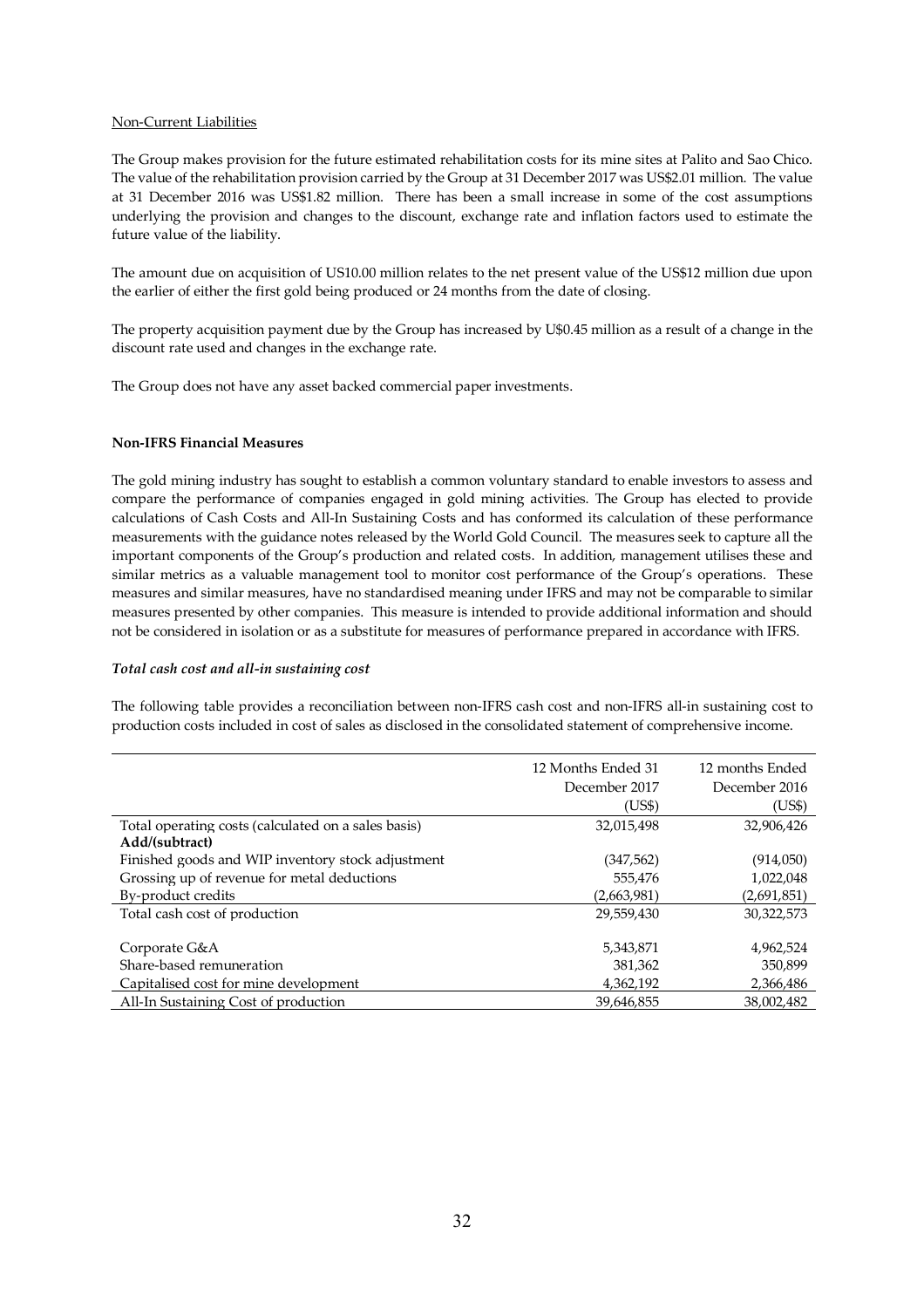Non-Current Liabilities

The Group makes provision for the future estimated rehabilitation costs for its mine sites at Palito and Sao Chico. The value of the rehabilitation provision carried by the Group at 31 December 2017 was US$2.01 million. The value at 31 December 2016 was US$1.82 million. There has been a small increase in some of the cost assumptions underlying the provision and changes to the discount, exchange rate and inflation factors used to estimate the future value of the liability.

The amount due on acquisition of US10.00 million relates to the net present value of the US$12 million due upon the earlier of either the first gold being produced or 24 months from the date of closing.

The property acquisition payment due by the Group has increased by U$0.45 million as a result of a change in the discount rate used and changes in the exchange rate.

The Group does not have any asset backed commercial paper investments.

**Non-IFRS Financial Measures**

The gold mining industry has sought to establish a common voluntary standard to enable investors to assess and compare the performance of companies engaged in gold mining activities. The Group has elected to provide calculations of Cash Costs and All-In Sustaining Costs and has conformed its calculation of these performance measurements with the guidance notes released by the World Gold Council. The measures seek to capture all the important components of the Group's production and related costs. In addition, management utilises these and similar metrics as a valuable management tool to monitor cost performance of the Group's operations. These measures and similar measures, have no standardised meaning under IFRS and may not be comparable to similar measures presented by other companies. This measure is intended to provide additional information and should not be considered in isolation or as a substitute for measures of performance prepared in accordance with IFRS.

***Total cash cost and all-in sustaining cost***

The following table provides a reconciliation between non-IFRS cash cost and non-IFRS all-in sustaining cost to production costs included in cost of sales as disclosed in the consolidated statement of comprehensive income.

| | 12 Months Ended 31 December 2017 (US$) | 12 months Ended December 2016 (US$) |
|---|---|---|
| Total operating costs (calculated on a sales basis) | 32,015,498 | 32,906,426 |
| **Add/(subtract)** | | |
| Finished goods and WIP inventory stock adjustment | (347,562) | (914,050) |
| Grossing up of revenue for metal deductions | 555,476 | 1,022,048 |
| By-product credits | (2,663,981) | (2,691,851) |
| Total cash cost of production | 29,559,430 | 30,322,573 |
| | | |
| Corporate G&A | 5,343,871 | 4,962,524 |
| Share-based remuneration | 381,362 | 350,899 |
| Capitalised cost for mine development | 4,362,192 | 2,366,486 |
| All-In Sustaining Cost of production | 39,646,855 | 38,002,482 |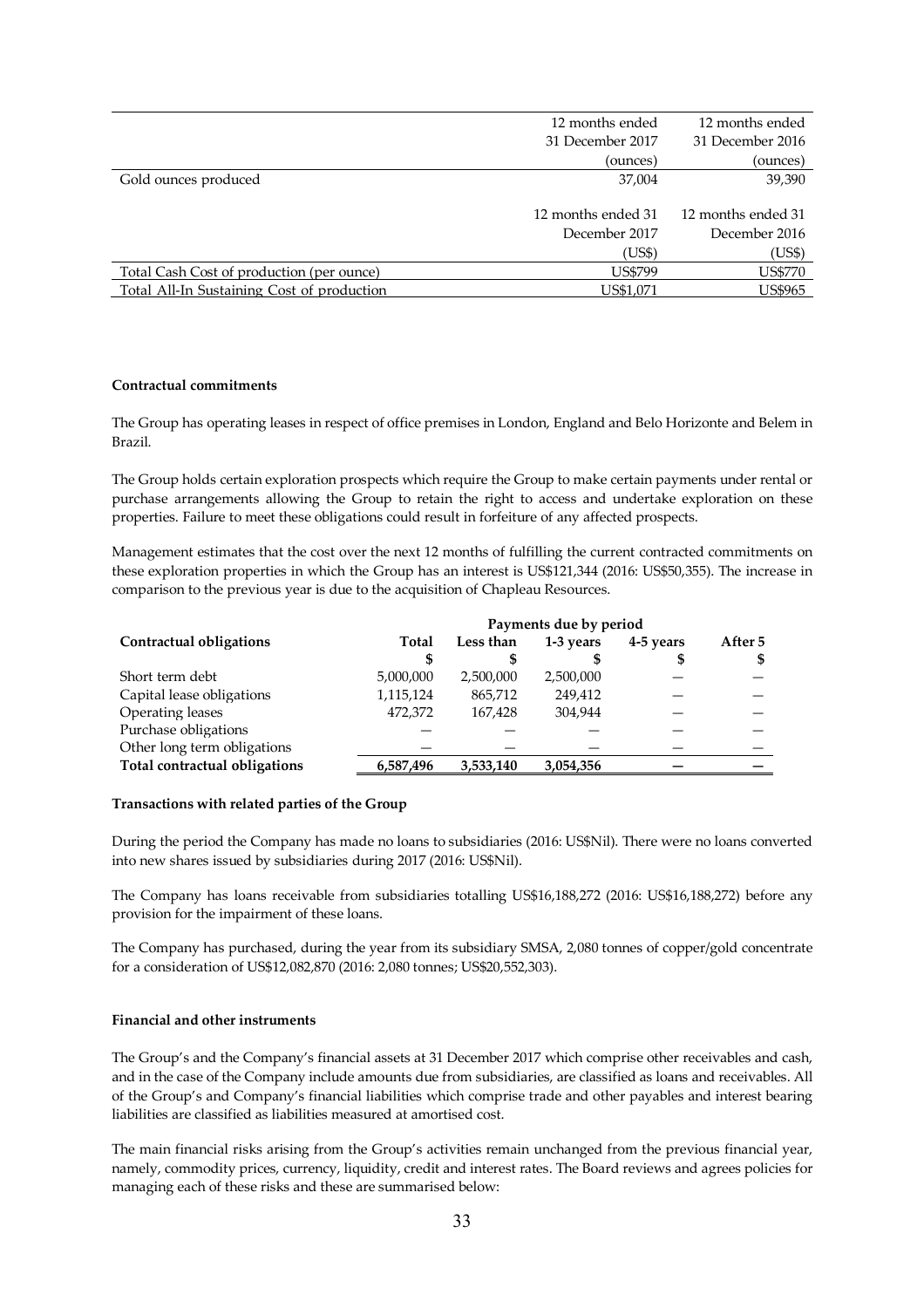| | 12 months ended 31 December 2017 (ounces) | 12 months ended 31 December 2016 (ounces) |
|---|---|---|
| Gold ounces produced | 37,004 | 39,390 |
| | **12 months ended 31 December 2017 (US$)** | **12 months ended 31 December 2016 (US$)** |
| Total Cash Cost of production (per ounce) | US$799 | US$770 |
| Total All-In Sustaining Cost of production | US$1,071 | US$965 |

**Contractual commitments**

The Group has operating leases in respect of office premises in London, England and Belo Horizonte and Belem in Brazil.

The Group holds certain exploration prospects which require the Group to make certain payments under rental or purchase arrangements allowing the Group to retain the right to access and undertake exploration on these properties. Failure to meet these obligations could result in forfeiture of any affected prospects.

Management estimates that the cost over the next 12 months of fulfilling the current contracted commitments on these exploration properties in which the Group has an interest is US$121,344 (2016: US$50,355). The increase in comparison to the previous year is due to the acquisition of Chapleau Resources.

| | Payments due by period | | | | |
|---|---|---|---|---|---|
| **Contractual obligations** | **Total** | **Less than** | **1-3 years** | **4-5 years** | **After 5** |
| | **$** | **$** | **$** | **$** | **$** |
| Short term debt | 5,000,000 | 2,500,000 | 2,500,000 | — | — |
| Capital lease obligations | 1,115,124 | 865,712 | 249,412 | — | — |
| Operating leases | 472,372 | 167,428 | 304,944 | — | — |
| Purchase obligations | — | — | — | — | — |
| Other long term obligations | — | — | — | — | — |
| **Total contractual obligations** | **6,587,496** | **3,533,140** | **3,054,356** | **—** | **—** |

**Transactions with related parties of the Group**

During the period the Company has made no loans to subsidiaries (2016: US$Nil). There were no loans converted into new shares issued by subsidiaries during 2017 (2016: US$Nil).

The Company has loans receivable from subsidiaries totalling US$16,188,272 (2016: US$16,188,272) before any provision for the impairment of these loans.

The Company has purchased, during the year from its subsidiary SMSA, 2,080 tonnes of copper/gold concentrate for a consideration of US$12,082,870 (2016: 2,080 tonnes; US$20,552,303).

**Financial and other instruments**

The Group's and the Company's financial assets at 31 December 2017 which comprise other receivables and cash, and in the case of the Company include amounts due from subsidiaries, are classified as loans and receivables. All of the Group's and Company's financial liabilities which comprise trade and other payables and interest bearing liabilities are classified as liabilities measured at amortised cost.

The main financial risks arising from the Group's activities remain unchanged from the previous financial year, namely, commodity prices, currency, liquidity, credit and interest rates. The Board reviews and agrees policies for managing each of these risks and these are summarised below: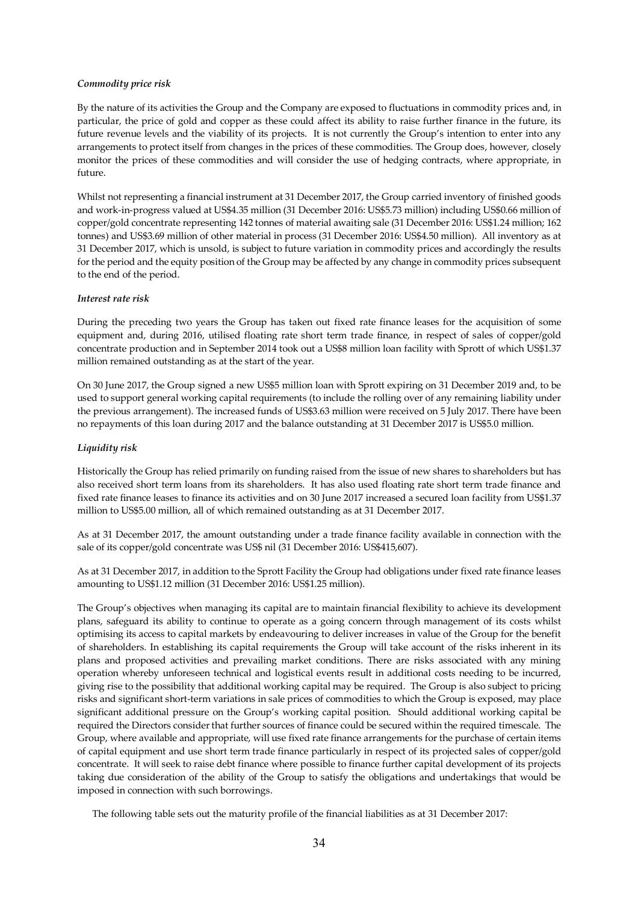*Commodity price risk*

By the nature of its activities the Group and the Company are exposed to fluctuations in commodity prices and, in particular, the price of gold and copper as these could affect its ability to raise further finance in the future, its future revenue levels and the viability of its projects. It is not currently the Group's intention to enter into any arrangements to protect itself from changes in the prices of these commodities. The Group does, however, closely monitor the prices of these commodities and will consider the use of hedging contracts, where appropriate, in future.

Whilst not representing a financial instrument at 31 December 2017, the Group carried inventory of finished goods and work-in-progress valued at US$4.35 million (31 December 2016: US$5.73 million) including US$0.66 million of copper/gold concentrate representing 142 tonnes of material awaiting sale (31 December 2016: US$1.24 million; 162 tonnes) and US$3.69 million of other material in process (31 December 2016: US$4.50 million). All inventory as at 31 December 2017, which is unsold, is subject to future variation in commodity prices and accordingly the results for the period and the equity position of the Group may be affected by any change in commodity prices subsequent to the end of the period.

*Interest rate risk*

During the preceding two years the Group has taken out fixed rate finance leases for the acquisition of some equipment and, during 2016, utilised floating rate short term trade finance, in respect of sales of copper/gold concentrate production and in September 2014 took out a US$8 million loan facility with Sprott of which US$1.37 million remained outstanding as at the start of the year.

On 30 June 2017, the Group signed a new US$5 million loan with Sprott expiring on 31 December 2019 and, to be used to support general working capital requirements (to include the rolling over of any remaining liability under the previous arrangement). The increased funds of US$3.63 million were received on 5 July 2017. There have been no repayments of this loan during 2017 and the balance outstanding at 31 December 2017 is US$5.0 million.

*Liquidity risk*

Historically the Group has relied primarily on funding raised from the issue of new shares to shareholders but has also received short term loans from its shareholders. It has also used floating rate short term trade finance and fixed rate finance leases to finance its activities and on 30 June 2017 increased a secured loan facility from US$1.37 million to US$5.00 million, all of which remained outstanding as at 31 December 2017.

As at 31 December 2017, the amount outstanding under a trade finance facility available in connection with the sale of its copper/gold concentrate was US$ nil (31 December 2016: US$415,607).

As at 31 December 2017, in addition to the Sprott Facility the Group had obligations under fixed rate finance leases amounting to US$1.12 million (31 December 2016: US$1.25 million).

The Group's objectives when managing its capital are to maintain financial flexibility to achieve its development plans, safeguard its ability to continue to operate as a going concern through management of its costs whilst optimising its access to capital markets by endeavouring to deliver increases in value of the Group for the benefit of shareholders. In establishing its capital requirements the Group will take account of the risks inherent in its plans and proposed activities and prevailing market conditions. There are risks associated with any mining operation whereby unforeseen technical and logistical events result in additional costs needing to be incurred, giving rise to the possibility that additional working capital may be required. The Group is also subject to pricing risks and significant short-term variations in sale prices of commodities to which the Group is exposed, may place significant additional pressure on the Group's working capital position. Should additional working capital be required the Directors consider that further sources of finance could be secured within the required timescale. The Group, where available and appropriate, will use fixed rate finance arrangements for the purchase of certain items of capital equipment and use short term trade finance particularly in respect of its projected sales of copper/gold concentrate. It will seek to raise debt finance where possible to finance further capital development of its projects taking due consideration of the ability of the Group to satisfy the obligations and undertakings that would be imposed in connection with such borrowings.

The following table sets out the maturity profile of the financial liabilities as at 31 December 2017: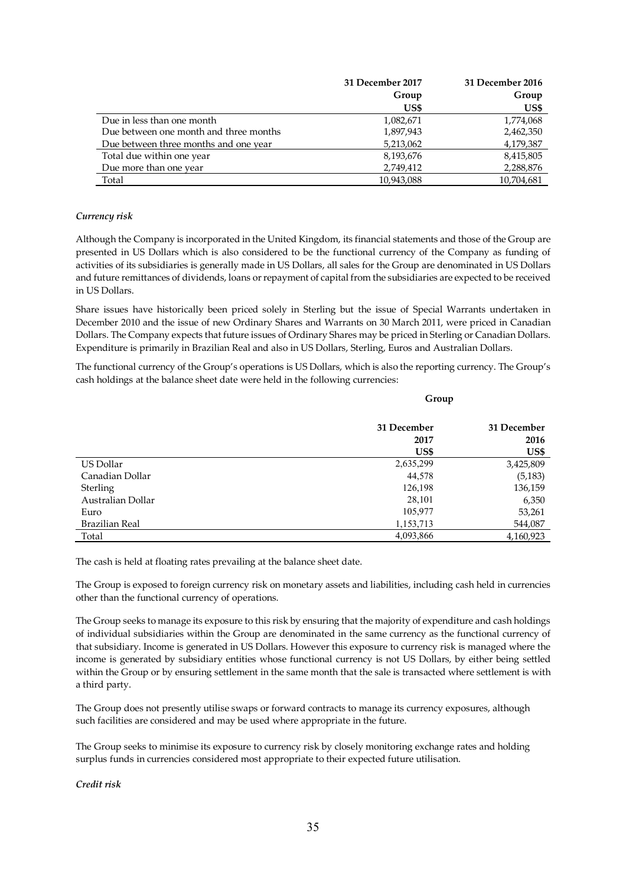| | 31 December 2017 | 31 December 2016 |
|---|---|---|
| | Group | Group |
| | US$ | US$ |
| Due in less than one month | 1,082,671 | 1,774,068 |
| Due between one month and three months | 1,897,943 | 2,462,350 |
| Due between three months and one year | 5,213,062 | 4,179,387 |
| Total due within one year | 8,193,676 | 8,415,805 |
| Due more than one year | 2,749,412 | 2,288,876 |
| Total | 10,943,088 | 10,704,681 |

*Currency risk*

Although the Company is incorporated in the United Kingdom, its financial statements and those of the Group are presented in US Dollars which is also considered to be the functional currency of the Company as funding of activities of its subsidiaries is generally made in US Dollars, all sales for the Group are denominated in US Dollars and future remittances of dividends, loans or repayment of capital from the subsidiaries are expected to be received in US Dollars.

Share issues have historically been priced solely in Sterling but the issue of Special Warrants undertaken in December 2010 and the issue of new Ordinary Shares and Warrants on 30 March 2011, were priced in Canadian Dollars. The Company expects that future issues of Ordinary Shares may be priced in Sterling or Canadian Dollars. Expenditure is primarily in Brazilian Real and also in US Dollars, Sterling, Euros and Australian Dollars.

The functional currency of the Group's operations is US Dollars, which is also the reporting currency. The Group's cash holdings at the balance sheet date were held in the following currencies:

| | Group | |
|---|---|---|
| | 31 December 2017 | 31 December 2016 |
| | US$ | US$ |
| US Dollar | 2,635,299 | 3,425,809 |
| Canadian Dollar | 44,578 | (5,183) |
| Sterling | 126,198 | 136,159 |
| Australian Dollar | 28,101 | 6,350 |
| Euro | 105,977 | 53,261 |
| Brazilian Real | 1,153,713 | 544,087 |
| Total | 4,093,866 | 4,160,923 |

The cash is held at floating rates prevailing at the balance sheet date.

The Group is exposed to foreign currency risk on monetary assets and liabilities, including cash held in currencies other than the functional currency of operations.

The Group seeks to manage its exposure to this risk by ensuring that the majority of expenditure and cash holdings of individual subsidiaries within the Group are denominated in the same currency as the functional currency of that subsidiary. Income is generated in US Dollars. However this exposure to currency risk is managed where the income is generated by subsidiary entities whose functional currency is not US Dollars, by either being settled within the Group or by ensuring settlement in the same month that the sale is transacted where settlement is with a third party.

The Group does not presently utilise swaps or forward contracts to manage its currency exposures, although such facilities are considered and may be used where appropriate in the future.

The Group seeks to minimise its exposure to currency risk by closely monitoring exchange rates and holding surplus funds in currencies considered most appropriate to their expected future utilisation.

*Credit risk*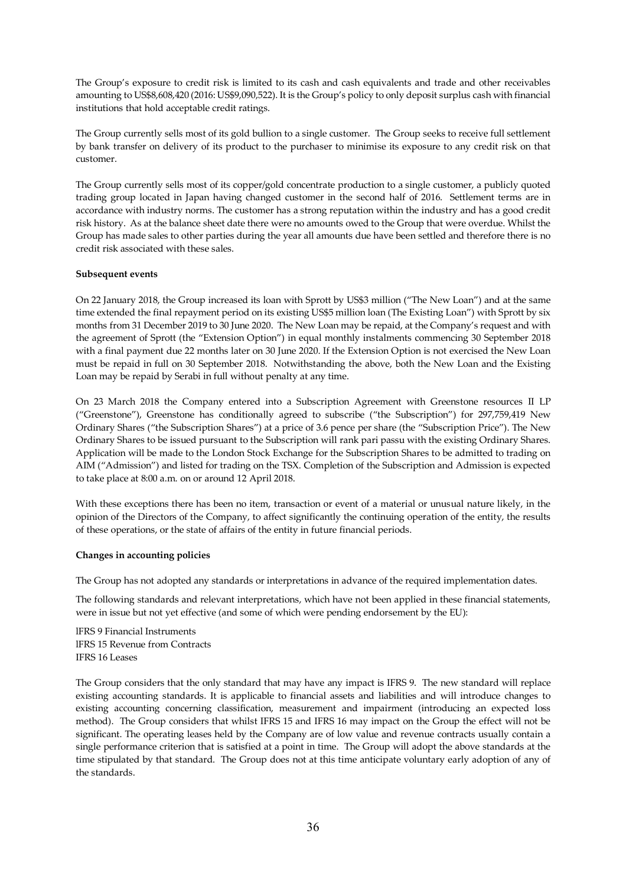The Group's exposure to credit risk is limited to its cash and cash equivalents and trade and other receivables amounting to US$8,608,420 (2016: US$9,090,522). It is the Group's policy to only deposit surplus cash with financial institutions that hold acceptable credit ratings.

The Group currently sells most of its gold bullion to a single customer. The Group seeks to receive full settlement by bank transfer on delivery of its product to the purchaser to minimise its exposure to any credit risk on that customer.

The Group currently sells most of its copper/gold concentrate production to a single customer, a publicly quoted trading group located in Japan having changed customer in the second half of 2016. Settlement terms are in accordance with industry norms. The customer has a strong reputation within the industry and has a good credit risk history. As at the balance sheet date there were no amounts owed to the Group that were overdue. Whilst the Group has made sales to other parties during the year all amounts due have been settled and therefore there is no credit risk associated with these sales.

**Subsequent events**

On 22 January 2018, the Group increased its loan with Sprott by US$3 million ("The New Loan") and at the same time extended the final repayment period on its existing US$5 million loan (The Existing Loan") with Sprott by six months from 31 December 2019 to 30 June 2020. The New Loan may be repaid, at the Company's request and with the agreement of Sprott (the "Extension Option") in equal monthly instalments commencing 30 September 2018 with a final payment due 22 months later on 30 June 2020. If the Extension Option is not exercised the New Loan must be repaid in full on 30 September 2018. Notwithstanding the above, both the New Loan and the Existing Loan may be repaid by Serabi in full without penalty at any time.

On 23 March 2018 the Company entered into a Subscription Agreement with Greenstone resources II LP ("Greenstone"), Greenstone has conditionally agreed to subscribe ("the Subscription") for 297,759,419 New Ordinary Shares ("the Subscription Shares") at a price of 3.6 pence per share (the "Subscription Price"). The New Ordinary Shares to be issued pursuant to the Subscription will rank pari passu with the existing Ordinary Shares. Application will be made to the London Stock Exchange for the Subscription Shares to be admitted to trading on AIM ("Admission") and listed for trading on the TSX. Completion of the Subscription and Admission is expected to take place at 8:00 a.m. on or around 12 April 2018.

With these exceptions there has been no item, transaction or event of a material or unusual nature likely, in the opinion of the Directors of the Company, to affect significantly the continuing operation of the entity, the results of these operations, or the state of affairs of the entity in future financial periods.

**Changes in accounting policies**

The Group has not adopted any standards or interpretations in advance of the required implementation dates.

The following standards and relevant interpretations, which have not been applied in these financial statements, were in issue but not yet effective (and some of which were pending endorsement by the EU):

IFRS 9 Financial Instruments
IFRS 15 Revenue from Contracts
IFRS 16 Leases

The Group considers that the only standard that may have any impact is IFRS 9. The new standard will replace existing accounting standards. It is applicable to financial assets and liabilities and will introduce changes to existing accounting concerning classification, measurement and impairment (introducing an expected loss method). The Group considers that whilst IFRS 15 and IFRS 16 may impact on the Group the effect will not be significant. The operating leases held by the Company are of low value and revenue contracts usually contain a single performance criterion that is satisfied at a point in time. The Group will adopt the above standards at the time stipulated by that standard. The Group does not at this time anticipate voluntary early adoption of any of the standards.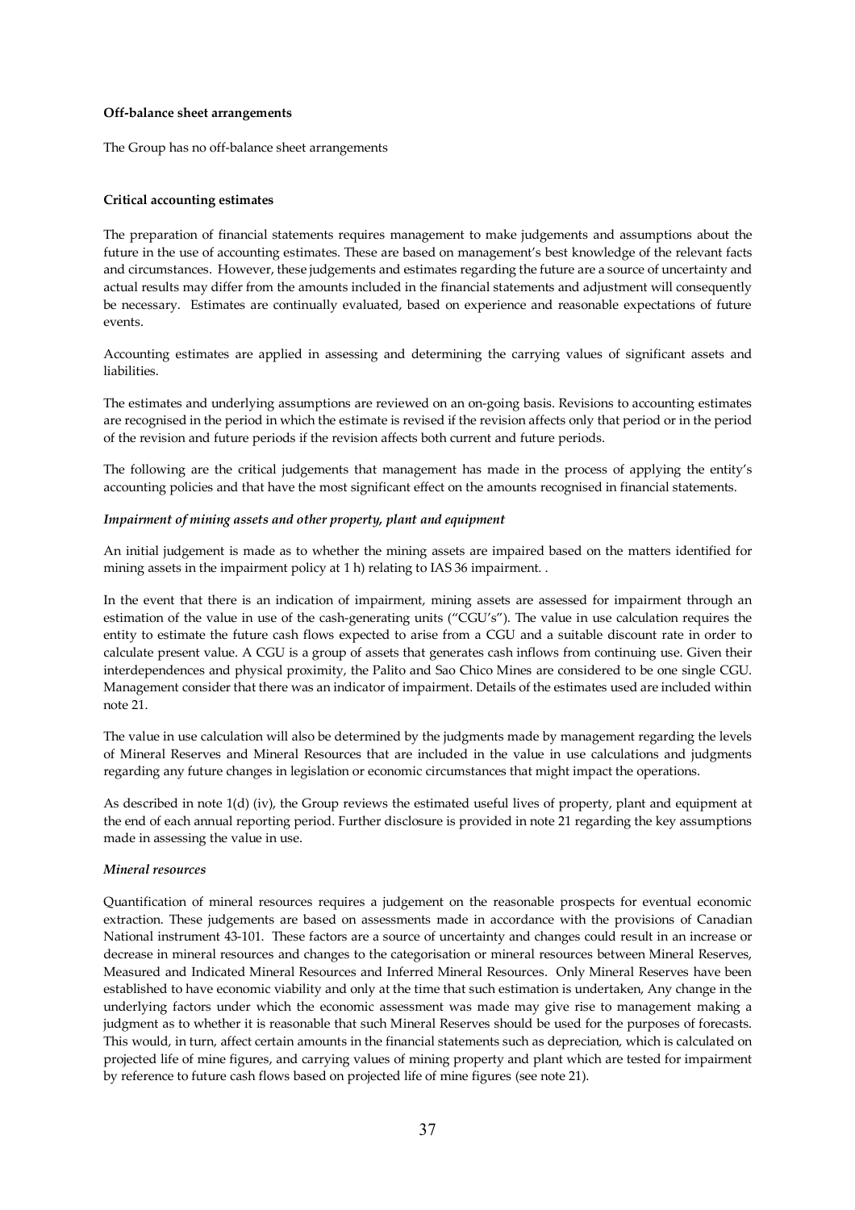**Off-balance sheet arrangements**

The Group has no off-balance sheet arrangements

**Critical accounting estimates**

The preparation of financial statements requires management to make judgements and assumptions about the future in the use of accounting estimates. These are based on management's best knowledge of the relevant facts and circumstances. However, these judgements and estimates regarding the future are a source of uncertainty and actual results may differ from the amounts included in the financial statements and adjustment will consequently be necessary. Estimates are continually evaluated, based on experience and reasonable expectations of future events.

Accounting estimates are applied in assessing and determining the carrying values of significant assets and liabilities.

The estimates and underlying assumptions are reviewed on an on-going basis. Revisions to accounting estimates are recognised in the period in which the estimate is revised if the revision affects only that period or in the period of the revision and future periods if the revision affects both current and future periods.

The following are the critical judgements that management has made in the process of applying the entity's accounting policies and that have the most significant effect on the amounts recognised in financial statements.

***Impairment of mining assets and other property, plant and equipment***

An initial judgement is made as to whether the mining assets are impaired based on the matters identified for mining assets in the impairment policy at 1 h) relating to IAS 36 impairment. .

In the event that there is an indication of impairment, mining assets are assessed for impairment through an estimation of the value in use of the cash-generating units ("CGU's"). The value in use calculation requires the entity to estimate the future cash flows expected to arise from a CGU and a suitable discount rate in order to calculate present value. A CGU is a group of assets that generates cash inflows from continuing use. Given their interdependences and physical proximity, the Palito and Sao Chico Mines are considered to be one single CGU. Management consider that there was an indicator of impairment. Details of the estimates used are included within note 21.

The value in use calculation will also be determined by the judgments made by management regarding the levels of Mineral Reserves and Mineral Resources that are included in the value in use calculations and judgments regarding any future changes in legislation or economic circumstances that might impact the operations.

As described in note 1(d) (iv), the Group reviews the estimated useful lives of property, plant and equipment at the end of each annual reporting period. Further disclosure is provided in note 21 regarding the key assumptions made in assessing the value in use.

***Mineral resources***

Quantification of mineral resources requires a judgement on the reasonable prospects for eventual economic extraction. These judgements are based on assessments made in accordance with the provisions of Canadian National instrument 43-101. These factors are a source of uncertainty and changes could result in an increase or decrease in mineral resources and changes to the categorisation or mineral resources between Mineral Reserves, Measured and Indicated Mineral Resources and Inferred Mineral Resources. Only Mineral Reserves have been established to have economic viability and only at the time that such estimation is undertaken, Any change in the underlying factors under which the economic assessment was made may give rise to management making a judgment as to whether it is reasonable that such Mineral Reserves should be used for the purposes of forecasts. This would, in turn, affect certain amounts in the financial statements such as depreciation, which is calculated on projected life of mine figures, and carrying values of mining property and plant which are tested for impairment by reference to future cash flows based on projected life of mine figures (see note 21).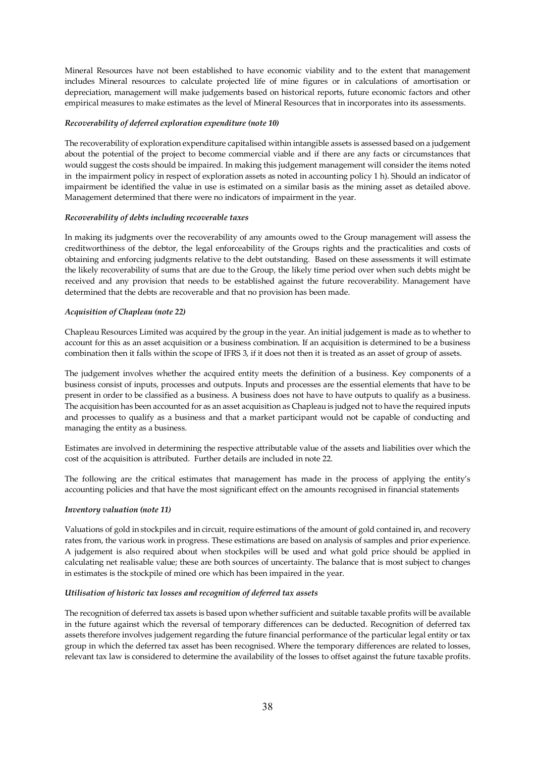Mineral Resources have not been established to have economic viability and to the extent that management includes Mineral resources to calculate projected life of mine figures or in calculations of amortisation or depreciation, management will make judgements based on historical reports, future economic factors and other empirical measures to make estimates as the level of Mineral Resources that in incorporates into its assessments.

***Recoverability of deferred exploration expenditure (note 10)***

The recoverability of exploration expenditure capitalised within intangible assets is assessed based on a judgement about the potential of the project to become commercial viable and if there are any facts or circumstances that would suggest the costs should be impaired. In making this judgement management will consider the items noted in the impairment policy in respect of exploration assets as noted in accounting policy 1 h). Should an indicator of impairment be identified the value in use is estimated on a similar basis as the mining asset as detailed above. Management determined that there were no indicators of impairment in the year.

***Recoverability of debts including recoverable taxes***

In making its judgments over the recoverability of any amounts owed to the Group management will assess the creditworthiness of the debtor, the legal enforceability of the Groups rights and the practicalities and costs of obtaining and enforcing judgments relative to the debt outstanding. Based on these assessments it will estimate the likely recoverability of sums that are due to the Group, the likely time period over when such debts might be received and any provision that needs to be established against the future recoverability. Management have determined that the debts are recoverable and that no provision has been made.

***Acquisition of Chapleau (note 22)***

Chapleau Resources Limited was acquired by the group in the year. An initial judgement is made as to whether to account for this as an asset acquisition or a business combination. If an acquisition is determined to be a business combination then it falls within the scope of IFRS 3, if it does not then it is treated as an asset of group of assets.

The judgement involves whether the acquired entity meets the definition of a business. Key components of a business consist of inputs, processes and outputs. Inputs and processes are the essential elements that have to be present in order to be classified as a business. A business does not have to have outputs to qualify as a business. The acquisition has been accounted for as an asset acquisition as Chapleau is judged not to have the required inputs and processes to qualify as a business and that a market participant would not be capable of conducting and managing the entity as a business.

Estimates are involved in determining the respective attributable value of the assets and liabilities over which the cost of the acquisition is attributed. Further details are included in note 22.

The following are the critical estimates that management has made in the process of applying the entity's accounting policies and that have the most significant effect on the amounts recognised in financial statements

***Inventory valuation (note 11)***

Valuations of gold in stockpiles and in circuit, require estimations of the amount of gold contained in, and recovery rates from, the various work in progress. These estimations are based on analysis of samples and prior experience. A judgement is also required about when stockpiles will be used and what gold price should be applied in calculating net realisable value; these are both sources of uncertainty. The balance that is most subject to changes in estimates is the stockpile of mined ore which has been impaired in the year.

***Utilisation of historic tax losses and recognition of deferred tax assets***

The recognition of deferred tax assets is based upon whether sufficient and suitable taxable profits will be available in the future against which the reversal of temporary differences can be deducted. Recognition of deferred tax assets therefore involves judgement regarding the future financial performance of the particular legal entity or tax group in which the deferred tax asset has been recognised. Where the temporary differences are related to losses, relevant tax law is considered to determine the availability of the losses to offset against the future taxable profits.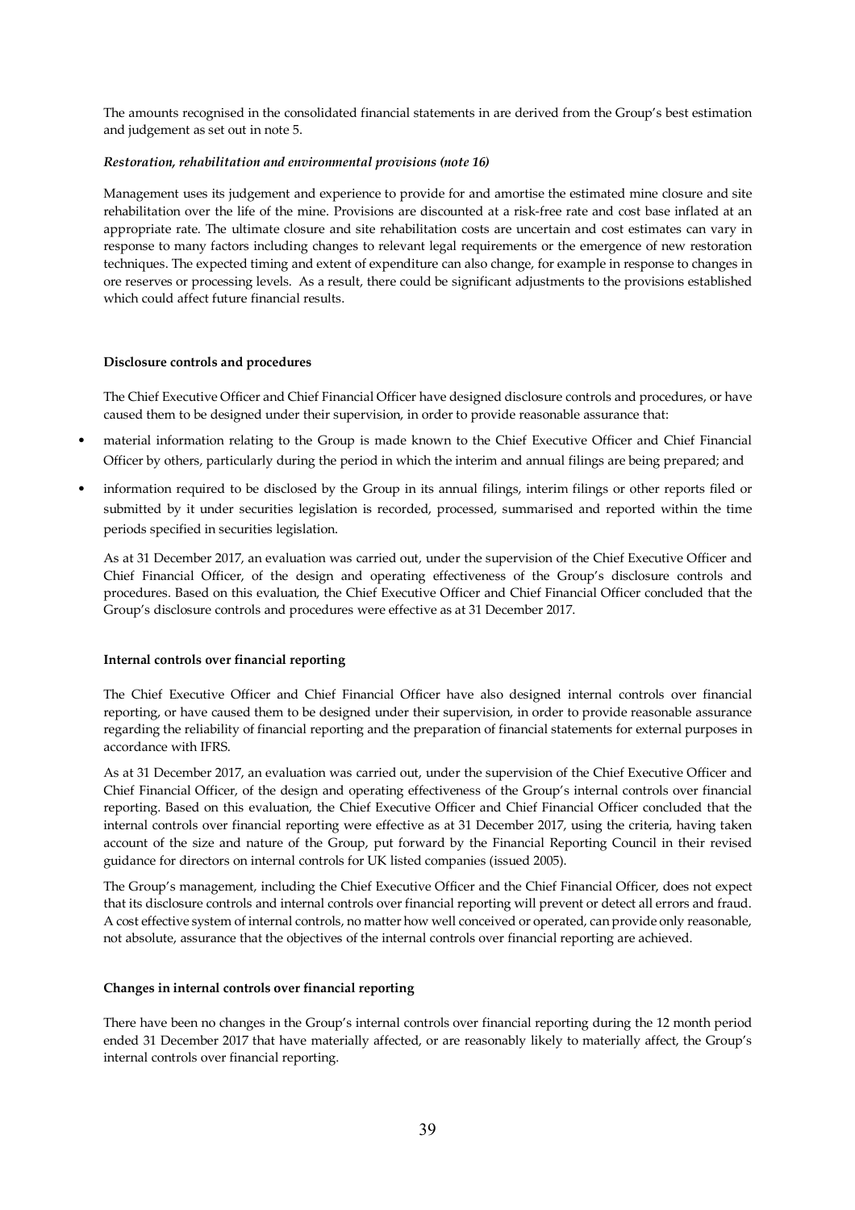The amounts recognised in the consolidated financial statements in are derived from the Group's best estimation and judgement as set out in note 5.

***Restoration, rehabilitation and environmental provisions (note 16)***

Management uses its judgement and experience to provide for and amortise the estimated mine closure and site rehabilitation over the life of the mine. Provisions are discounted at a risk-free rate and cost base inflated at an appropriate rate. The ultimate closure and site rehabilitation costs are uncertain and cost estimates can vary in response to many factors including changes to relevant legal requirements or the emergence of new restoration techniques. The expected timing and extent of expenditure can also change, for example in response to changes in ore reserves or processing levels. As a result, there could be significant adjustments to the provisions established which could affect future financial results.

**Disclosure controls and procedures**

The Chief Executive Officer and Chief Financial Officer have designed disclosure controls and procedures, or have caused them to be designed under their supervision, in order to provide reasonable assurance that:

- material information relating to the Group is made known to the Chief Executive Officer and Chief Financial Officer by others, particularly during the period in which the interim and annual filings are being prepared; and
- information required to be disclosed by the Group in its annual filings, interim filings or other reports filed or submitted by it under securities legislation is recorded, processed, summarised and reported within the time periods specified in securities legislation.

As at 31 December 2017, an evaluation was carried out, under the supervision of the Chief Executive Officer and Chief Financial Officer, of the design and operating effectiveness of the Group's disclosure controls and procedures. Based on this evaluation, the Chief Executive Officer and Chief Financial Officer concluded that the Group's disclosure controls and procedures were effective as at 31 December 2017.

**Internal controls over financial reporting**

The Chief Executive Officer and Chief Financial Officer have also designed internal controls over financial reporting, or have caused them to be designed under their supervision, in order to provide reasonable assurance regarding the reliability of financial reporting and the preparation of financial statements for external purposes in accordance with IFRS.

As at 31 December 2017, an evaluation was carried out, under the supervision of the Chief Executive Officer and Chief Financial Officer, of the design and operating effectiveness of the Group's internal controls over financial reporting. Based on this evaluation, the Chief Executive Officer and Chief Financial Officer concluded that the internal controls over financial reporting were effective as at 31 December 2017, using the criteria, having taken account of the size and nature of the Group, put forward by the Financial Reporting Council in their revised guidance for directors on internal controls for UK listed companies (issued 2005).

The Group's management, including the Chief Executive Officer and the Chief Financial Officer, does not expect that its disclosure controls and internal controls over financial reporting will prevent or detect all errors and fraud. A cost effective system of internal controls, no matter how well conceived or operated, can provide only reasonable, not absolute, assurance that the objectives of the internal controls over financial reporting are achieved.

**Changes in internal controls over financial reporting**

There have been no changes in the Group's internal controls over financial reporting during the 12 month period ended 31 December 2017 that have materially affected, or are reasonably likely to materially affect, the Group's internal controls over financial reporting.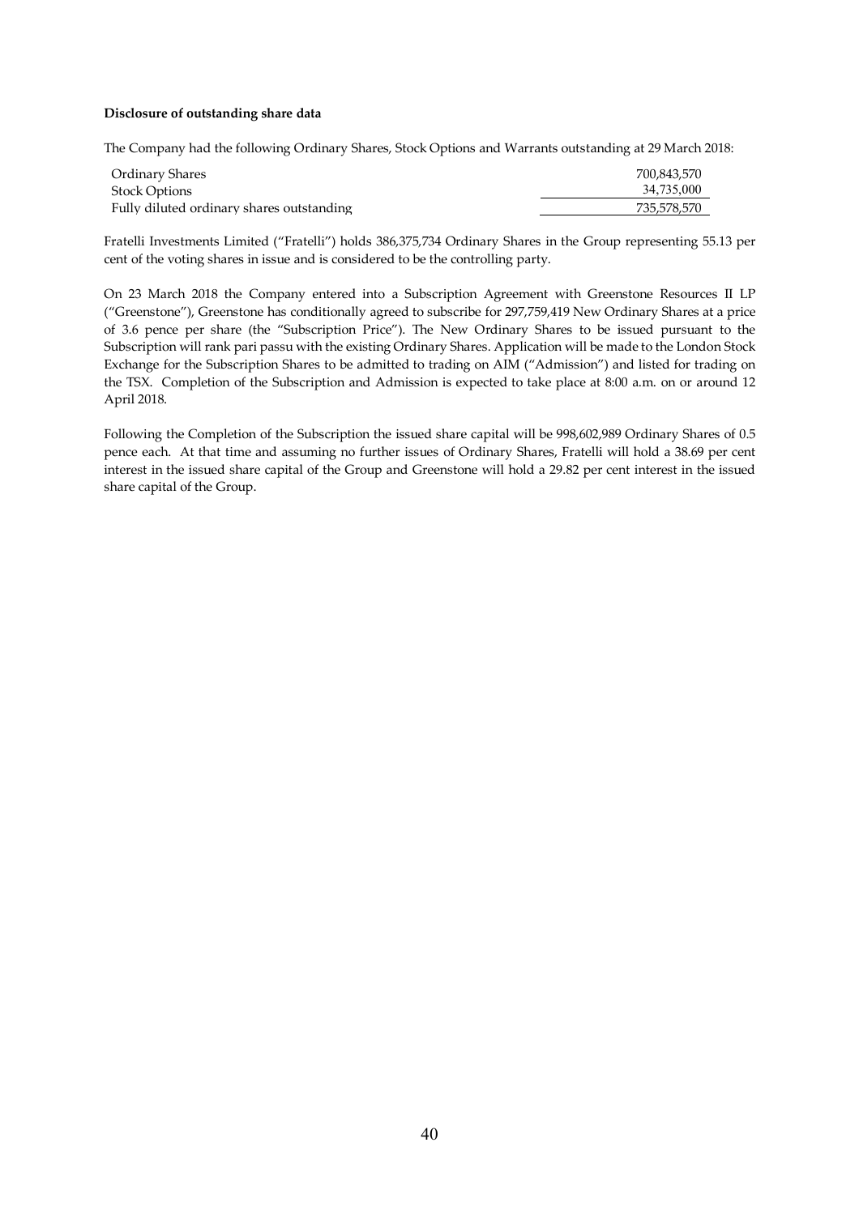**Disclosure of outstanding share data**

The Company had the following Ordinary Shares, Stock Options and Warrants outstanding at 29 March 2018:

| | |
|---|---|
| Ordinary Shares | 700,843,570 |
| Stock Options | 34,735,000 |
| Fully diluted ordinary shares outstanding | 735,578,570 |

Fratelli Investments Limited ("Fratelli") holds 386,375,734 Ordinary Shares in the Group representing 55.13 per cent of the voting shares in issue and is considered to be the controlling party.

On 23 March 2018 the Company entered into a Subscription Agreement with Greenstone Resources II LP ("Greenstone"), Greenstone has conditionally agreed to subscribe for 297,759,419 New Ordinary Shares at a price of 3.6 pence per share (the "Subscription Price"). The New Ordinary Shares to be issued pursuant to the Subscription will rank pari passu with the existing Ordinary Shares. Application will be made to the London Stock Exchange for the Subscription Shares to be admitted to trading on AIM ("Admission") and listed for trading on the TSX. Completion of the Subscription and Admission is expected to take place at 8:00 a.m. on or around 12 April 2018.

Following the Completion of the Subscription the issued share capital will be 998,602,989 Ordinary Shares of 0.5 pence each. At that time and assuming no further issues of Ordinary Shares, Fratelli will hold a 38.69 per cent interest in the issued share capital of the Group and Greenstone will hold a 29.82 per cent interest in the issued share capital of the Group.